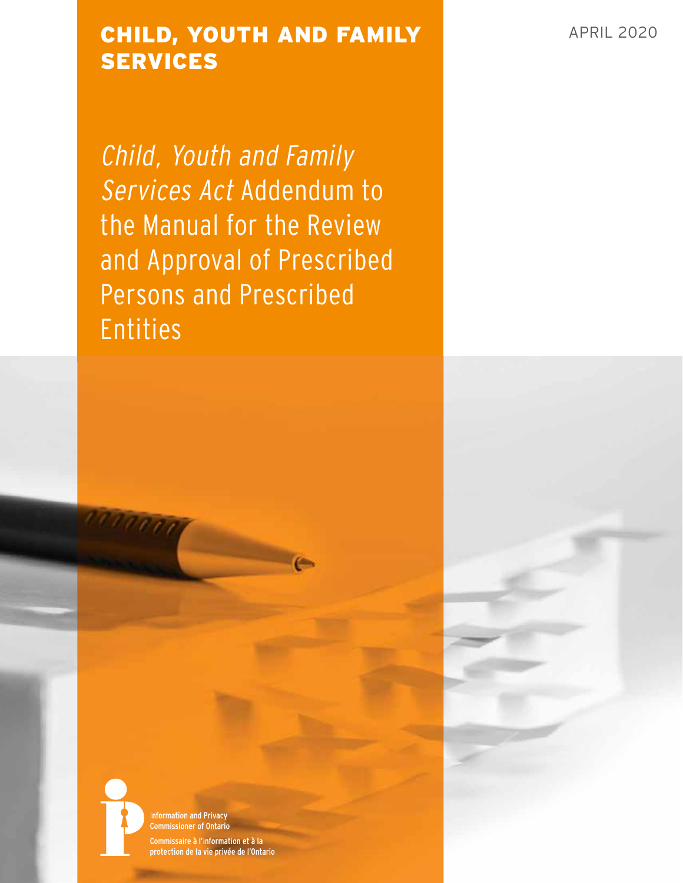# CHILD, YOUTH AND FAMILY SERVICES

APRIL 2020

*Child, Youth and Family Services Act* Addendum to the Manual for the Review and Approval of Prescribed Persons and Prescribed Entities

Information and Privacy Commissioner of Ontario

Commissaire à l'information et à la protection de la vie privée de l'Ontario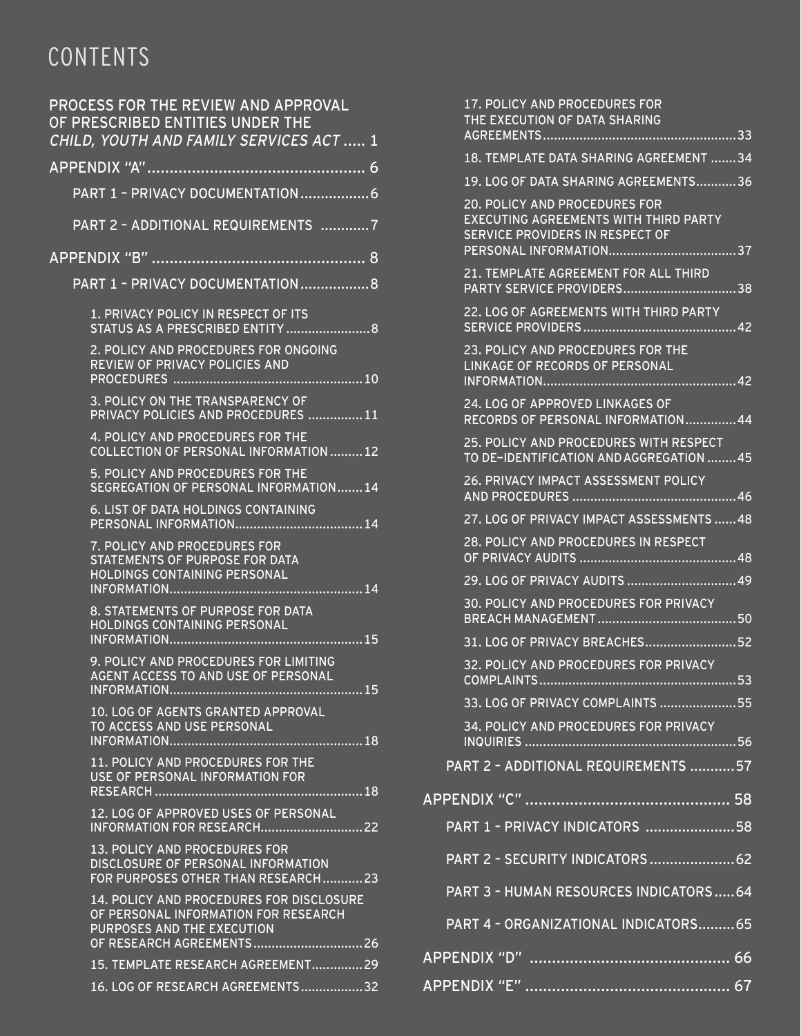# CONTENTS

PROCESS FOR THE REVIEW AND APPROVAL OF PRESCRIBED ENTITIES UNDER THE *CHILD, YOUTH AND FAMILY SERVICES ACT* ..... 1

APPENDIX "A" ..... 6

- PART 1 – PRIVACY DOCUMENTATION ..... 6
- PART 2 – ADDITIONAL REQUIREMENTS ..... 7

APPENDIX "B" ..... 8

- PART 1 – PRIVACY DOCUMENTATION ..... 8
  - 1. PRIVACY POLICY IN RESPECT OF ITS STATUS AS A PRESCRIBED ENTITY ..... 8
  - 2. POLICY AND PROCEDURES FOR ONGOING REVIEW OF PRIVACY POLICIES AND PROCEDURES ..... 10
  - 3. POLICY ON THE TRANSPARENCY OF PRIVACY POLICIES AND PROCEDURES ..... 11
  - 4. POLICY AND PROCEDURES FOR THE COLLECTION OF PERSONAL INFORMATION ..... 12
  - 5. POLICY AND PROCEDURES FOR THE SEGREGATION OF PERSONAL INFORMATION ..... 14
  - 6. LIST OF DATA HOLDINGS CONTAINING PERSONAL INFORMATION ..... 14
  - 7. POLICY AND PROCEDURES FOR STATEMENTS OF PURPOSE FOR DATA HOLDINGS CONTAINING PERSONAL INFORMATION ..... 14
  - 8. STATEMENTS OF PURPOSE FOR DATA HOLDINGS CONTAINING PERSONAL INFORMATION ..... 15
  - 9. POLICY AND PROCEDURES FOR LIMITING AGENT ACCESS TO AND USE OF PERSONAL INFORMATION ..... 15
  - 10. LOG OF AGENTS GRANTED APPROVAL TO ACCESS AND USE PERSONAL INFORMATION ..... 18
  - 11. POLICY AND PROCEDURES FOR THE USE OF PERSONAL INFORMATION FOR RESEARCH ..... 18
  - 12. LOG OF APPROVED USES OF PERSONAL INFORMATION FOR RESEARCH ..... 22
  - 13. POLICY AND PROCEDURES FOR DISCLOSURE OF PERSONAL INFORMATION FOR PURPOSES OTHER THAN RESEARCH ..... 23
  - 14. POLICY AND PROCEDURES FOR DISCLOSURE OF PERSONAL INFORMATION FOR RESEARCH PURPOSES AND THE EXECUTION OF RESEARCH AGREEMENTS ..... 26
  - 15. TEMPLATE RESEARCH AGREEMENT ..... 29
  - 16. LOG OF RESEARCH AGREEMENTS ..... 32
  - 17. POLICY AND PROCEDURES FOR THE EXECUTION OF DATA SHARING AGREEMENTS ..... 33
  - 18. TEMPLATE DATA SHARING AGREEMENT ..... 34
  - 19. LOG OF DATA SHARING AGREEMENTS ..... 36
  - 20. POLICY AND PROCEDURES FOR EXECUTING AGREEMENTS WITH THIRD PARTY SERVICE PROVIDERS IN RESPECT OF PERSONAL INFORMATION ..... 37
  - 21. TEMPLATE AGREEMENT FOR ALL THIRD PARTY SERVICE PROVIDERS ..... 38
  - 22. LOG OF AGREEMENTS WITH THIRD PARTY SERVICE PROVIDERS ..... 42
  - 23. POLICY AND PROCEDURES FOR THE LINKAGE OF RECORDS OF PERSONAL INFORMATION ..... 42
  - 24. LOG OF APPROVED LINKAGES OF RECORDS OF PERSONAL INFORMATION ..... 44
  - 25. POLICY AND PROCEDURES WITH RESPECT TO DE-IDENTIFICATION AND AGGREGATION ..... 45
  - 26. PRIVACY IMPACT ASSESSMENT POLICY AND PROCEDURES ..... 46
  - 27. LOG OF PRIVACY IMPACT ASSESSMENTS ..... 48
  - 28. POLICY AND PROCEDURES IN RESPECT OF PRIVACY AUDITS ..... 48
  - 29. LOG OF PRIVACY AUDITS ..... 49
  - 30. POLICY AND PROCEDURES FOR PRIVACY BREACH MANAGEMENT ..... 50
  - 31. LOG OF PRIVACY BREACHES ..... 52
  - 32. POLICY AND PROCEDURES FOR PRIVACY COMPLAINTS ..... 53
  - 33. LOG OF PRIVACY COMPLAINTS ..... 55
  - 34. POLICY AND PROCEDURES FOR PRIVACY INQUIRIES ..... 56
- PART 2 – ADDITIONAL REQUIREMENTS ..... 57

APPENDIX "C" ..... 58

- PART 1 – PRIVACY INDICATORS ..... 58
- PART 2 – SECURITY INDICATORS ..... 62
- PART 3 – HUMAN RESOURCES INDICATORS ..... 64
- PART 4 – ORGANIZATIONAL INDICATORS ..... 65

APPENDIX "D" ..... 66

APPENDIX "E" ..... 67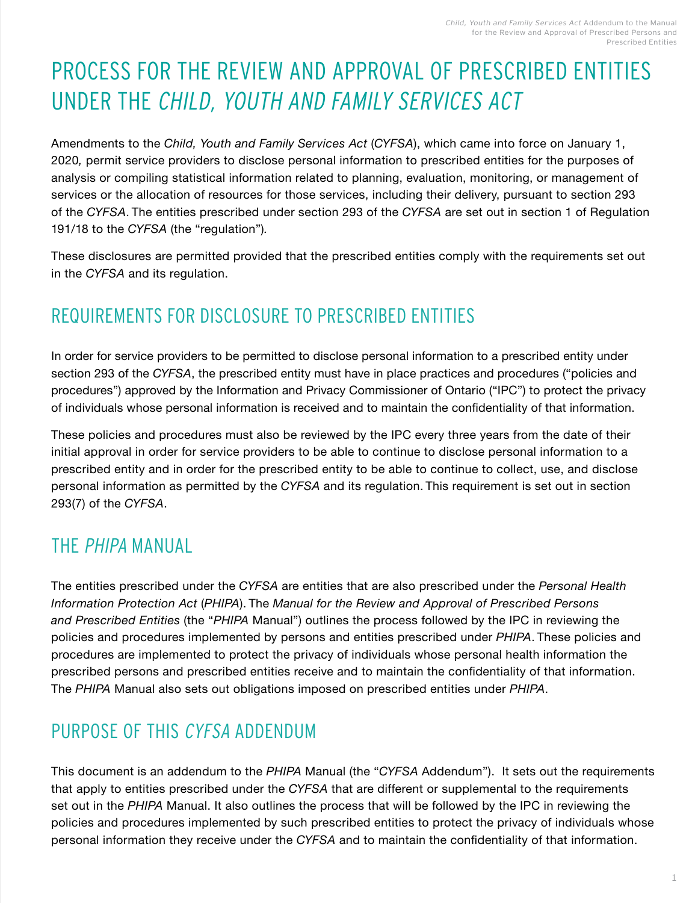# PROCESS FOR THE REVIEW AND APPROVAL OF PRESCRIBED ENTITIES UNDER THE *CHILD, YOUTH AND FAMILY SERVICES ACT*

Amendments to the *Child, Youth and Family Services Act* (*CYFSA*), which came into force on January 1, 2020*,* permit service providers to disclose personal information to prescribed entities for the purposes of analysis or compiling statistical information related to planning, evaluation, monitoring, or management of services or the allocation of resources for those services, including their delivery, pursuant to section 293 of the *CYFSA*. The entities prescribed under section 293 of the *CYFSA* are set out in section 1 of Regulation 191/18 to the *CYFSA* (the "regulation")*.*

These disclosures are permitted provided that the prescribed entities comply with the requirements set out in the *CYFSA* and its regulation.

## REQUIREMENTS FOR DISCLOSURE TO PRESCRIBED ENTITIES

In order for service providers to be permitted to disclose personal information to a prescribed entity under section 293 of the *CYFSA*, the prescribed entity must have in place practices and procedures ("policies and procedures") approved by the Information and Privacy Commissioner of Ontario ("IPC") to protect the privacy of individuals whose personal information is received and to maintain the confidentiality of that information.

These policies and procedures must also be reviewed by the IPC every three years from the date of their initial approval in order for service providers to be able to continue to disclose personal information to a prescribed entity and in order for the prescribed entity to be able to continue to collect, use, and disclose personal information as permitted by the *CYFSA* and its regulation. This requirement is set out in section 293(7) of the *CYFSA*.

## THE *PHIPA* MANUAL

The entities prescribed under the *CYFSA* are entities that are also prescribed under the *Personal Health Information Protection Act* (*PHIPA*). The *Manual for the Review and Approval of Prescribed Persons and Prescribed Entities* (the "*PHIPA* Manual") outlines the process followed by the IPC in reviewing the policies and procedures implemented by persons and entities prescribed under *PHIPA*. These policies and procedures are implemented to protect the privacy of individuals whose personal health information the prescribed persons and prescribed entities receive and to maintain the confidentiality of that information. The *PHIPA* Manual also sets out obligations imposed on prescribed entities under *PHIPA*.

## PURPOSE OF THIS *CYFSA* ADDENDUM

This document is an addendum to the *PHIPA* Manual (the "*CYFSA* Addendum"). It sets out the requirements that apply to entities prescribed under the *CYFSA* that are different or supplemental to the requirements set out in the *PHIPA* Manual. It also outlines the process that will be followed by the IPC in reviewing the policies and procedures implemented by such prescribed entities to protect the privacy of individuals whose personal information they receive under the *CYFSA* and to maintain the confidentiality of that information.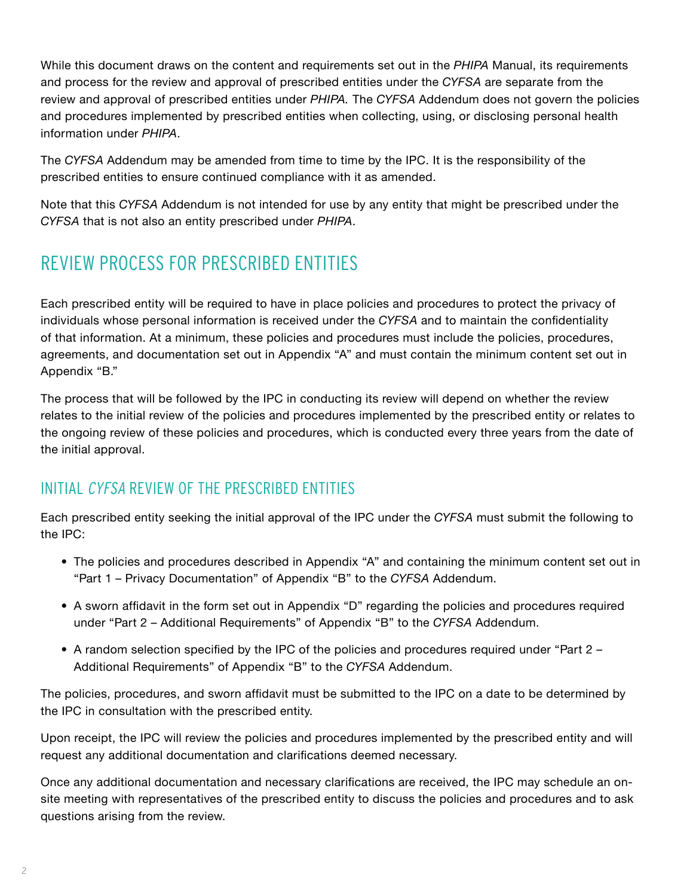While this document draws on the content and requirements set out in the *PHIPA* Manual, its requirements and process for the review and approval of prescribed entities under the *CYFSA* are separate from the review and approval of prescribed entities under *PHIPA*. The *CYFSA* Addendum does not govern the policies and procedures implemented by prescribed entities when collecting, using, or disclosing personal health information under *PHIPA*.

The *CYFSA* Addendum may be amended from time to time by the IPC. It is the responsibility of the prescribed entities to ensure continued compliance with it as amended.

Note that this *CYFSA* Addendum is not intended for use by any entity that might be prescribed under the *CYFSA* that is not also an entity prescribed under *PHIPA*.

## REVIEW PROCESS FOR PRESCRIBED ENTITIES

Each prescribed entity will be required to have in place policies and procedures to protect the privacy of individuals whose personal information is received under the *CYFSA* and to maintain the confidentiality of that information. At a minimum, these policies and procedures must include the policies, procedures, agreements, and documentation set out in Appendix "A" and must contain the minimum content set out in Appendix "B."

The process that will be followed by the IPC in conducting its review will depend on whether the review relates to the initial review of the policies and procedures implemented by the prescribed entity or relates to the ongoing review of these policies and procedures, which is conducted every three years from the date of the initial approval.

### INITIAL *CYFSA* REVIEW OF THE PRESCRIBED ENTITIES

Each prescribed entity seeking the initial approval of the IPC under the *CYFSA* must submit the following to the IPC:

- The policies and procedures described in Appendix "A" and containing the minimum content set out in "Part 1 – Privacy Documentation" of Appendix "B" to the *CYFSA* Addendum.
- A sworn affidavit in the form set out in Appendix "D" regarding the policies and procedures required under "Part 2 – Additional Requirements" of Appendix "B" to the *CYFSA* Addendum.
- A random selection specified by the IPC of the policies and procedures required under "Part 2 – Additional Requirements" of Appendix "B" to the *CYFSA* Addendum.

The policies, procedures, and sworn affidavit must be submitted to the IPC on a date to be determined by the IPC in consultation with the prescribed entity.

Upon receipt, the IPC will review the policies and procedures implemented by the prescribed entity and will request any additional documentation and clarifications deemed necessary.

Once any additional documentation and necessary clarifications are received, the IPC may schedule an on-site meeting with representatives of the prescribed entity to discuss the policies and procedures and to ask questions arising from the review.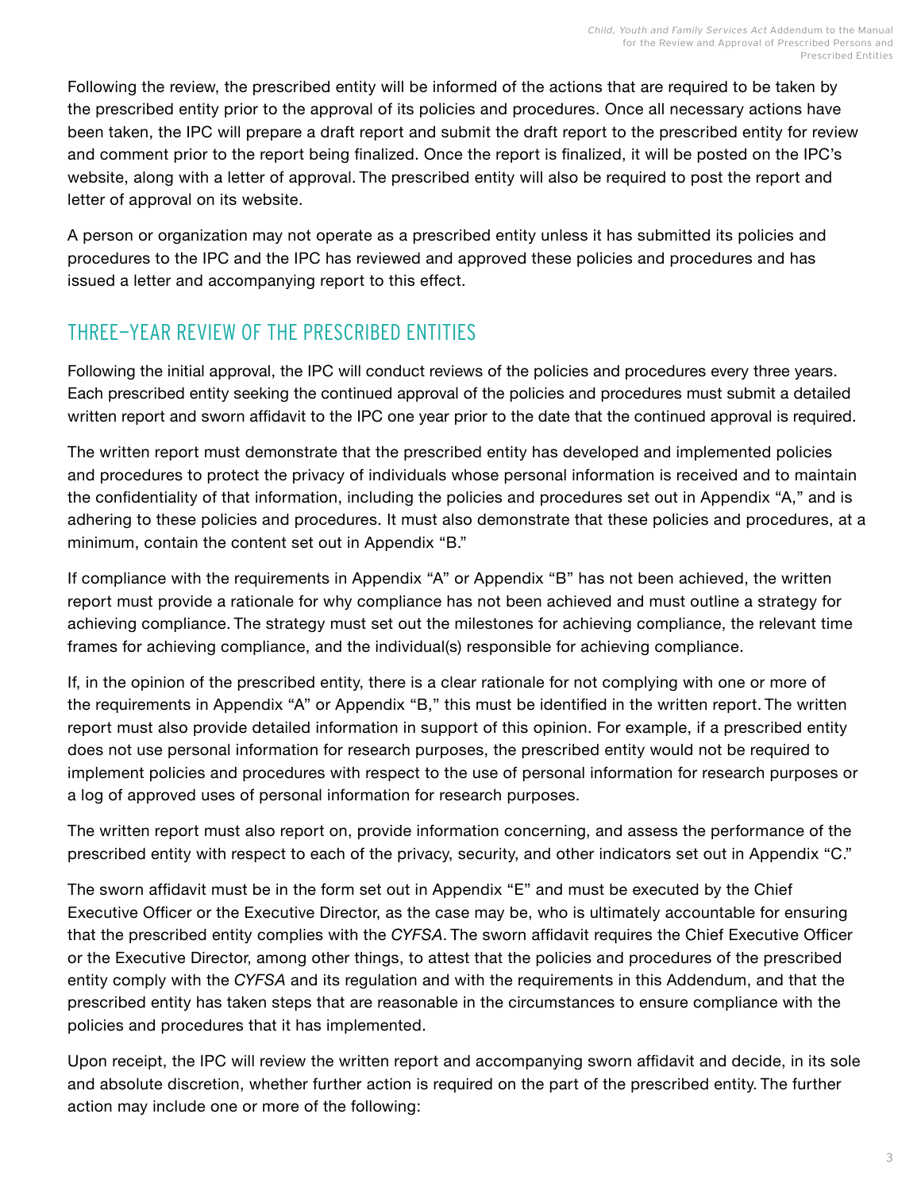Following the review, the prescribed entity will be informed of the actions that are required to be taken by the prescribed entity prior to the approval of its policies and procedures. Once all necessary actions have been taken, the IPC will prepare a draft report and submit the draft report to the prescribed entity for review and comment prior to the report being finalized. Once the report is finalized, it will be posted on the IPC's website, along with a letter of approval. The prescribed entity will also be required to post the report and letter of approval on its website.

A person or organization may not operate as a prescribed entity unless it has submitted its policies and procedures to the IPC and the IPC has reviewed and approved these policies and procedures and has issued a letter and accompanying report to this effect.

## THREE-YEAR REVIEW OF THE PRESCRIBED ENTITIES

Following the initial approval, the IPC will conduct reviews of the policies and procedures every three years. Each prescribed entity seeking the continued approval of the policies and procedures must submit a detailed written report and sworn affidavit to the IPC one year prior to the date that the continued approval is required.

The written report must demonstrate that the prescribed entity has developed and implemented policies and procedures to protect the privacy of individuals whose personal information is received and to maintain the confidentiality of that information, including the policies and procedures set out in Appendix "A," and is adhering to these policies and procedures. It must also demonstrate that these policies and procedures, at a minimum, contain the content set out in Appendix "B."

If compliance with the requirements in Appendix "A" or Appendix "B" has not been achieved, the written report must provide a rationale for why compliance has not been achieved and must outline a strategy for achieving compliance. The strategy must set out the milestones for achieving compliance, the relevant time frames for achieving compliance, and the individual(s) responsible for achieving compliance.

If, in the opinion of the prescribed entity, there is a clear rationale for not complying with one or more of the requirements in Appendix "A" or Appendix "B," this must be identified in the written report. The written report must also provide detailed information in support of this opinion. For example, if a prescribed entity does not use personal information for research purposes, the prescribed entity would not be required to implement policies and procedures with respect to the use of personal information for research purposes or a log of approved uses of personal information for research purposes.

The written report must also report on, provide information concerning, and assess the performance of the prescribed entity with respect to each of the privacy, security, and other indicators set out in Appendix "C."

The sworn affidavit must be in the form set out in Appendix "E" and must be executed by the Chief Executive Officer or the Executive Director, as the case may be, who is ultimately accountable for ensuring that the prescribed entity complies with the *CYFSA*. The sworn affidavit requires the Chief Executive Officer or the Executive Director, among other things, to attest that the policies and procedures of the prescribed entity comply with the *CYFSA* and its regulation and with the requirements in this Addendum, and that the prescribed entity has taken steps that are reasonable in the circumstances to ensure compliance with the policies and procedures that it has implemented.

Upon receipt, the IPC will review the written report and accompanying sworn affidavit and decide, in its sole and absolute discretion, whether further action is required on the part of the prescribed entity. The further action may include one or more of the following: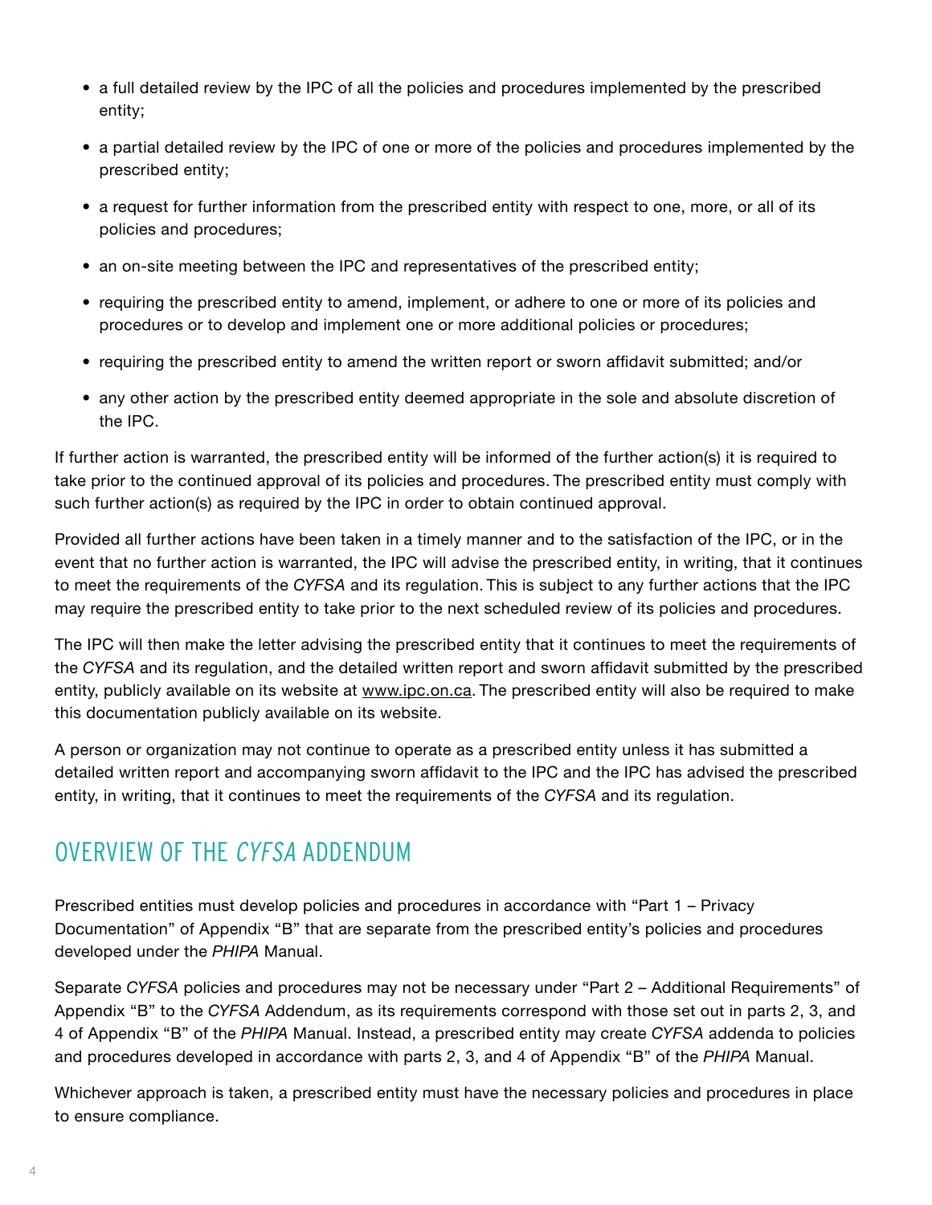- a full detailed review by the IPC of all the policies and procedures implemented by the prescribed entity;
- a partial detailed review by the IPC of one or more of the policies and procedures implemented by the prescribed entity;
- a request for further information from the prescribed entity with respect to one, more, or all of its policies and procedures;
- an on-site meeting between the IPC and representatives of the prescribed entity;
- requiring the prescribed entity to amend, implement, or adhere to one or more of its policies and procedures or to develop and implement one or more additional policies or procedures;
- requiring the prescribed entity to amend the written report or sworn affidavit submitted; and/or
- any other action by the prescribed entity deemed appropriate in the sole and absolute discretion of the IPC.

If further action is warranted, the prescribed entity will be informed of the further action(s) it is required to take prior to the continued approval of its policies and procedures. The prescribed entity must comply with such further action(s) as required by the IPC in order to obtain continued approval.

Provided all further actions have been taken in a timely manner and to the satisfaction of the IPC, or in the event that no further action is warranted, the IPC will advise the prescribed entity, in writing, that it continues to meet the requirements of the *CYFSA* and its regulation. This is subject to any further actions that the IPC may require the prescribed entity to take prior to the next scheduled review of its policies and procedures.

The IPC will then make the letter advising the prescribed entity that it continues to meet the requirements of the *CYFSA* and its regulation, and the detailed written report and sworn affidavit submitted by the prescribed entity, publicly available on its website at www.ipc.on.ca. The prescribed entity will also be required to make this documentation publicly available on its website.

A person or organization may not continue to operate as a prescribed entity unless it has submitted a detailed written report and accompanying sworn affidavit to the IPC and the IPC has advised the prescribed entity, in writing, that it continues to meet the requirements of the *CYFSA* and its regulation.

## OVERVIEW OF THE *CYFSA* ADDENDUM

Prescribed entities must develop policies and procedures in accordance with "Part 1 – Privacy Documentation" of Appendix "B" that are separate from the prescribed entity's policies and procedures developed under the *PHIPA* Manual.

Separate *CYFSA* policies and procedures may not be necessary under "Part 2 – Additional Requirements" of Appendix "B" to the *CYFSA* Addendum, as its requirements correspond with those set out in parts 2, 3, and 4 of Appendix "B" of the *PHIPA* Manual. Instead, a prescribed entity may create *CYFSA* addenda to policies and procedures developed in accordance with parts 2, 3, and 4 of Appendix "B" of the *PHIPA* Manual.

Whichever approach is taken, a prescribed entity must have the necessary policies and procedures in place to ensure compliance.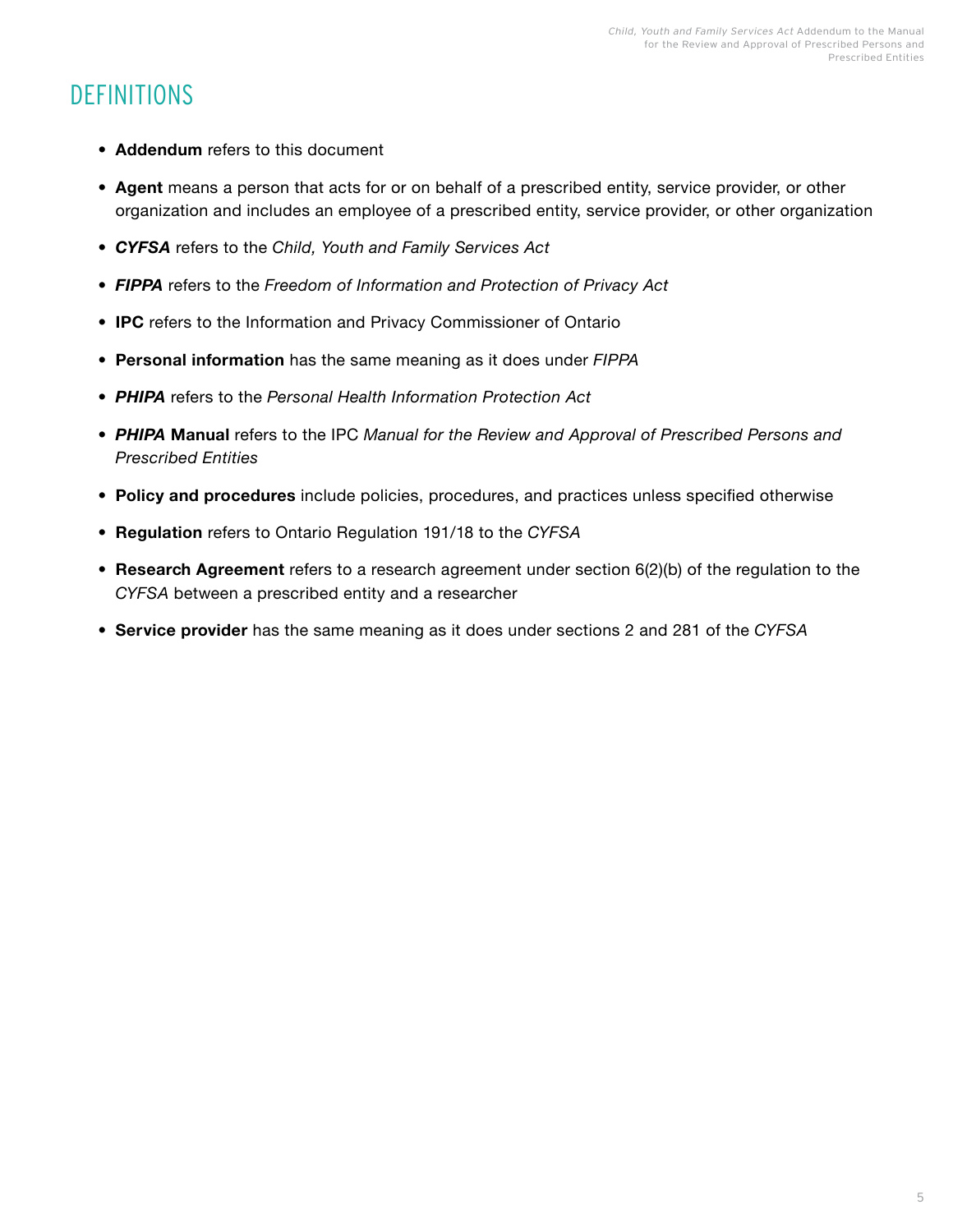# DEFINITIONS

- **Addendum** refers to this document
- **Agent** means a person that acts for or on behalf of a prescribed entity, service provider, or other organization and includes an employee of a prescribed entity, service provider, or other organization
- ***CYFSA*** refers to the *Child, Youth and Family Services Act*
- ***FIPPA*** refers to the *Freedom of Information and Protection of Privacy Act*
- **IPC** refers to the Information and Privacy Commissioner of Ontario
- **Personal information** has the same meaning as it does under *FIPPA*
- ***PHIPA*** refers to the *Personal Health Information Protection Act*
- ***PHIPA* Manual** refers to the IPC *Manual for the Review and Approval of Prescribed Persons and Prescribed Entities*
- **Policy and procedures** include policies, procedures, and practices unless specified otherwise
- **Regulation** refers to Ontario Regulation 191/18 to the *CYFSA*
- **Research Agreement** refers to a research agreement under section 6(2)(b) of the regulation to the *CYFSA* between a prescribed entity and a researcher
- **Service provider** has the same meaning as it does under sections 2 and 281 of the *CYFSA*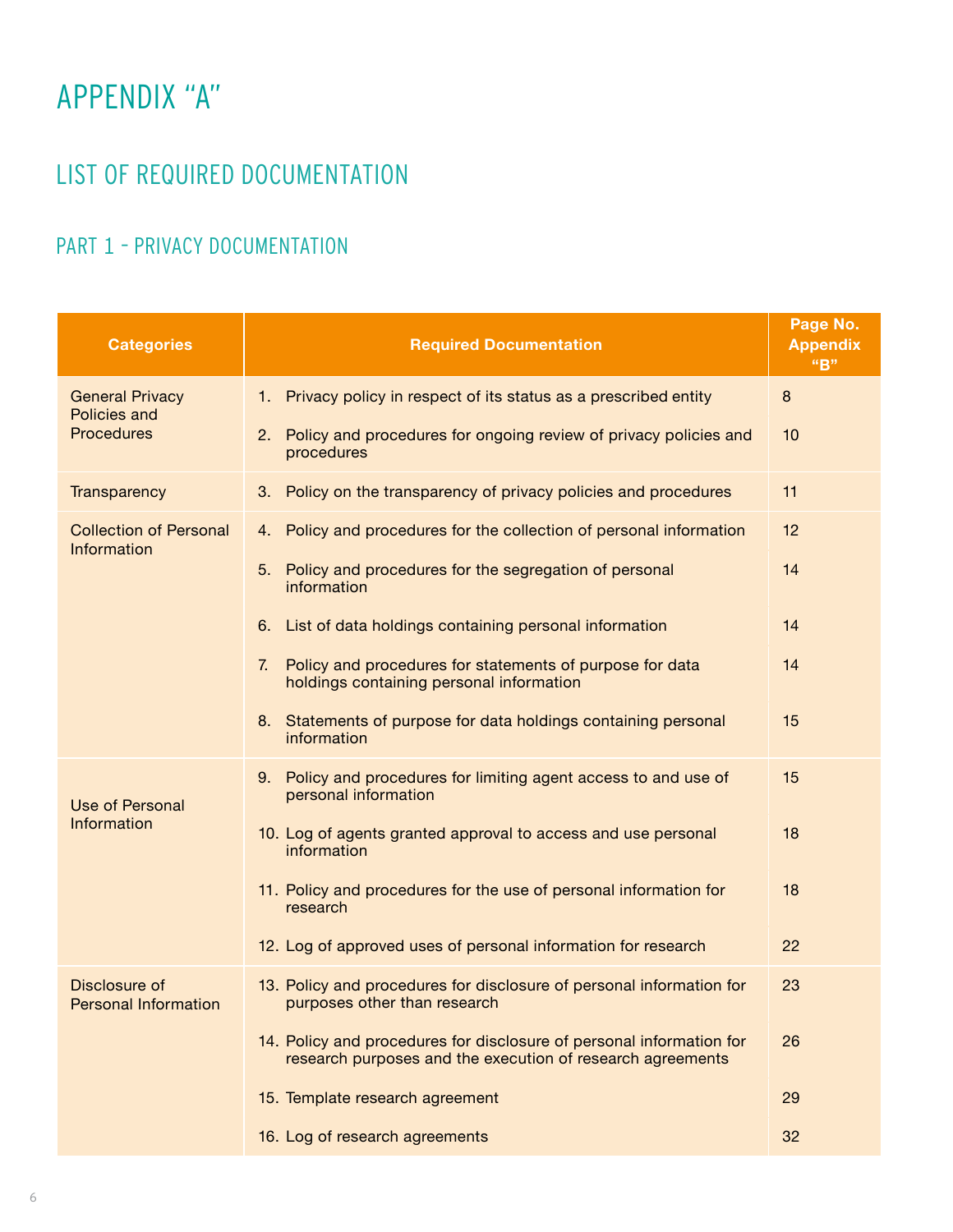# APPENDIX "A"

## LIST OF REQUIRED DOCUMENTATION

### PART 1 – PRIVACY DOCUMENTATION

| Categories | Required Documentation | Page No. Appendix "B" |
|---|---|---|
| General Privacy Policies and Procedures | 1. Privacy policy in respect of its status as a prescribed entity | 8 |
| | 2. Policy and procedures for ongoing review of privacy policies and procedures | 10 |
| Transparency | 3. Policy on the transparency of privacy policies and procedures | 11 |
| Collection of Personal Information | 4. Policy and procedures for the collection of personal information | 12 |
| | 5. Policy and procedures for the segregation of personal information | 14 |
| | 6. List of data holdings containing personal information | 14 |
| | 7. Policy and procedures for statements of purpose for data holdings containing personal information | 14 |
| | 8. Statements of purpose for data holdings containing personal information | 15 |
| Use of Personal Information | 9. Policy and procedures for limiting agent access to and use of personal information | 15 |
| | 10. Log of agents granted approval to access and use personal information | 18 |
| | 11. Policy and procedures for the use of personal information for research | 18 |
| | 12. Log of approved uses of personal information for research | 22 |
| Disclosure of Personal Information | 13. Policy and procedures for disclosure of personal information for purposes other than research | 23 |
| | 14. Policy and procedures for disclosure of personal information for research purposes and the execution of research agreements | 26 |
| | 15. Template research agreement | 29 |
| | 16. Log of research agreements | 32 |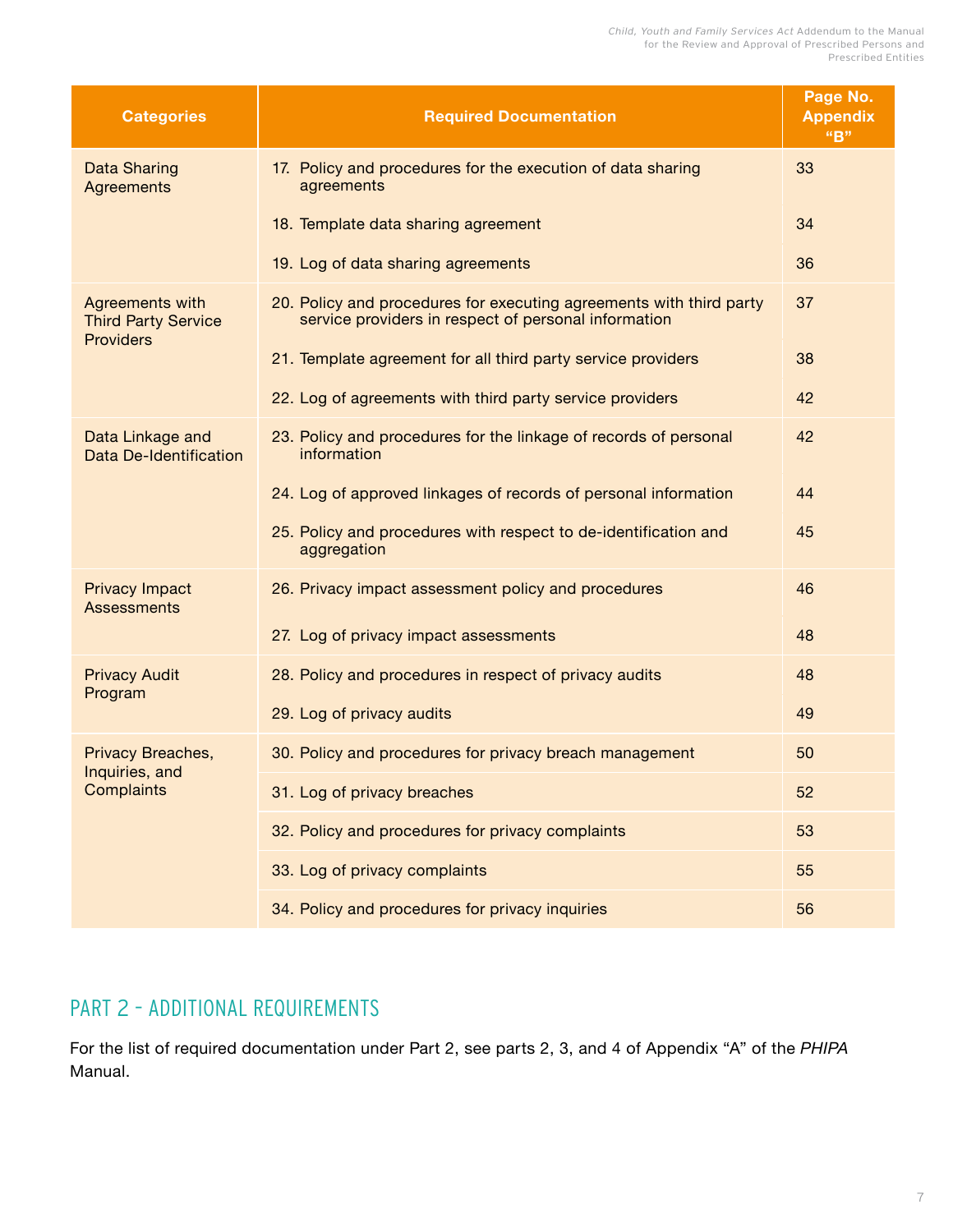| Categories | Required Documentation | Page No. Appendix "B" |
|---|---|---|
| Data Sharing Agreements | 17. Policy and procedures for the execution of data sharing agreements | 33 |
| | 18. Template data sharing agreement | 34 |
| | 19. Log of data sharing agreements | 36 |
| Agreements with Third Party Service Providers | 20. Policy and procedures for executing agreements with third party service providers in respect of personal information | 37 |
| | 21. Template agreement for all third party service providers | 38 |
| | 22. Log of agreements with third party service providers | 42 |
| Data Linkage and Data De-Identification | 23. Policy and procedures for the linkage of records of personal information | 42 |
| | 24. Log of approved linkages of records of personal information | 44 |
| | 25. Policy and procedures with respect to de-identification and aggregation | 45 |
| Privacy Impact Assessments | 26. Privacy impact assessment policy and procedures | 46 |
| | 27. Log of privacy impact assessments | 48 |
| Privacy Audit Program | 28. Policy and procedures in respect of privacy audits | 48 |
| | 29. Log of privacy audits | 49 |
| Privacy Breaches, Inquiries, and Complaints | 30. Policy and procedures for privacy breach management | 50 |
| | 31. Log of privacy breaches | 52 |
| | 32. Policy and procedures for privacy complaints | 53 |
| | 33. Log of privacy complaints | 55 |
| | 34. Policy and procedures for privacy inquiries | 56 |

## PART 2 – ADDITIONAL REQUIREMENTS

For the list of required documentation under Part 2, see parts 2, 3, and 4 of Appendix "A" of the *PHIPA* Manual.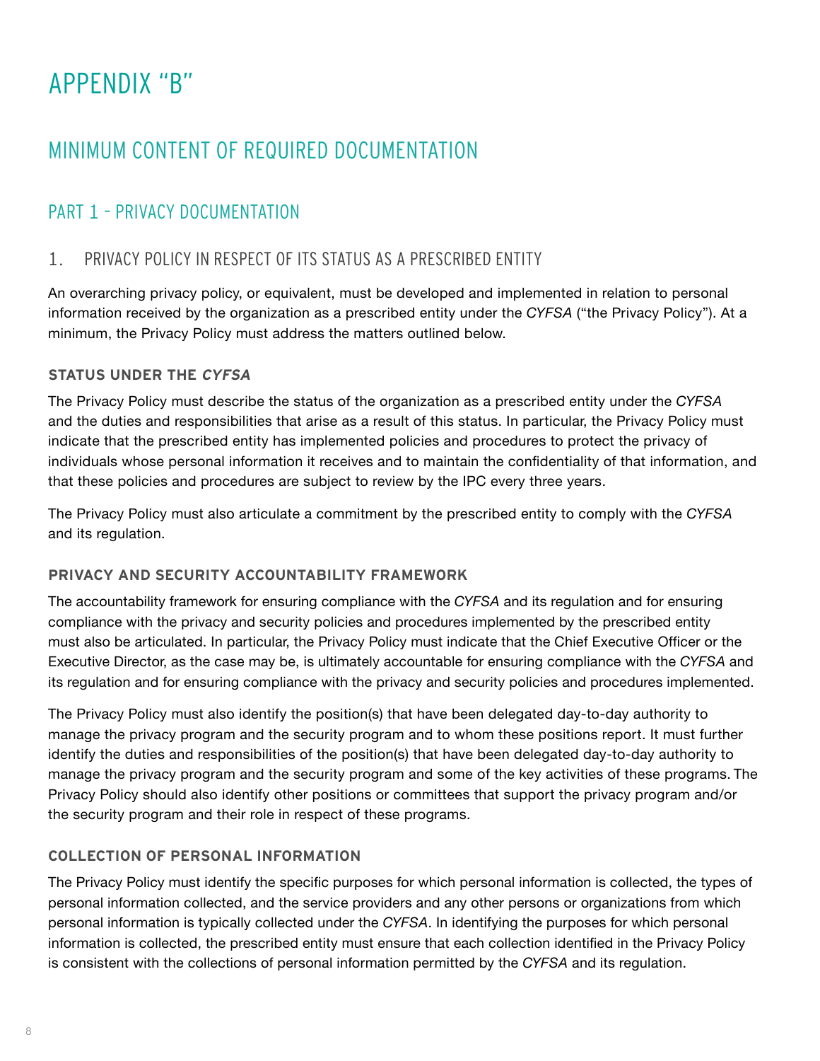# APPENDIX "B"

## MINIMUM CONTENT OF REQUIRED DOCUMENTATION

## PART 1 – PRIVACY DOCUMENTATION

### 1. PRIVACY POLICY IN RESPECT OF ITS STATUS AS A PRESCRIBED ENTITY

An overarching privacy policy, or equivalent, must be developed and implemented in relation to personal information received by the organization as a prescribed entity under the *CYFSA* ("the Privacy Policy"). At a minimum, the Privacy Policy must address the matters outlined below.

#### STATUS UNDER THE *CYFSA*

The Privacy Policy must describe the status of the organization as a prescribed entity under the *CYFSA* and the duties and responsibilities that arise as a result of this status. In particular, the Privacy Policy must indicate that the prescribed entity has implemented policies and procedures to protect the privacy of individuals whose personal information it receives and to maintain the confidentiality of that information, and that these policies and procedures are subject to review by the IPC every three years.

The Privacy Policy must also articulate a commitment by the prescribed entity to comply with the *CYFSA* and its regulation.

#### PRIVACY AND SECURITY ACCOUNTABILITY FRAMEWORK

The accountability framework for ensuring compliance with the *CYFSA* and its regulation and for ensuring compliance with the privacy and security policies and procedures implemented by the prescribed entity must also be articulated. In particular, the Privacy Policy must indicate that the Chief Executive Officer or the Executive Director, as the case may be, is ultimately accountable for ensuring compliance with the *CYFSA* and its regulation and for ensuring compliance with the privacy and security policies and procedures implemented.

The Privacy Policy must also identify the position(s) that have been delegated day-to-day authority to manage the privacy program and the security program and to whom these positions report. It must further identify the duties and responsibilities of the position(s) that have been delegated day-to-day authority to manage the privacy program and the security program and some of the key activities of these programs. The Privacy Policy should also identify other positions or committees that support the privacy program and/or the security program and their role in respect of these programs.

#### COLLECTION OF PERSONAL INFORMATION

The Privacy Policy must identify the specific purposes for which personal information is collected, the types of personal information collected, and the service providers and any other persons or organizations from which personal information is typically collected under the *CYFSA*. In identifying the purposes for which personal information is collected, the prescribed entity must ensure that each collection identified in the Privacy Policy is consistent with the collections of personal information permitted by the *CYFSA* and its regulation.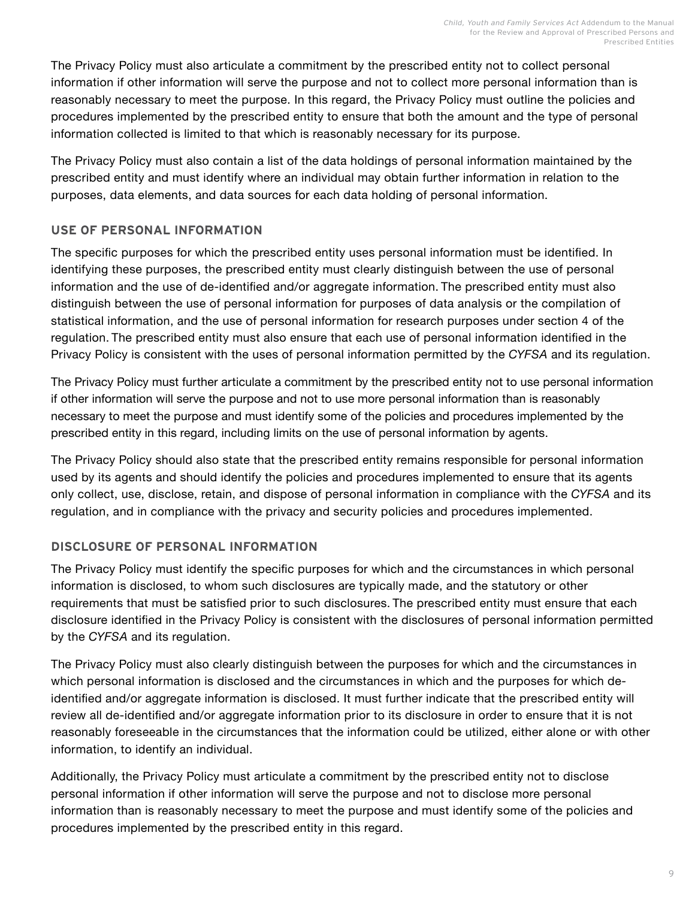The Privacy Policy must also articulate a commitment by the prescribed entity not to collect personal information if other information will serve the purpose and not to collect more personal information than is reasonably necessary to meet the purpose. In this regard, the Privacy Policy must outline the policies and procedures implemented by the prescribed entity to ensure that both the amount and the type of personal information collected is limited to that which is reasonably necessary for its purpose.

The Privacy Policy must also contain a list of the data holdings of personal information maintained by the prescribed entity and must identify where an individual may obtain further information in relation to the purposes, data elements, and data sources for each data holding of personal information.

### USE OF PERSONAL INFORMATION

The specific purposes for which the prescribed entity uses personal information must be identified. In identifying these purposes, the prescribed entity must clearly distinguish between the use of personal information and the use of de-identified and/or aggregate information. The prescribed entity must also distinguish between the use of personal information for purposes of data analysis or the compilation of statistical information, and the use of personal information for research purposes under section 4 of the regulation. The prescribed entity must also ensure that each use of personal information identified in the Privacy Policy is consistent with the uses of personal information permitted by the *CYFSA* and its regulation.

The Privacy Policy must further articulate a commitment by the prescribed entity not to use personal information if other information will serve the purpose and not to use more personal information than is reasonably necessary to meet the purpose and must identify some of the policies and procedures implemented by the prescribed entity in this regard, including limits on the use of personal information by agents.

The Privacy Policy should also state that the prescribed entity remains responsible for personal information used by its agents and should identify the policies and procedures implemented to ensure that its agents only collect, use, disclose, retain, and dispose of personal information in compliance with the *CYFSA* and its regulation, and in compliance with the privacy and security policies and procedures implemented.

### DISCLOSURE OF PERSONAL INFORMATION

The Privacy Policy must identify the specific purposes for which and the circumstances in which personal information is disclosed, to whom such disclosures are typically made, and the statutory or other requirements that must be satisfied prior to such disclosures. The prescribed entity must ensure that each disclosure identified in the Privacy Policy is consistent with the disclosures of personal information permitted by the *CYFSA* and its regulation.

The Privacy Policy must also clearly distinguish between the purposes for which and the circumstances in which personal information is disclosed and the circumstances in which and the purposes for which de-identified and/or aggregate information is disclosed. It must further indicate that the prescribed entity will review all de-identified and/or aggregate information prior to its disclosure in order to ensure that it is not reasonably foreseeable in the circumstances that the information could be utilized, either alone or with other information, to identify an individual.

Additionally, the Privacy Policy must articulate a commitment by the prescribed entity not to disclose personal information if other information will serve the purpose and not to disclose more personal information than is reasonably necessary to meet the purpose and must identify some of the policies and procedures implemented by the prescribed entity in this regard.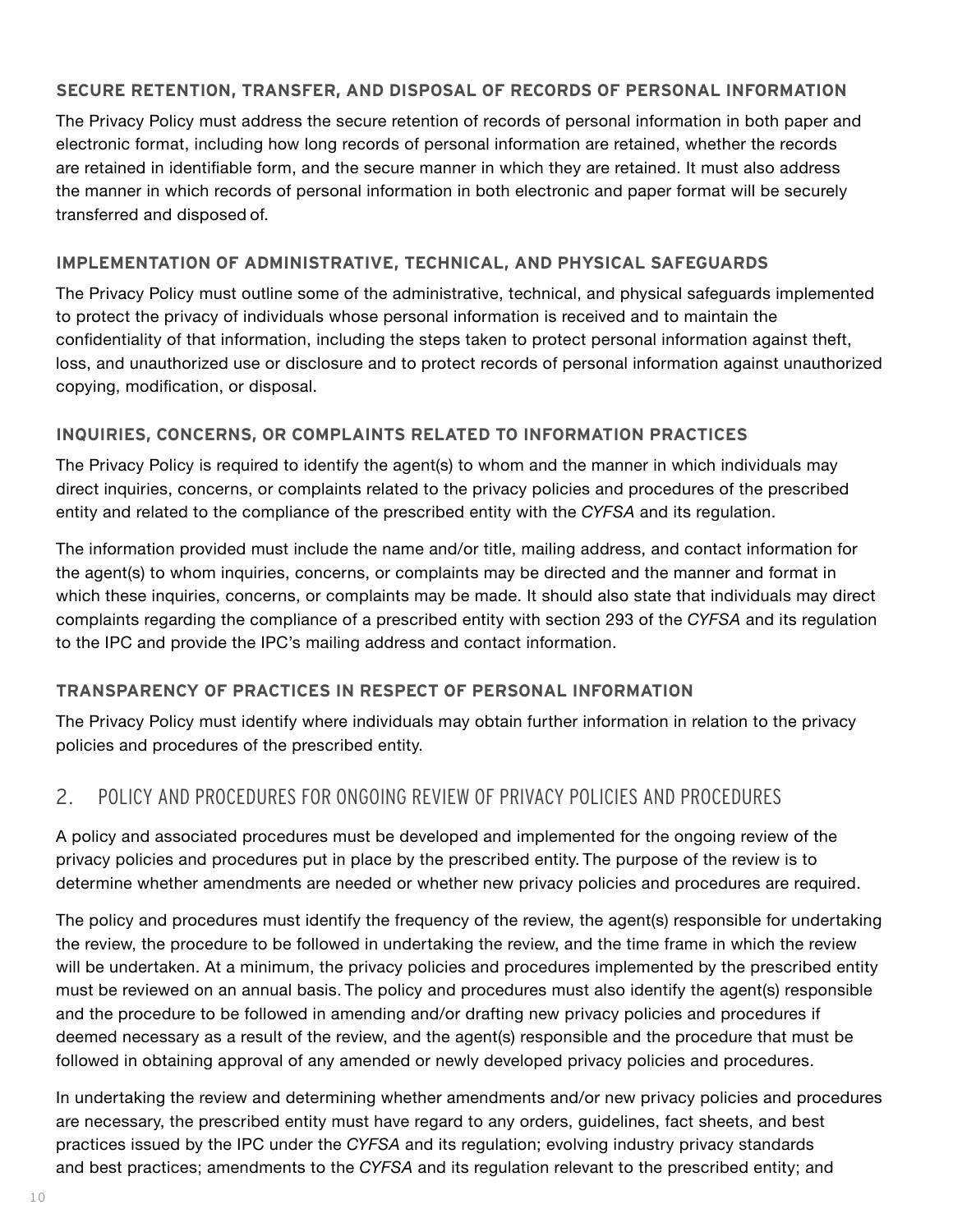### SECURE RETENTION, TRANSFER, AND DISPOSAL OF RECORDS OF PERSONAL INFORMATION

The Privacy Policy must address the secure retention of records of personal information in both paper and electronic format, including how long records of personal information are retained, whether the records are retained in identifiable form, and the secure manner in which they are retained. It must also address the manner in which records of personal information in both electronic and paper format will be securely transferred and disposed of.

### IMPLEMENTATION OF ADMINISTRATIVE, TECHNICAL, AND PHYSICAL SAFEGUARDS

The Privacy Policy must outline some of the administrative, technical, and physical safeguards implemented to protect the privacy of individuals whose personal information is received and to maintain the confidentiality of that information, including the steps taken to protect personal information against theft, loss, and unauthorized use or disclosure and to protect records of personal information against unauthorized copying, modification, or disposal.

### INQUIRIES, CONCERNS, OR COMPLAINTS RELATED TO INFORMATION PRACTICES

The Privacy Policy is required to identify the agent(s) to whom and the manner in which individuals may direct inquiries, concerns, or complaints related to the privacy policies and procedures of the prescribed entity and related to the compliance of the prescribed entity with the *CYFSA* and its regulation.

The information provided must include the name and/or title, mailing address, and contact information for the agent(s) to whom inquiries, concerns, or complaints may be directed and the manner and format in which these inquiries, concerns, or complaints may be made. It should also state that individuals may direct complaints regarding the compliance of a prescribed entity with section 293 of the *CYFSA* and its regulation to the IPC and provide the IPC's mailing address and contact information.

### TRANSPARENCY OF PRACTICES IN RESPECT OF PERSONAL INFORMATION

The Privacy Policy must identify where individuals may obtain further information in relation to the privacy policies and procedures of the prescribed entity.

## 2. POLICY AND PROCEDURES FOR ONGOING REVIEW OF PRIVACY POLICIES AND PROCEDURES

A policy and associated procedures must be developed and implemented for the ongoing review of the privacy policies and procedures put in place by the prescribed entity. The purpose of the review is to determine whether amendments are needed or whether new privacy policies and procedures are required.

The policy and procedures must identify the frequency of the review, the agent(s) responsible for undertaking the review, the procedure to be followed in undertaking the review, and the time frame in which the review will be undertaken. At a minimum, the privacy policies and procedures implemented by the prescribed entity must be reviewed on an annual basis. The policy and procedures must also identify the agent(s) responsible and the procedure to be followed in amending and/or drafting new privacy policies and procedures if deemed necessary as a result of the review, and the agent(s) responsible and the procedure that must be followed in obtaining approval of any amended or newly developed privacy policies and procedures.

In undertaking the review and determining whether amendments and/or new privacy policies and procedures are necessary, the prescribed entity must have regard to any orders, guidelines, fact sheets, and best practices issued by the IPC under the *CYFSA* and its regulation; evolving industry privacy standards and best practices; amendments to the *CYFSA* and its regulation relevant to the prescribed entity; and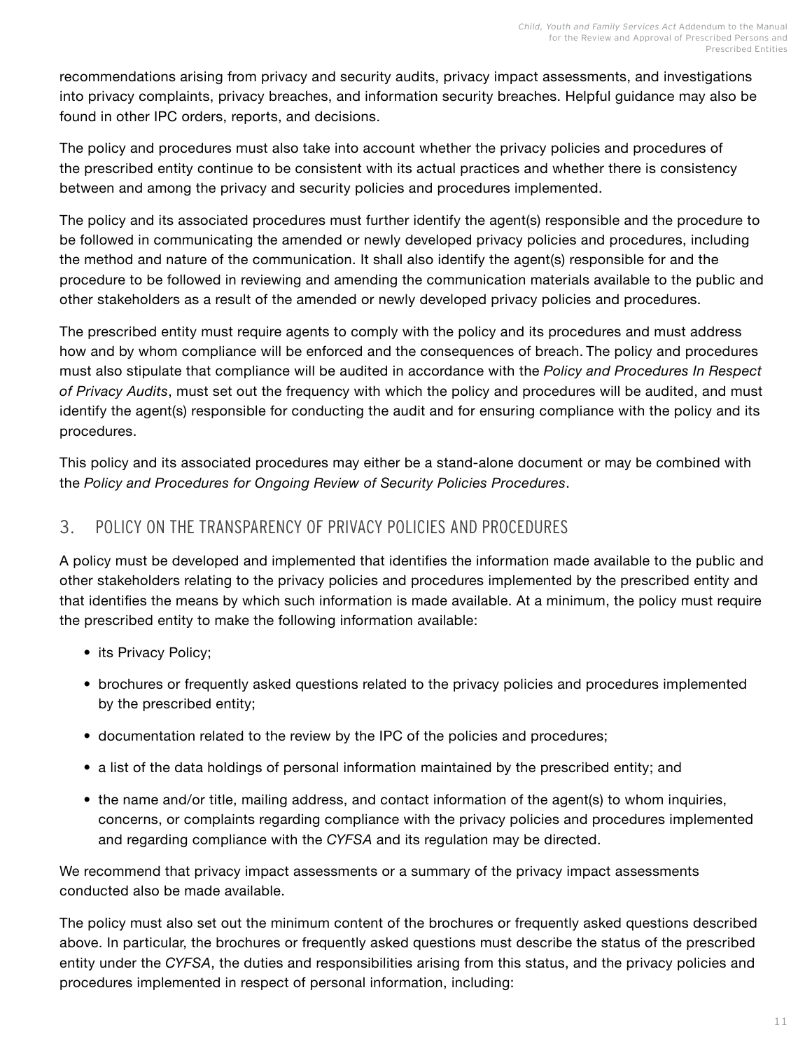recommendations arising from privacy and security audits, privacy impact assessments, and investigations into privacy complaints, privacy breaches, and information security breaches. Helpful guidance may also be found in other IPC orders, reports, and decisions.

The policy and procedures must also take into account whether the privacy policies and procedures of the prescribed entity continue to be consistent with its actual practices and whether there is consistency between and among the privacy and security policies and procedures implemented.

The policy and its associated procedures must further identify the agent(s) responsible and the procedure to be followed in communicating the amended or newly developed privacy policies and procedures, including the method and nature of the communication. It shall also identify the agent(s) responsible for and the procedure to be followed in reviewing and amending the communication materials available to the public and other stakeholders as a result of the amended or newly developed privacy policies and procedures.

The prescribed entity must require agents to comply with the policy and its procedures and must address how and by whom compliance will be enforced and the consequences of breach. The policy and procedures must also stipulate that compliance will be audited in accordance with the *Policy and Procedures In Respect of Privacy Audits*, must set out the frequency with which the policy and procedures will be audited, and must identify the agent(s) responsible for conducting the audit and for ensuring compliance with the policy and its procedures.

This policy and its associated procedures may either be a stand-alone document or may be combined with the *Policy and Procedures for Ongoing Review of Security Policies Procedures*.

## 3. POLICY ON THE TRANSPARENCY OF PRIVACY POLICIES AND PROCEDURES

A policy must be developed and implemented that identifies the information made available to the public and other stakeholders relating to the privacy policies and procedures implemented by the prescribed entity and that identifies the means by which such information is made available. At a minimum, the policy must require the prescribed entity to make the following information available:

- its Privacy Policy;
- brochures or frequently asked questions related to the privacy policies and procedures implemented by the prescribed entity;
- documentation related to the review by the IPC of the policies and procedures;
- a list of the data holdings of personal information maintained by the prescribed entity; and
- the name and/or title, mailing address, and contact information of the agent(s) to whom inquiries, concerns, or complaints regarding compliance with the privacy policies and procedures implemented and regarding compliance with the *CYFSA* and its regulation may be directed.

We recommend that privacy impact assessments or a summary of the privacy impact assessments conducted also be made available.

The policy must also set out the minimum content of the brochures or frequently asked questions described above. In particular, the brochures or frequently asked questions must describe the status of the prescribed entity under the *CYFSA*, the duties and responsibilities arising from this status, and the privacy policies and procedures implemented in respect of personal information, including: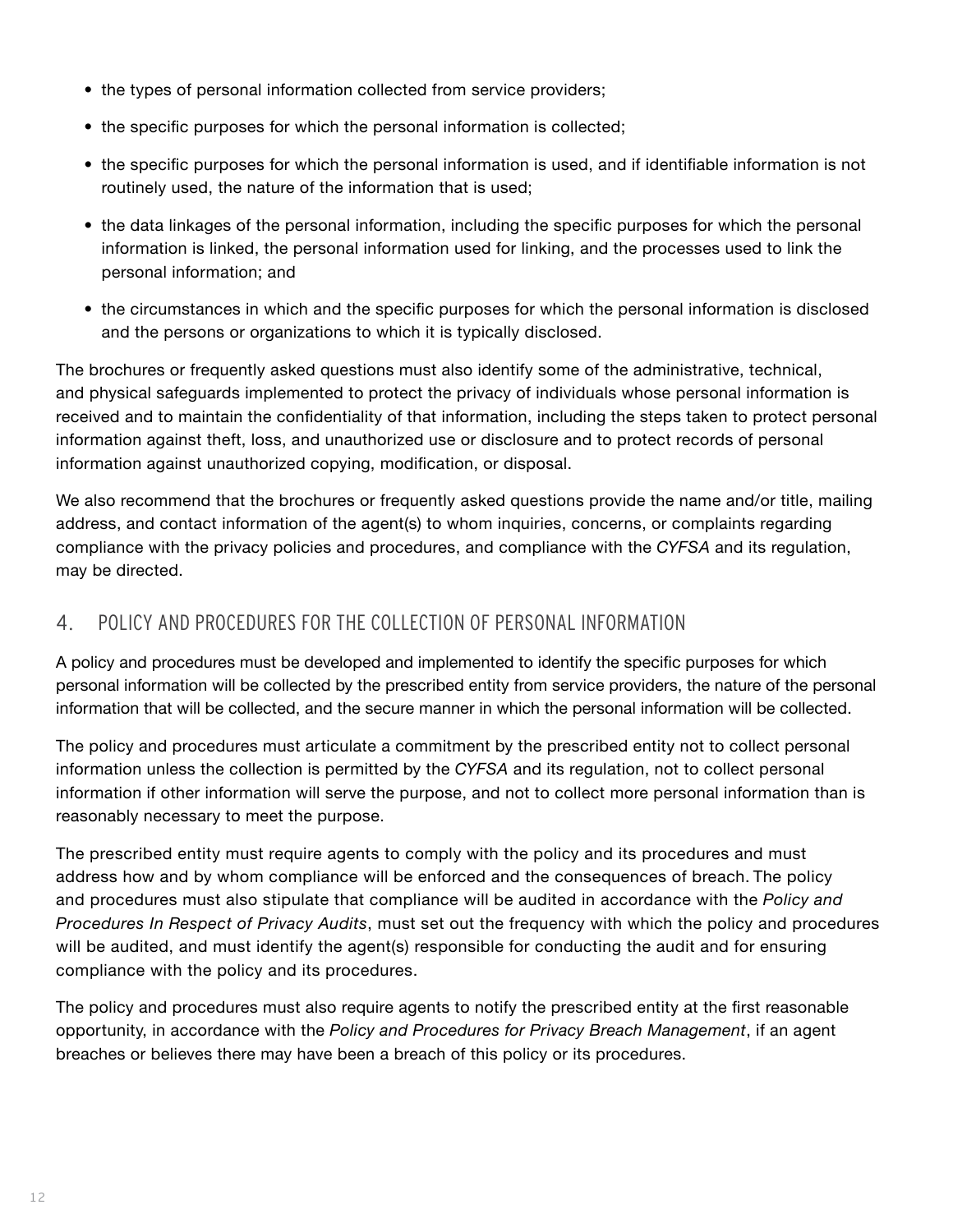- the types of personal information collected from service providers;
- the specific purposes for which the personal information is collected;
- the specific purposes for which the personal information is used, and if identifiable information is not routinely used, the nature of the information that is used;
- the data linkages of the personal information, including the specific purposes for which the personal information is linked, the personal information used for linking, and the processes used to link the personal information; and
- the circumstances in which and the specific purposes for which the personal information is disclosed and the persons or organizations to which it is typically disclosed.

The brochures or frequently asked questions must also identify some of the administrative, technical, and physical safeguards implemented to protect the privacy of individuals whose personal information is received and to maintain the confidentiality of that information, including the steps taken to protect personal information against theft, loss, and unauthorized use or disclosure and to protect records of personal information against unauthorized copying, modification, or disposal.

We also recommend that the brochures or frequently asked questions provide the name and/or title, mailing address, and contact information of the agent(s) to whom inquiries, concerns, or complaints regarding compliance with the privacy policies and procedures, and compliance with the *CYFSA* and its regulation, may be directed.

## 4. POLICY AND PROCEDURES FOR THE COLLECTION OF PERSONAL INFORMATION

A policy and procedures must be developed and implemented to identify the specific purposes for which personal information will be collected by the prescribed entity from service providers, the nature of the personal information that will be collected, and the secure manner in which the personal information will be collected.

The policy and procedures must articulate a commitment by the prescribed entity not to collect personal information unless the collection is permitted by the *CYFSA* and its regulation, not to collect personal information if other information will serve the purpose, and not to collect more personal information than is reasonably necessary to meet the purpose.

The prescribed entity must require agents to comply with the policy and its procedures and must address how and by whom compliance will be enforced and the consequences of breach. The policy and procedures must also stipulate that compliance will be audited in accordance with the *Policy and Procedures In Respect of Privacy Audits*, must set out the frequency with which the policy and procedures will be audited, and must identify the agent(s) responsible for conducting the audit and for ensuring compliance with the policy and its procedures.

The policy and procedures must also require agents to notify the prescribed entity at the first reasonable opportunity, in accordance with the *Policy and Procedures for Privacy Breach Management*, if an agent breaches or believes there may have been a breach of this policy or its procedures.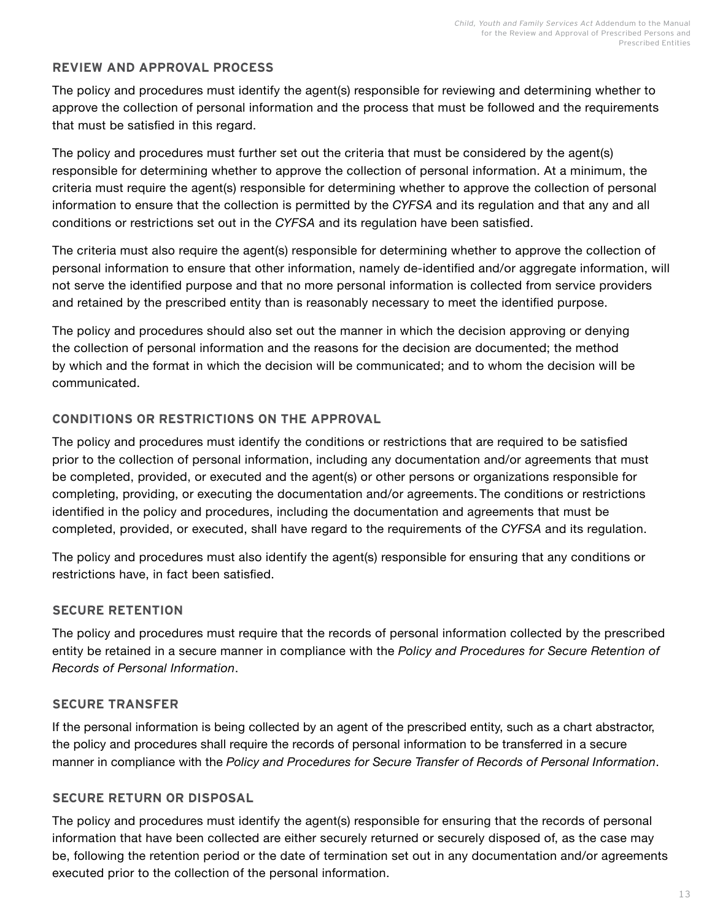### REVIEW AND APPROVAL PROCESS

The policy and procedures must identify the agent(s) responsible for reviewing and determining whether to approve the collection of personal information and the process that must be followed and the requirements that must be satisfied in this regard.

The policy and procedures must further set out the criteria that must be considered by the agent(s) responsible for determining whether to approve the collection of personal information. At a minimum, the criteria must require the agent(s) responsible for determining whether to approve the collection of personal information to ensure that the collection is permitted by the *CYFSA* and its regulation and that any and all conditions or restrictions set out in the *CYFSA* and its regulation have been satisfied.

The criteria must also require the agent(s) responsible for determining whether to approve the collection of personal information to ensure that other information, namely de-identified and/or aggregate information, will not serve the identified purpose and that no more personal information is collected from service providers and retained by the prescribed entity than is reasonably necessary to meet the identified purpose.

The policy and procedures should also set out the manner in which the decision approving or denying the collection of personal information and the reasons for the decision are documented; the method by which and the format in which the decision will be communicated; and to whom the decision will be communicated.

### CONDITIONS OR RESTRICTIONS ON THE APPROVAL

The policy and procedures must identify the conditions or restrictions that are required to be satisfied prior to the collection of personal information, including any documentation and/or agreements that must be completed, provided, or executed and the agent(s) or other persons or organizations responsible for completing, providing, or executing the documentation and/or agreements. The conditions or restrictions identified in the policy and procedures, including the documentation and agreements that must be completed, provided, or executed, shall have regard to the requirements of the *CYFSA* and its regulation.

The policy and procedures must also identify the agent(s) responsible for ensuring that any conditions or restrictions have, in fact been satisfied.

### SECURE RETENTION

The policy and procedures must require that the records of personal information collected by the prescribed entity be retained in a secure manner in compliance with the *Policy and Procedures for Secure Retention of Records of Personal Information*.

### SECURE TRANSFER

If the personal information is being collected by an agent of the prescribed entity, such as a chart abstractor, the policy and procedures shall require the records of personal information to be transferred in a secure manner in compliance with the *Policy and Procedures for Secure Transfer of Records of Personal Information*.

### SECURE RETURN OR DISPOSAL

The policy and procedures must identify the agent(s) responsible for ensuring that the records of personal information that have been collected are either securely returned or securely disposed of, as the case may be, following the retention period or the date of termination set out in any documentation and/or agreements executed prior to the collection of the personal information.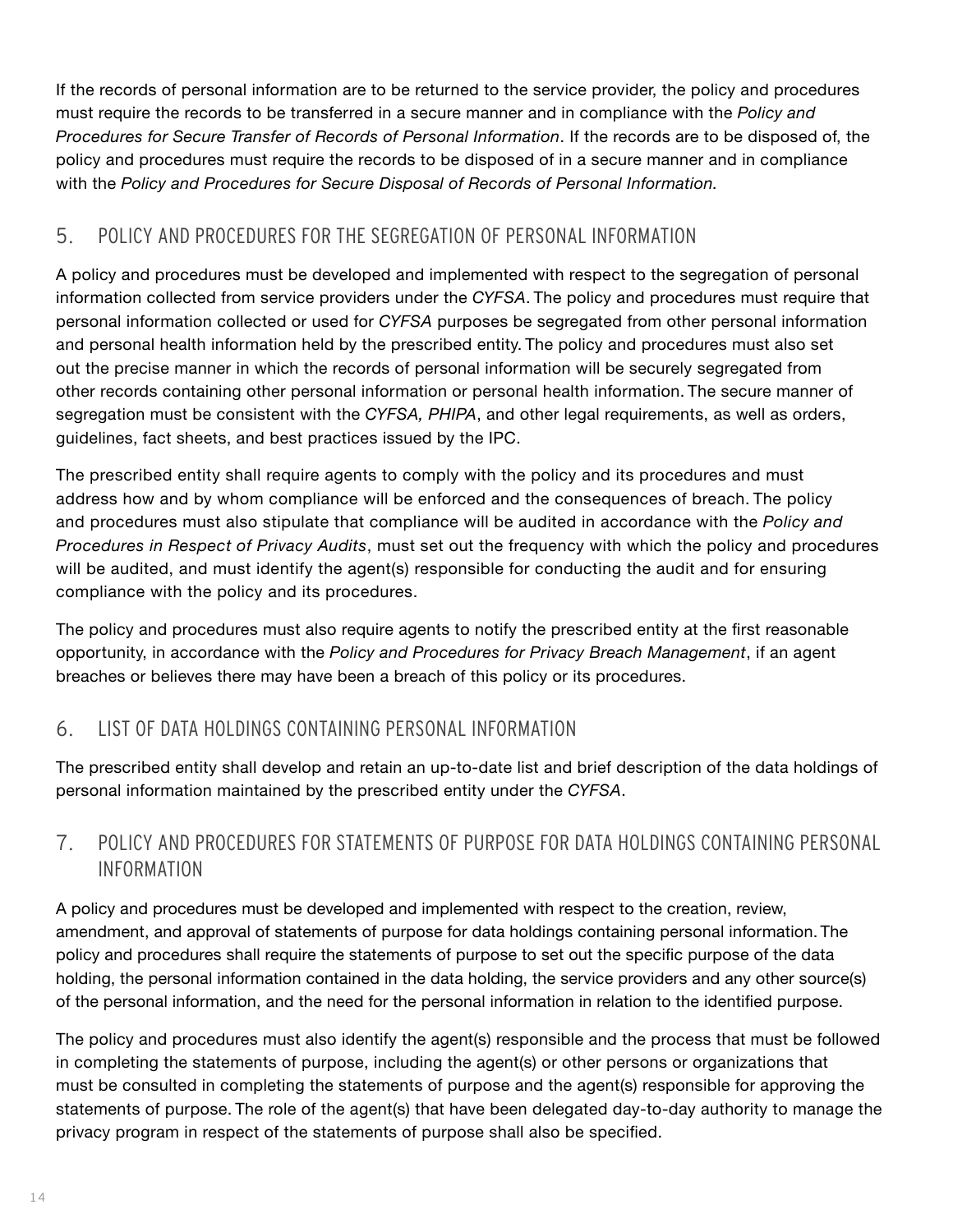If the records of personal information are to be returned to the service provider, the policy and procedures must require the records to be transferred in a secure manner and in compliance with the *Policy and Procedures for Secure Transfer of Records of Personal Information*. If the records are to be disposed of, the policy and procedures must require the records to be disposed of in a secure manner and in compliance with the *Policy and Procedures for Secure Disposal of Records of Personal Information.*

## 5. POLICY AND PROCEDURES FOR THE SEGREGATION OF PERSONAL INFORMATION

A policy and procedures must be developed and implemented with respect to the segregation of personal information collected from service providers under the *CYFSA*. The policy and procedures must require that personal information collected or used for *CYFSA* purposes be segregated from other personal information and personal health information held by the prescribed entity. The policy and procedures must also set out the precise manner in which the records of personal information will be securely segregated from other records containing other personal information or personal health information. The secure manner of segregation must be consistent with the *CYFSA, PHIPA*, and other legal requirements, as well as orders, guidelines, fact sheets, and best practices issued by the IPC.

The prescribed entity shall require agents to comply with the policy and its procedures and must address how and by whom compliance will be enforced and the consequences of breach. The policy and procedures must also stipulate that compliance will be audited in accordance with the *Policy and Procedures in Respect of Privacy Audits*, must set out the frequency with which the policy and procedures will be audited, and must identify the agent(s) responsible for conducting the audit and for ensuring compliance with the policy and its procedures.

The policy and procedures must also require agents to notify the prescribed entity at the first reasonable opportunity, in accordance with the *Policy and Procedures for Privacy Breach Management*, if an agent breaches or believes there may have been a breach of this policy or its procedures.

## 6. LIST OF DATA HOLDINGS CONTAINING PERSONAL INFORMATION

The prescribed entity shall develop and retain an up-to-date list and brief description of the data holdings of personal information maintained by the prescribed entity under the *CYFSA*.

## 7. POLICY AND PROCEDURES FOR STATEMENTS OF PURPOSE FOR DATA HOLDINGS CONTAINING PERSONAL INFORMATION

A policy and procedures must be developed and implemented with respect to the creation, review, amendment, and approval of statements of purpose for data holdings containing personal information. The policy and procedures shall require the statements of purpose to set out the specific purpose of the data holding, the personal information contained in the data holding, the service providers and any other source(s) of the personal information, and the need for the personal information in relation to the identified purpose.

The policy and procedures must also identify the agent(s) responsible and the process that must be followed in completing the statements of purpose, including the agent(s) or other persons or organizations that must be consulted in completing the statements of purpose and the agent(s) responsible for approving the statements of purpose. The role of the agent(s) that have been delegated day-to-day authority to manage the privacy program in respect of the statements of purpose shall also be specified.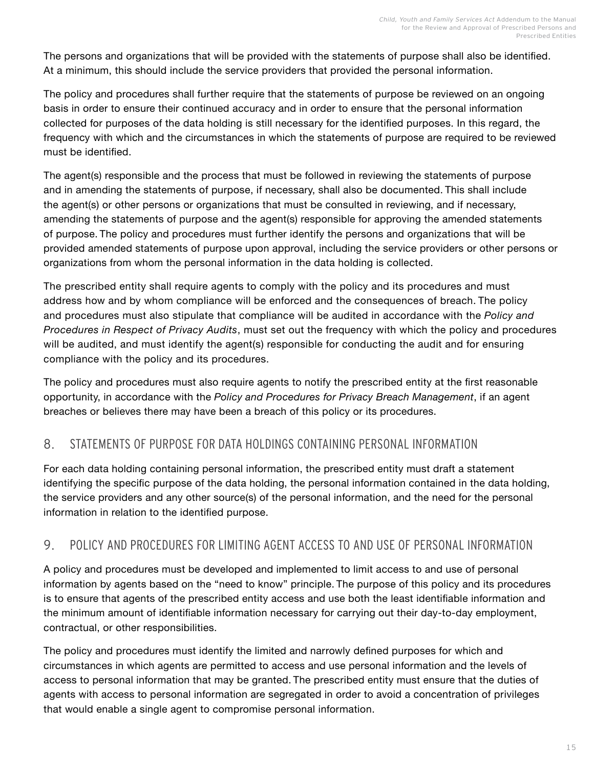The persons and organizations that will be provided with the statements of purpose shall also be identified. At a minimum, this should include the service providers that provided the personal information.

The policy and procedures shall further require that the statements of purpose be reviewed on an ongoing basis in order to ensure their continued accuracy and in order to ensure that the personal information collected for purposes of the data holding is still necessary for the identified purposes. In this regard, the frequency with which and the circumstances in which the statements of purpose are required to be reviewed must be identified.

The agent(s) responsible and the process that must be followed in reviewing the statements of purpose and in amending the statements of purpose, if necessary, shall also be documented. This shall include the agent(s) or other persons or organizations that must be consulted in reviewing, and if necessary, amending the statements of purpose and the agent(s) responsible for approving the amended statements of purpose. The policy and procedures must further identify the persons and organizations that will be provided amended statements of purpose upon approval, including the service providers or other persons or organizations from whom the personal information in the data holding is collected.

The prescribed entity shall require agents to comply with the policy and its procedures and must address how and by whom compliance will be enforced and the consequences of breach. The policy and procedures must also stipulate that compliance will be audited in accordance with the *Policy and Procedures in Respect of Privacy Audits*, must set out the frequency with which the policy and procedures will be audited, and must identify the agent(s) responsible for conducting the audit and for ensuring compliance with the policy and its procedures.

The policy and procedures must also require agents to notify the prescribed entity at the first reasonable opportunity, in accordance with the *Policy and Procedures for Privacy Breach Management*, if an agent breaches or believes there may have been a breach of this policy or its procedures.

## 8. STATEMENTS OF PURPOSE FOR DATA HOLDINGS CONTAINING PERSONAL INFORMATION

For each data holding containing personal information, the prescribed entity must draft a statement identifying the specific purpose of the data holding, the personal information contained in the data holding, the service providers and any other source(s) of the personal information, and the need for the personal information in relation to the identified purpose.

## 9. POLICY AND PROCEDURES FOR LIMITING AGENT ACCESS TO AND USE OF PERSONAL INFORMATION

A policy and procedures must be developed and implemented to limit access to and use of personal information by agents based on the "need to know" principle. The purpose of this policy and its procedures is to ensure that agents of the prescribed entity access and use both the least identifiable information and the minimum amount of identifiable information necessary for carrying out their day-to-day employment, contractual, or other responsibilities.

The policy and procedures must identify the limited and narrowly defined purposes for which and circumstances in which agents are permitted to access and use personal information and the levels of access to personal information that may be granted. The prescribed entity must ensure that the duties of agents with access to personal information are segregated in order to avoid a concentration of privileges that would enable a single agent to compromise personal information.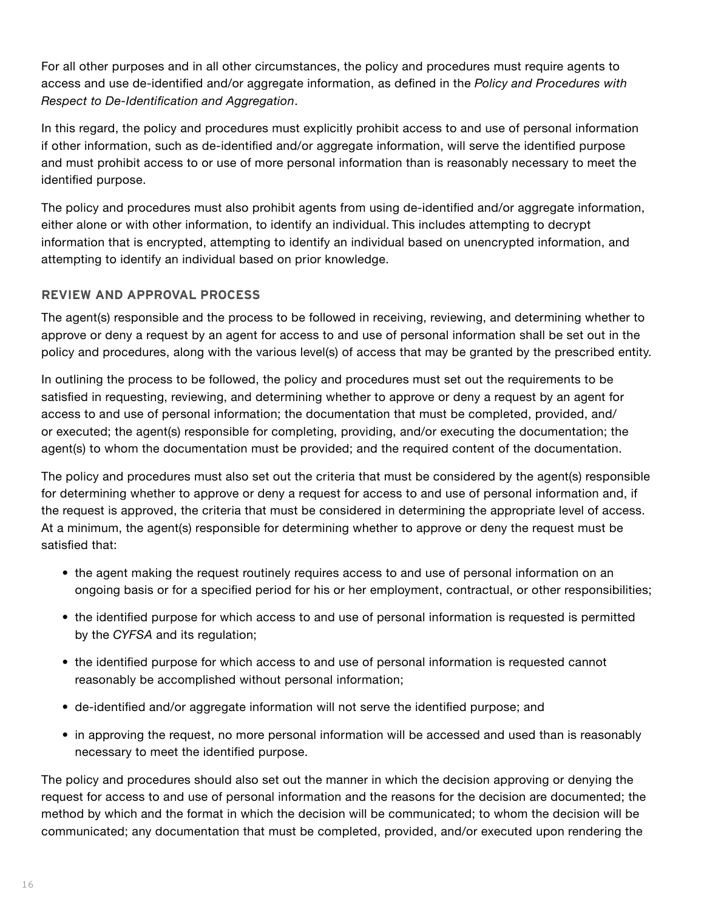For all other purposes and in all other circumstances, the policy and procedures must require agents to access and use de-identified and/or aggregate information, as defined in the *Policy and Procedures with Respect to De-Identification and Aggregation*.

In this regard, the policy and procedures must explicitly prohibit access to and use of personal information if other information, such as de-identified and/or aggregate information, will serve the identified purpose and must prohibit access to or use of more personal information than is reasonably necessary to meet the identified purpose.

The policy and procedures must also prohibit agents from using de-identified and/or aggregate information, either alone or with other information, to identify an individual. This includes attempting to decrypt information that is encrypted, attempting to identify an individual based on unencrypted information, and attempting to identify an individual based on prior knowledge.

### REVIEW AND APPROVAL PROCESS

The agent(s) responsible and the process to be followed in receiving, reviewing, and determining whether to approve or deny a request by an agent for access to and use of personal information shall be set out in the policy and procedures, along with the various level(s) of access that may be granted by the prescribed entity.

In outlining the process to be followed, the policy and procedures must set out the requirements to be satisfied in requesting, reviewing, and determining whether to approve or deny a request by an agent for access to and use of personal information; the documentation that must be completed, provided, and/or executed; the agent(s) responsible for completing, providing, and/or executing the documentation; the agent(s) to whom the documentation must be provided; and the required content of the documentation.

The policy and procedures must also set out the criteria that must be considered by the agent(s) responsible for determining whether to approve or deny a request for access to and use of personal information and, if the request is approved, the criteria that must be considered in determining the appropriate level of access. At a minimum, the agent(s) responsible for determining whether to approve or deny the request must be satisfied that:

- the agent making the request routinely requires access to and use of personal information on an ongoing basis or for a specified period for his or her employment, contractual, or other responsibilities;
- the identified purpose for which access to and use of personal information is requested is permitted by the *CYFSA* and its regulation;
- the identified purpose for which access to and use of personal information is requested cannot reasonably be accomplished without personal information;
- de-identified and/or aggregate information will not serve the identified purpose; and
- in approving the request, no more personal information will be accessed and used than is reasonably necessary to meet the identified purpose.

The policy and procedures should also set out the manner in which the decision approving or denying the request for access to and use of personal information and the reasons for the decision are documented; the method by which and the format in which the decision will be communicated; to whom the decision will be communicated; any documentation that must be completed, provided, and/or executed upon rendering the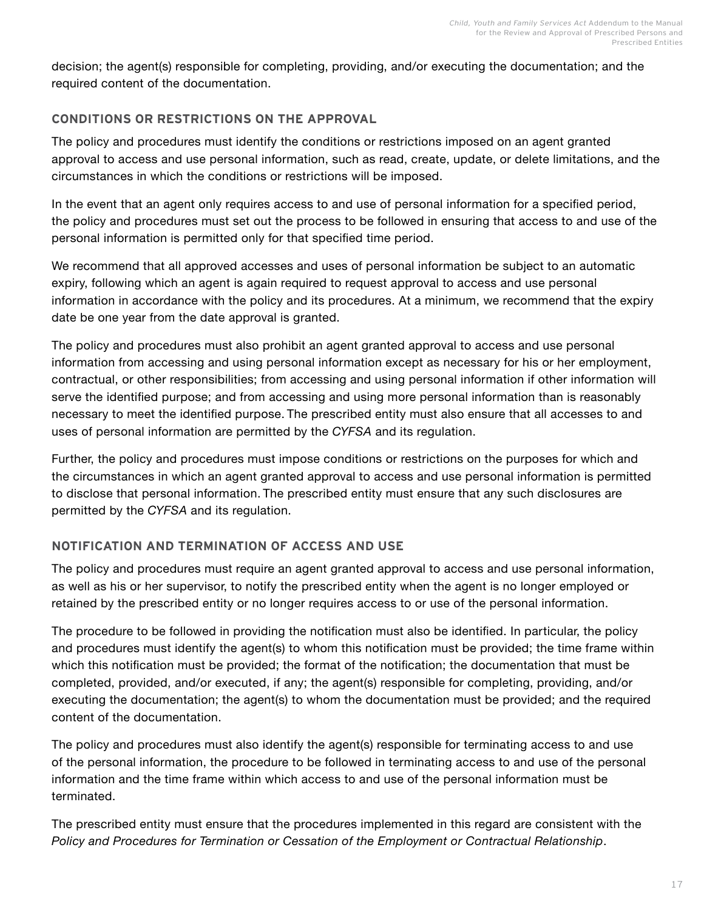decision; the agent(s) responsible for completing, providing, and/or executing the documentation; and the required content of the documentation.

### CONDITIONS OR RESTRICTIONS ON THE APPROVAL

The policy and procedures must identify the conditions or restrictions imposed on an agent granted approval to access and use personal information, such as read, create, update, or delete limitations, and the circumstances in which the conditions or restrictions will be imposed.

In the event that an agent only requires access to and use of personal information for a specified period, the policy and procedures must set out the process to be followed in ensuring that access to and use of the personal information is permitted only for that specified time period.

We recommend that all approved accesses and uses of personal information be subject to an automatic expiry, following which an agent is again required to request approval to access and use personal information in accordance with the policy and its procedures. At a minimum, we recommend that the expiry date be one year from the date approval is granted.

The policy and procedures must also prohibit an agent granted approval to access and use personal information from accessing and using personal information except as necessary for his or her employment, contractual, or other responsibilities; from accessing and using personal information if other information will serve the identified purpose; and from accessing and using more personal information than is reasonably necessary to meet the identified purpose. The prescribed entity must also ensure that all accesses to and uses of personal information are permitted by the *CYFSA* and its regulation.

Further, the policy and procedures must impose conditions or restrictions on the purposes for which and the circumstances in which an agent granted approval to access and use personal information is permitted to disclose that personal information. The prescribed entity must ensure that any such disclosures are permitted by the *CYFSA* and its regulation.

### NOTIFICATION AND TERMINATION OF ACCESS AND USE

The policy and procedures must require an agent granted approval to access and use personal information, as well as his or her supervisor, to notify the prescribed entity when the agent is no longer employed or retained by the prescribed entity or no longer requires access to or use of the personal information.

The procedure to be followed in providing the notification must also be identified. In particular, the policy and procedures must identify the agent(s) to whom this notification must be provided; the time frame within which this notification must be provided; the format of the notification; the documentation that must be completed, provided, and/or executed, if any; the agent(s) responsible for completing, providing, and/or executing the documentation; the agent(s) to whom the documentation must be provided; and the required content of the documentation.

The policy and procedures must also identify the agent(s) responsible for terminating access to and use of the personal information, the procedure to be followed in terminating access to and use of the personal information and the time frame within which access to and use of the personal information must be terminated.

The prescribed entity must ensure that the procedures implemented in this regard are consistent with the *Policy and Procedures for Termination or Cessation of the Employment or Contractual Relationship*.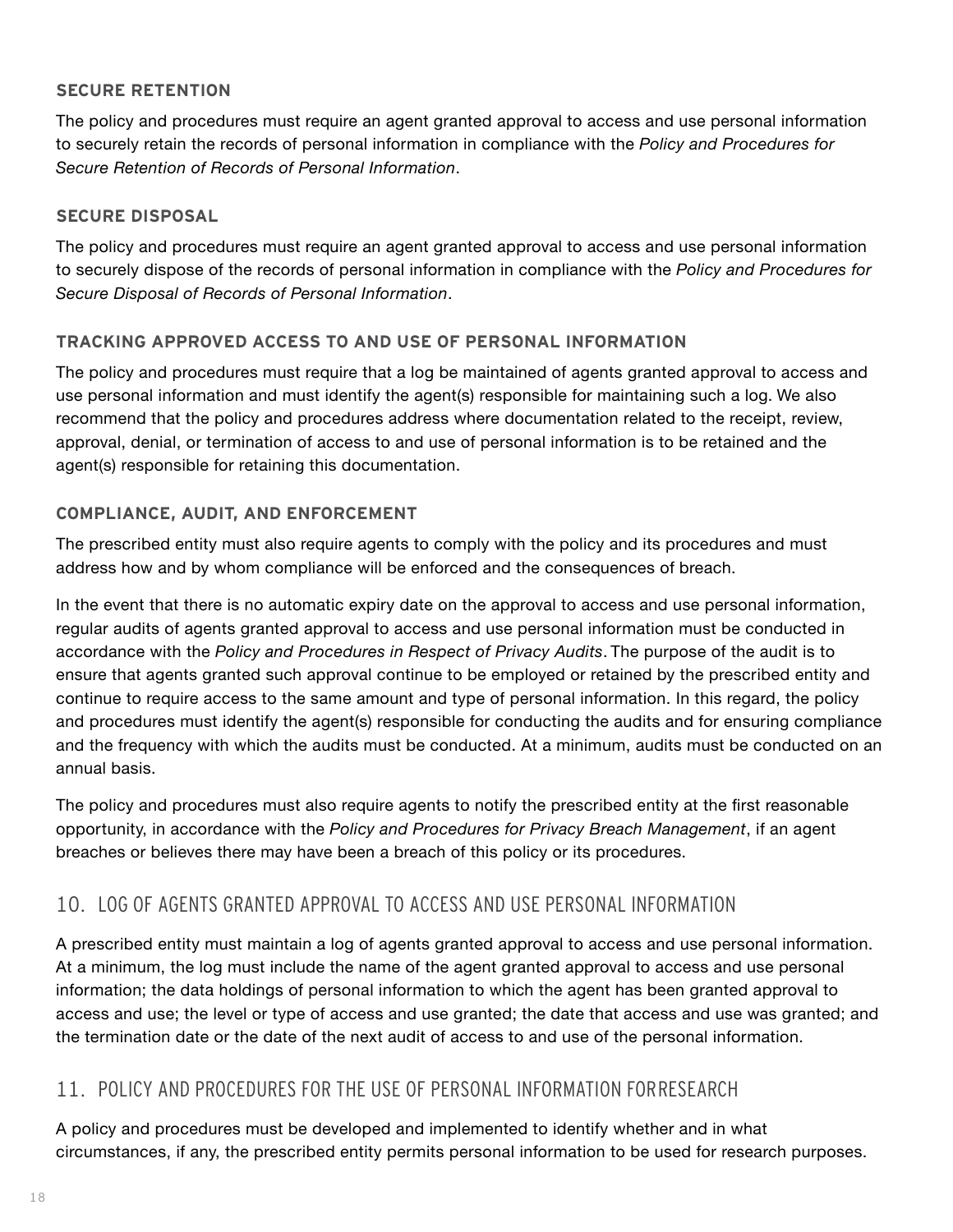### SECURE RETENTION

The policy and procedures must require an agent granted approval to access and use personal information to securely retain the records of personal information in compliance with the *Policy and Procedures for Secure Retention of Records of Personal Information*.

### SECURE DISPOSAL

The policy and procedures must require an agent granted approval to access and use personal information to securely dispose of the records of personal information in compliance with the *Policy and Procedures for Secure Disposal of Records of Personal Information*.

### TRACKING APPROVED ACCESS TO AND USE OF PERSONAL INFORMATION

The policy and procedures must require that a log be maintained of agents granted approval to access and use personal information and must identify the agent(s) responsible for maintaining such a log. We also recommend that the policy and procedures address where documentation related to the receipt, review, approval, denial, or termination of access to and use of personal information is to be retained and the agent(s) responsible for retaining this documentation.

### COMPLIANCE, AUDIT, AND ENFORCEMENT

The prescribed entity must also require agents to comply with the policy and its procedures and must address how and by whom compliance will be enforced and the consequences of breach.

In the event that there is no automatic expiry date on the approval to access and use personal information, regular audits of agents granted approval to access and use personal information must be conducted in accordance with the *Policy and Procedures in Respect of Privacy Audits*. The purpose of the audit is to ensure that agents granted such approval continue to be employed or retained by the prescribed entity and continue to require access to the same amount and type of personal information. In this regard, the policy and procedures must identify the agent(s) responsible for conducting the audits and for ensuring compliance and the frequency with which the audits must be conducted. At a minimum, audits must be conducted on an annual basis.

The policy and procedures must also require agents to notify the prescribed entity at the first reasonable opportunity, in accordance with the *Policy and Procedures for Privacy Breach Management*, if an agent breaches or believes there may have been a breach of this policy or its procedures.

## 10. LOG OF AGENTS GRANTED APPROVAL TO ACCESS AND USE PERSONAL INFORMATION

A prescribed entity must maintain a log of agents granted approval to access and use personal information. At a minimum, the log must include the name of the agent granted approval to access and use personal information; the data holdings of personal information to which the agent has been granted approval to access and use; the level or type of access and use granted; the date that access and use was granted; and the termination date or the date of the next audit of access to and use of the personal information.

## 11. POLICY AND PROCEDURES FOR THE USE OF PERSONAL INFORMATION FOR RESEARCH

A policy and procedures must be developed and implemented to identify whether and in what circumstances, if any, the prescribed entity permits personal information to be used for research purposes.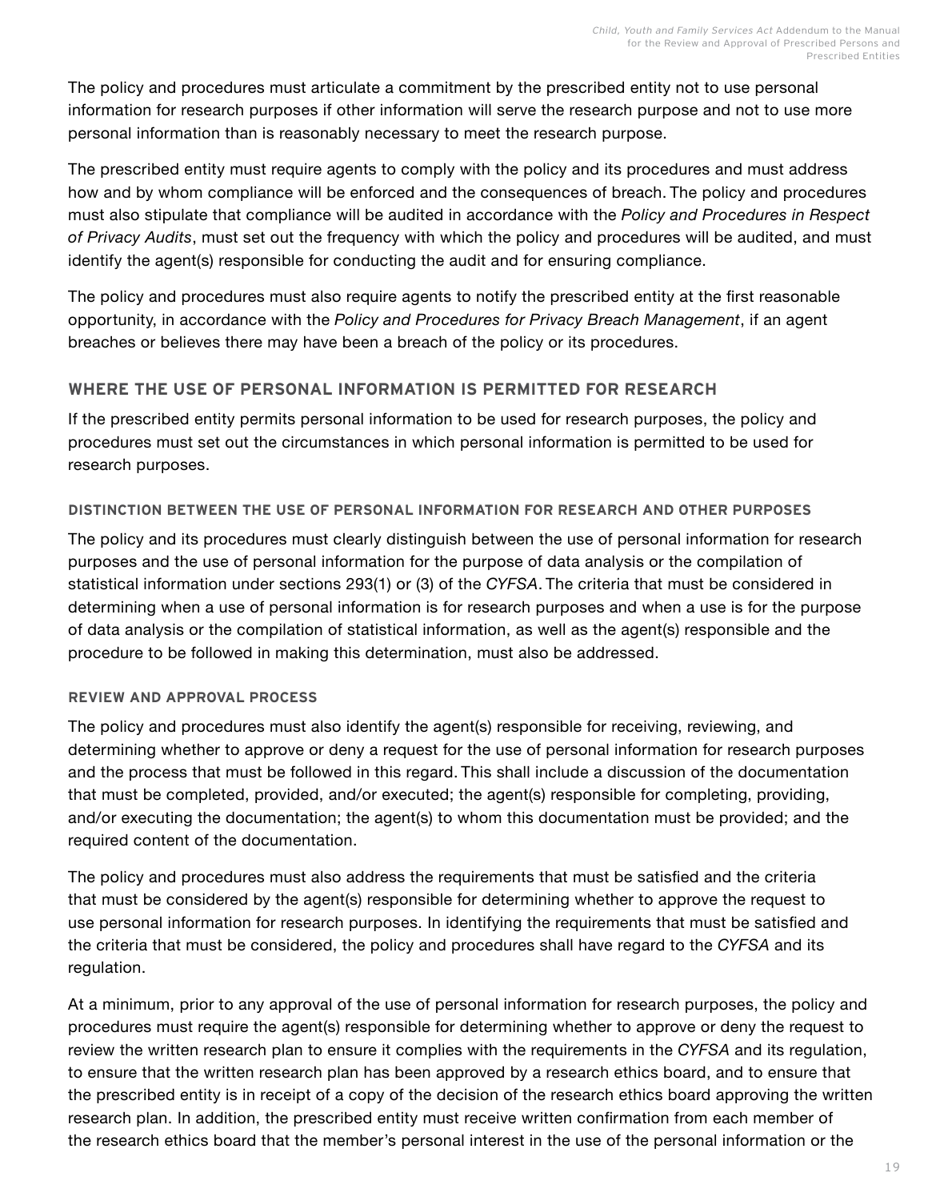The policy and procedures must articulate a commitment by the prescribed entity not to use personal information for research purposes if other information will serve the research purpose and not to use more personal information than is reasonably necessary to meet the research purpose.

The prescribed entity must require agents to comply with the policy and its procedures and must address how and by whom compliance will be enforced and the consequences of breach. The policy and procedures must also stipulate that compliance will be audited in accordance with the *Policy and Procedures in Respect of Privacy Audits*, must set out the frequency with which the policy and procedures will be audited, and must identify the agent(s) responsible for conducting the audit and for ensuring compliance.

The policy and procedures must also require agents to notify the prescribed entity at the first reasonable opportunity, in accordance with the *Policy and Procedures for Privacy Breach Management*, if an agent breaches or believes there may have been a breach of the policy or its procedures.

## WHERE THE USE OF PERSONAL INFORMATION IS PERMITTED FOR RESEARCH

If the prescribed entity permits personal information to be used for research purposes, the policy and procedures must set out the circumstances in which personal information is permitted to be used for research purposes.

### DISTINCTION BETWEEN THE USE OF PERSONAL INFORMATION FOR RESEARCH AND OTHER PURPOSES

The policy and its procedures must clearly distinguish between the use of personal information for research purposes and the use of personal information for the purpose of data analysis or the compilation of statistical information under sections 293(1) or (3) of the *CYFSA*. The criteria that must be considered in determining when a use of personal information is for research purposes and when a use is for the purpose of data analysis or the compilation of statistical information, as well as the agent(s) responsible and the procedure to be followed in making this determination, must also be addressed.

### REVIEW AND APPROVAL PROCESS

The policy and procedures must also identify the agent(s) responsible for receiving, reviewing, and determining whether to approve or deny a request for the use of personal information for research purposes and the process that must be followed in this regard. This shall include a discussion of the documentation that must be completed, provided, and/or executed; the agent(s) responsible for completing, providing, and/or executing the documentation; the agent(s) to whom this documentation must be provided; and the required content of the documentation.

The policy and procedures must also address the requirements that must be satisfied and the criteria that must be considered by the agent(s) responsible for determining whether to approve the request to use personal information for research purposes. In identifying the requirements that must be satisfied and the criteria that must be considered, the policy and procedures shall have regard to the *CYFSA* and its regulation.

At a minimum, prior to any approval of the use of personal information for research purposes, the policy and procedures must require the agent(s) responsible for determining whether to approve or deny the request to review the written research plan to ensure it complies with the requirements in the *CYFSA* and its regulation, to ensure that the written research plan has been approved by a research ethics board, and to ensure that the prescribed entity is in receipt of a copy of the decision of the research ethics board approving the written research plan. In addition, the prescribed entity must receive written confirmation from each member of the research ethics board that the member's personal interest in the use of the personal information or the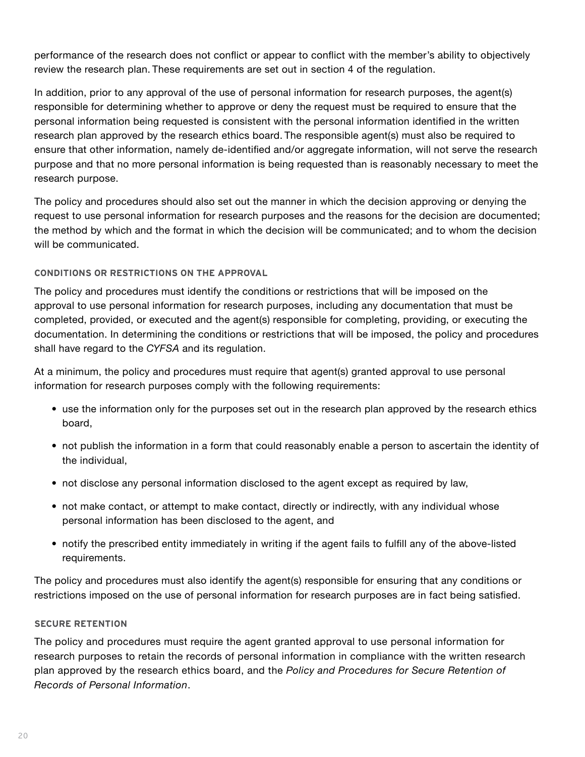performance of the research does not conflict or appear to conflict with the member's ability to objectively review the research plan. These requirements are set out in section 4 of the regulation.

In addition, prior to any approval of the use of personal information for research purposes, the agent(s) responsible for determining whether to approve or deny the request must be required to ensure that the personal information being requested is consistent with the personal information identified in the written research plan approved by the research ethics board. The responsible agent(s) must also be required to ensure that other information, namely de-identified and/or aggregate information, will not serve the research purpose and that no more personal information is being requested than is reasonably necessary to meet the research purpose.

The policy and procedures should also set out the manner in which the decision approving or denying the request to use personal information for research purposes and the reasons for the decision are documented; the method by which and the format in which the decision will be communicated; and to whom the decision will be communicated.

#### CONDITIONS OR RESTRICTIONS ON THE APPROVAL

The policy and procedures must identify the conditions or restrictions that will be imposed on the approval to use personal information for research purposes, including any documentation that must be completed, provided, or executed and the agent(s) responsible for completing, providing, or executing the documentation. In determining the conditions or restrictions that will be imposed, the policy and procedures shall have regard to the *CYFSA* and its regulation.

At a minimum, the policy and procedures must require that agent(s) granted approval to use personal information for research purposes comply with the following requirements:

- use the information only for the purposes set out in the research plan approved by the research ethics board,
- not publish the information in a form that could reasonably enable a person to ascertain the identity of the individual,
- not disclose any personal information disclosed to the agent except as required by law,
- not make contact, or attempt to make contact, directly or indirectly, with any individual whose personal information has been disclosed to the agent, and
- notify the prescribed entity immediately in writing if the agent fails to fulfill any of the above-listed requirements.

The policy and procedures must also identify the agent(s) responsible for ensuring that any conditions or restrictions imposed on the use of personal information for research purposes are in fact being satisfied.

#### SECURE RETENTION

The policy and procedures must require the agent granted approval to use personal information for research purposes to retain the records of personal information in compliance with the written research plan approved by the research ethics board, and the *Policy and Procedures for Secure Retention of Records of Personal Information*.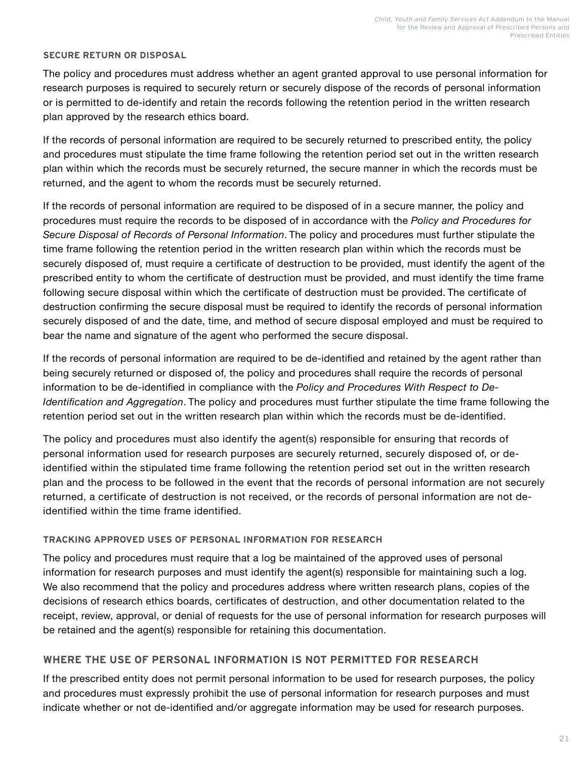#### SECURE RETURN OR DISPOSAL

The policy and procedures must address whether an agent granted approval to use personal information for research purposes is required to securely return or securely dispose of the records of personal information or is permitted to de-identify and retain the records following the retention period in the written research plan approved by the research ethics board.

If the records of personal information are required to be securely returned to prescribed entity, the policy and procedures must stipulate the time frame following the retention period set out in the written research plan within which the records must be securely returned, the secure manner in which the records must be returned, and the agent to whom the records must be securely returned.

If the records of personal information are required to be disposed of in a secure manner, the policy and procedures must require the records to be disposed of in accordance with the *Policy and Procedures for Secure Disposal of Records of Personal Information*. The policy and procedures must further stipulate the time frame following the retention period in the written research plan within which the records must be securely disposed of, must require a certificate of destruction to be provided, must identify the agent of the prescribed entity to whom the certificate of destruction must be provided, and must identify the time frame following secure disposal within which the certificate of destruction must be provided. The certificate of destruction confirming the secure disposal must be required to identify the records of personal information securely disposed of and the date, time, and method of secure disposal employed and must be required to bear the name and signature of the agent who performed the secure disposal.

If the records of personal information are required to be de-identified and retained by the agent rather than being securely returned or disposed of, the policy and procedures shall require the records of personal information to be de-identified in compliance with the *Policy and Procedures With Respect to De-Identification and Aggregation*. The policy and procedures must further stipulate the time frame following the retention period set out in the written research plan within which the records must be de-identified.

The policy and procedures must also identify the agent(s) responsible for ensuring that records of personal information used for research purposes are securely returned, securely disposed of, or de-identified within the stipulated time frame following the retention period set out in the written research plan and the process to be followed in the event that the records of personal information are not securely returned, a certificate of destruction is not received, or the records of personal information are not de-identified within the time frame identified.

#### TRACKING APPROVED USES OF PERSONAL INFORMATION FOR RESEARCH

The policy and procedures must require that a log be maintained of the approved uses of personal information for research purposes and must identify the agent(s) responsible for maintaining such a log. We also recommend that the policy and procedures address where written research plans, copies of the decisions of research ethics boards, certificates of destruction, and other documentation related to the receipt, review, approval, or denial of requests for the use of personal information for research purposes will be retained and the agent(s) responsible for retaining this documentation.

### WHERE THE USE OF PERSONAL INFORMATION IS NOT PERMITTED FOR RESEARCH

If the prescribed entity does not permit personal information to be used for research purposes, the policy and procedures must expressly prohibit the use of personal information for research purposes and must indicate whether or not de-identified and/or aggregate information may be used for research purposes.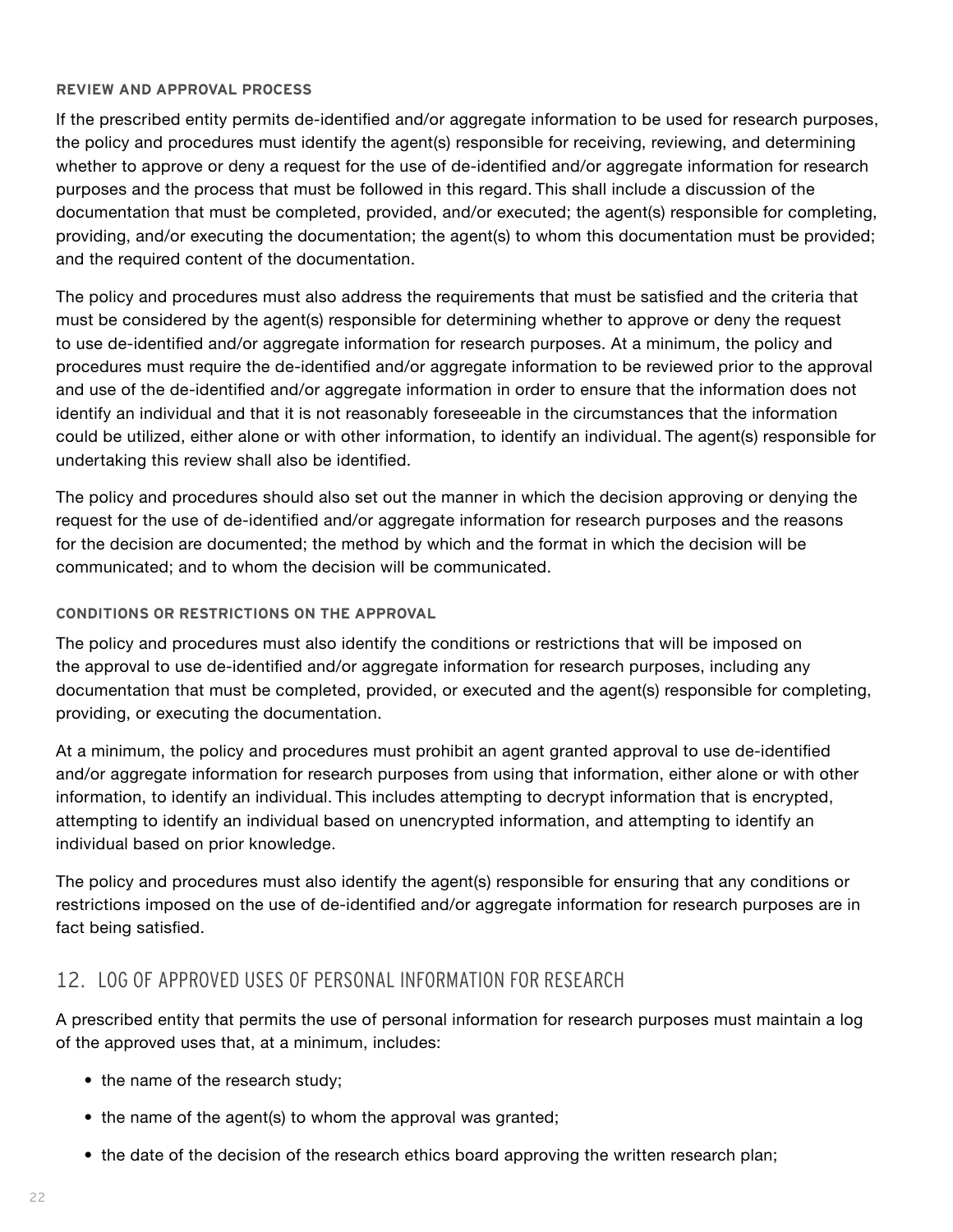#### REVIEW AND APPROVAL PROCESS

If the prescribed entity permits de-identified and/or aggregate information to be used for research purposes, the policy and procedures must identify the agent(s) responsible for receiving, reviewing, and determining whether to approve or deny a request for the use of de-identified and/or aggregate information for research purposes and the process that must be followed in this regard. This shall include a discussion of the documentation that must be completed, provided, and/or executed; the agent(s) responsible for completing, providing, and/or executing the documentation; the agent(s) to whom this documentation must be provided; and the required content of the documentation.

The policy and procedures must also address the requirements that must be satisfied and the criteria that must be considered by the agent(s) responsible for determining whether to approve or deny the request to use de-identified and/or aggregate information for research purposes. At a minimum, the policy and procedures must require the de-identified and/or aggregate information to be reviewed prior to the approval and use of the de-identified and/or aggregate information in order to ensure that the information does not identify an individual and that it is not reasonably foreseeable in the circumstances that the information could be utilized, either alone or with other information, to identify an individual. The agent(s) responsible for undertaking this review shall also be identified.

The policy and procedures should also set out the manner in which the decision approving or denying the request for the use of de-identified and/or aggregate information for research purposes and the reasons for the decision are documented; the method by which and the format in which the decision will be communicated; and to whom the decision will be communicated.

#### CONDITIONS OR RESTRICTIONS ON THE APPROVAL

The policy and procedures must also identify the conditions or restrictions that will be imposed on the approval to use de-identified and/or aggregate information for research purposes, including any documentation that must be completed, provided, or executed and the agent(s) responsible for completing, providing, or executing the documentation.

At a minimum, the policy and procedures must prohibit an agent granted approval to use de-identified and/or aggregate information for research purposes from using that information, either alone or with other information, to identify an individual. This includes attempting to decrypt information that is encrypted, attempting to identify an individual based on unencrypted information, and attempting to identify an individual based on prior knowledge.

The policy and procedures must also identify the agent(s) responsible for ensuring that any conditions or restrictions imposed on the use of de-identified and/or aggregate information for research purposes are in fact being satisfied.

### 12. LOG OF APPROVED USES OF PERSONAL INFORMATION FOR RESEARCH

A prescribed entity that permits the use of personal information for research purposes must maintain a log of the approved uses that, at a minimum, includes:

- the name of the research study;
- the name of the agent(s) to whom the approval was granted;
- the date of the decision of the research ethics board approving the written research plan;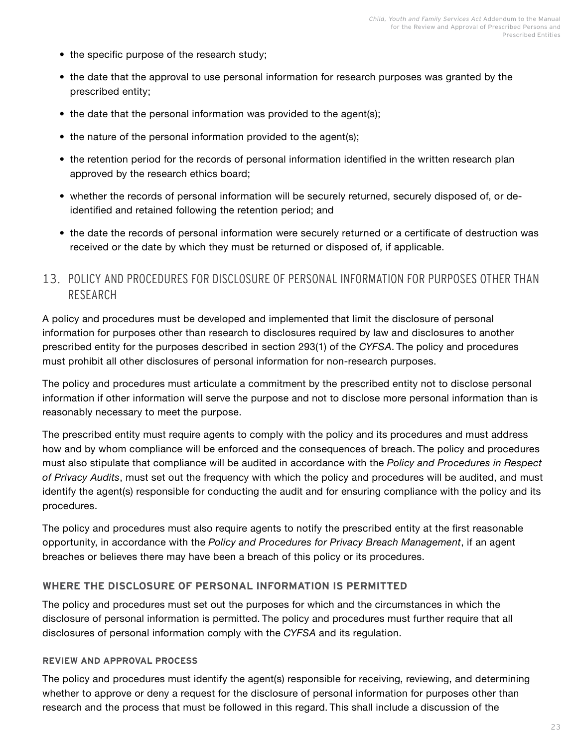- the specific purpose of the research study;
- the date that the approval to use personal information for research purposes was granted by the prescribed entity;
- the date that the personal information was provided to the agent(s);
- the nature of the personal information provided to the agent(s);
- the retention period for the records of personal information identified in the written research plan approved by the research ethics board;
- whether the records of personal information will be securely returned, securely disposed of, or de-identified and retained following the retention period; and
- the date the records of personal information were securely returned or a certificate of destruction was received or the date by which they must be returned or disposed of, if applicable.

## 13. POLICY AND PROCEDURES FOR DISCLOSURE OF PERSONAL INFORMATION FOR PURPOSES OTHER THAN RESEARCH

A policy and procedures must be developed and implemented that limit the disclosure of personal information for purposes other than research to disclosures required by law and disclosures to another prescribed entity for the purposes described in section 293(1) of the *CYFSA*. The policy and procedures must prohibit all other disclosures of personal information for non-research purposes.

The policy and procedures must articulate a commitment by the prescribed entity not to disclose personal information if other information will serve the purpose and not to disclose more personal information than is reasonably necessary to meet the purpose.

The prescribed entity must require agents to comply with the policy and its procedures and must address how and by whom compliance will be enforced and the consequences of breach. The policy and procedures must also stipulate that compliance will be audited in accordance with the *Policy and Procedures in Respect of Privacy Audits*, must set out the frequency with which the policy and procedures will be audited, and must identify the agent(s) responsible for conducting the audit and for ensuring compliance with the policy and its procedures.

The policy and procedures must also require agents to notify the prescribed entity at the first reasonable opportunity, in accordance with the *Policy and Procedures for Privacy Breach Management*, if an agent breaches or believes there may have been a breach of this policy or its procedures.

### WHERE THE DISCLOSURE OF PERSONAL INFORMATION IS PERMITTED

The policy and procedures must set out the purposes for which and the circumstances in which the disclosure of personal information is permitted. The policy and procedures must further require that all disclosures of personal information comply with the *CYFSA* and its regulation.

#### REVIEW AND APPROVAL PROCESS

The policy and procedures must identify the agent(s) responsible for receiving, reviewing, and determining whether to approve or deny a request for the disclosure of personal information for purposes other than research and the process that must be followed in this regard. This shall include a discussion of the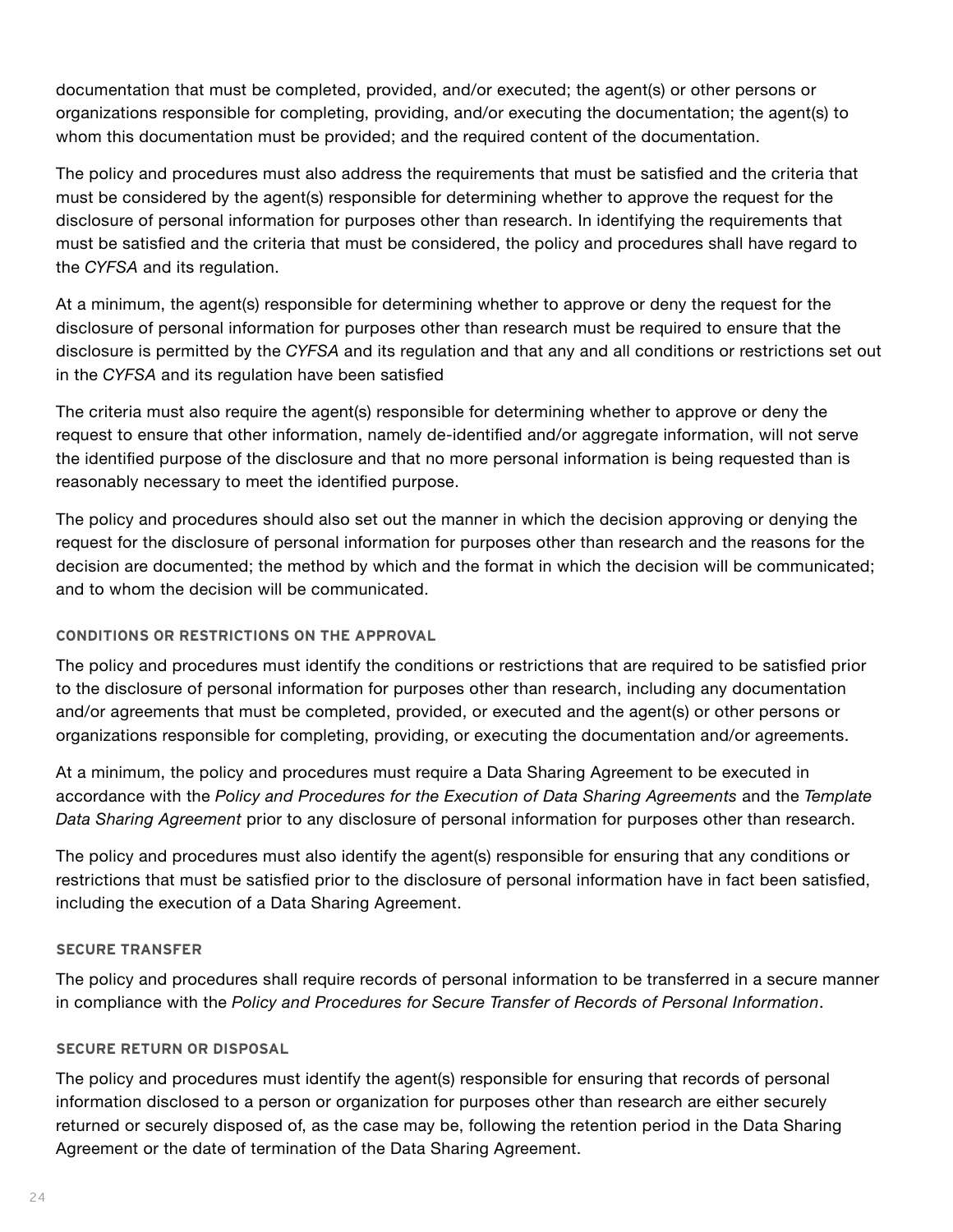documentation that must be completed, provided, and/or executed; the agent(s) or other persons or organizations responsible for completing, providing, and/or executing the documentation; the agent(s) to whom this documentation must be provided; and the required content of the documentation.

The policy and procedures must also address the requirements that must be satisfied and the criteria that must be considered by the agent(s) responsible for determining whether to approve the request for the disclosure of personal information for purposes other than research. In identifying the requirements that must be satisfied and the criteria that must be considered, the policy and procedures shall have regard to the *CYFSA* and its regulation.

At a minimum, the agent(s) responsible for determining whether to approve or deny the request for the disclosure of personal information for purposes other than research must be required to ensure that the disclosure is permitted by the *CYFSA* and its regulation and that any and all conditions or restrictions set out in the *CYFSA* and its regulation have been satisfied

The criteria must also require the agent(s) responsible for determining whether to approve or deny the request to ensure that other information, namely de-identified and/or aggregate information, will not serve the identified purpose of the disclosure and that no more personal information is being requested than is reasonably necessary to meet the identified purpose.

The policy and procedures should also set out the manner in which the decision approving or denying the request for the disclosure of personal information for purposes other than research and the reasons for the decision are documented; the method by which and the format in which the decision will be communicated; and to whom the decision will be communicated.

#### CONDITIONS OR RESTRICTIONS ON THE APPROVAL

The policy and procedures must identify the conditions or restrictions that are required to be satisfied prior to the disclosure of personal information for purposes other than research, including any documentation and/or agreements that must be completed, provided, or executed and the agent(s) or other persons or organizations responsible for completing, providing, or executing the documentation and/or agreements.

At a minimum, the policy and procedures must require a Data Sharing Agreement to be executed in accordance with the *Policy and Procedures for the Execution of Data Sharing Agreements* and the *Template Data Sharing Agreement* prior to any disclosure of personal information for purposes other than research.

The policy and procedures must also identify the agent(s) responsible for ensuring that any conditions or restrictions that must be satisfied prior to the disclosure of personal information have in fact been satisfied, including the execution of a Data Sharing Agreement.

#### SECURE TRANSFER

The policy and procedures shall require records of personal information to be transferred in a secure manner in compliance with the *Policy and Procedures for Secure Transfer of Records of Personal Information*.

#### SECURE RETURN OR DISPOSAL

The policy and procedures must identify the agent(s) responsible for ensuring that records of personal information disclosed to a person or organization for purposes other than research are either securely returned or securely disposed of, as the case may be, following the retention period in the Data Sharing Agreement or the date of termination of the Data Sharing Agreement.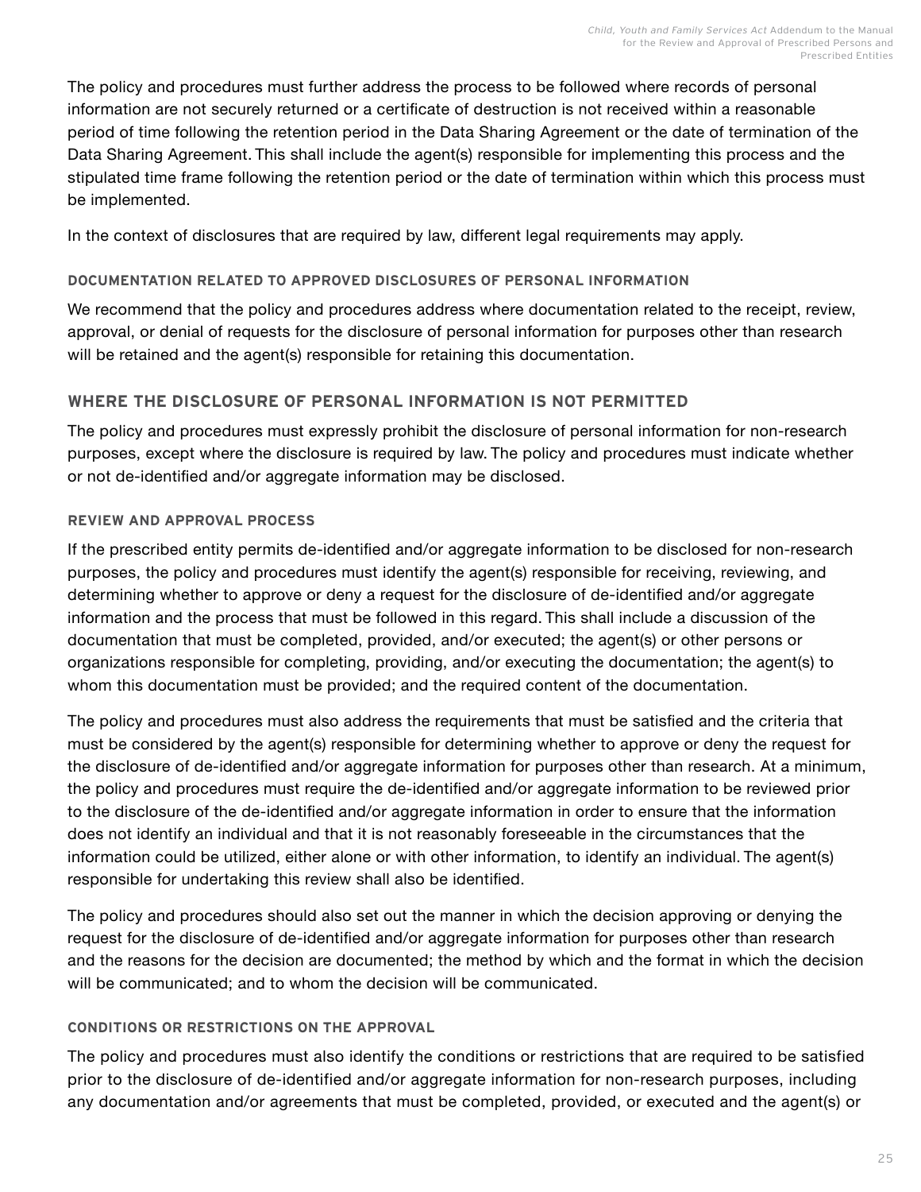The policy and procedures must further address the process to be followed where records of personal information are not securely returned or a certificate of destruction is not received within a reasonable period of time following the retention period in the Data Sharing Agreement or the date of termination of the Data Sharing Agreement. This shall include the agent(s) responsible for implementing this process and the stipulated time frame following the retention period or the date of termination within which this process must be implemented.

In the context of disclosures that are required by law, different legal requirements may apply.

#### DOCUMENTATION RELATED TO APPROVED DISCLOSURES OF PERSONAL INFORMATION

We recommend that the policy and procedures address where documentation related to the receipt, review, approval, or denial of requests for the disclosure of personal information for purposes other than research will be retained and the agent(s) responsible for retaining this documentation.

### WHERE THE DISCLOSURE OF PERSONAL INFORMATION IS NOT PERMITTED

The policy and procedures must expressly prohibit the disclosure of personal information for non-research purposes, except where the disclosure is required by law. The policy and procedures must indicate whether or not de-identified and/or aggregate information may be disclosed.

#### REVIEW AND APPROVAL PROCESS

If the prescribed entity permits de-identified and/or aggregate information to be disclosed for non-research purposes, the policy and procedures must identify the agent(s) responsible for receiving, reviewing, and determining whether to approve or deny a request for the disclosure of de-identified and/or aggregate information and the process that must be followed in this regard. This shall include a discussion of the documentation that must be completed, provided, and/or executed; the agent(s) or other persons or organizations responsible for completing, providing, and/or executing the documentation; the agent(s) to whom this documentation must be provided; and the required content of the documentation.

The policy and procedures must also address the requirements that must be satisfied and the criteria that must be considered by the agent(s) responsible for determining whether to approve or deny the request for the disclosure of de-identified and/or aggregate information for purposes other than research. At a minimum, the policy and procedures must require the de-identified and/or aggregate information to be reviewed prior to the disclosure of the de-identified and/or aggregate information in order to ensure that the information does not identify an individual and that it is not reasonably foreseeable in the circumstances that the information could be utilized, either alone or with other information, to identify an individual. The agent(s) responsible for undertaking this review shall also be identified.

The policy and procedures should also set out the manner in which the decision approving or denying the request for the disclosure of de-identified and/or aggregate information for purposes other than research and the reasons for the decision are documented; the method by which and the format in which the decision will be communicated; and to whom the decision will be communicated.

#### CONDITIONS OR RESTRICTIONS ON THE APPROVAL

The policy and procedures must also identify the conditions or restrictions that are required to be satisfied prior to the disclosure of de-identified and/or aggregate information for non-research purposes, including any documentation and/or agreements that must be completed, provided, or executed and the agent(s) or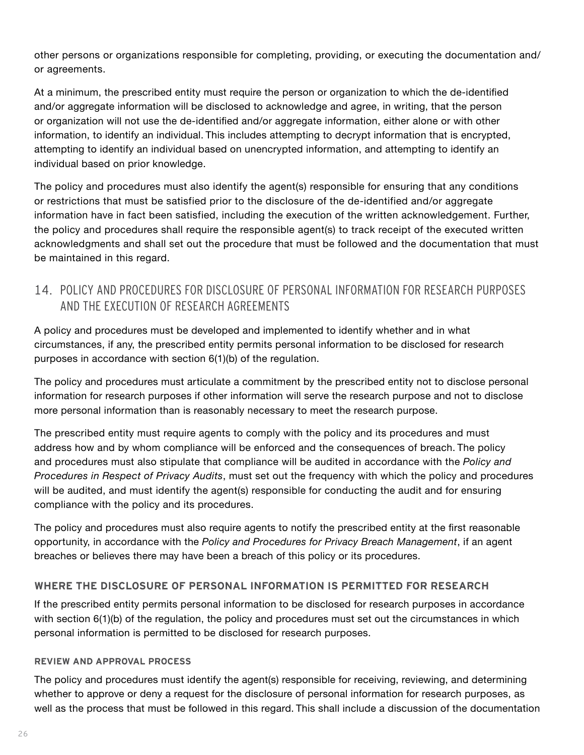other persons or organizations responsible for completing, providing, or executing the documentation and/or agreements.

At a minimum, the prescribed entity must require the person or organization to which the de-identified and/or aggregate information will be disclosed to acknowledge and agree, in writing, that the person or organization will not use the de-identified and/or aggregate information, either alone or with other information, to identify an individual. This includes attempting to decrypt information that is encrypted, attempting to identify an individual based on unencrypted information, and attempting to identify an individual based on prior knowledge.

The policy and procedures must also identify the agent(s) responsible for ensuring that any conditions or restrictions that must be satisfied prior to the disclosure of the de-identified and/or aggregate information have in fact been satisfied, including the execution of the written acknowledgement. Further, the policy and procedures shall require the responsible agent(s) to track receipt of the executed written acknowledgments and shall set out the procedure that must be followed and the documentation that must be maintained in this regard.

## 14. POLICY AND PROCEDURES FOR DISCLOSURE OF PERSONAL INFORMATION FOR RESEARCH PURPOSES AND THE EXECUTION OF RESEARCH AGREEMENTS

A policy and procedures must be developed and implemented to identify whether and in what circumstances, if any, the prescribed entity permits personal information to be disclosed for research purposes in accordance with section 6(1)(b) of the regulation.

The policy and procedures must articulate a commitment by the prescribed entity not to disclose personal information for research purposes if other information will serve the research purpose and not to disclose more personal information than is reasonably necessary to meet the research purpose.

The prescribed entity must require agents to comply with the policy and its procedures and must address how and by whom compliance will be enforced and the consequences of breach. The policy and procedures must also stipulate that compliance will be audited in accordance with the *Policy and Procedures in Respect of Privacy Audits*, must set out the frequency with which the policy and procedures will be audited, and must identify the agent(s) responsible for conducting the audit and for ensuring compliance with the policy and its procedures.

The policy and procedures must also require agents to notify the prescribed entity at the first reasonable opportunity, in accordance with the *Policy and Procedures for Privacy Breach Management*, if an agent breaches or believes there may have been a breach of this policy or its procedures.

### WHERE THE DISCLOSURE OF PERSONAL INFORMATION IS PERMITTED FOR RESEARCH

If the prescribed entity permits personal information to be disclosed for research purposes in accordance with section 6(1)(b) of the regulation, the policy and procedures must set out the circumstances in which personal information is permitted to be disclosed for research purposes.

#### REVIEW AND APPROVAL PROCESS

The policy and procedures must identify the agent(s) responsible for receiving, reviewing, and determining whether to approve or deny a request for the disclosure of personal information for research purposes, as well as the process that must be followed in this regard. This shall include a discussion of the documentation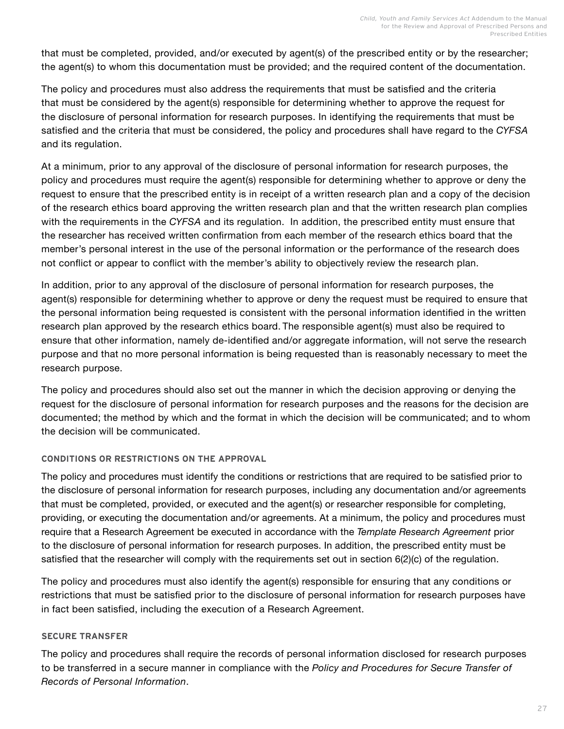that must be completed, provided, and/or executed by agent(s) of the prescribed entity or by the researcher; the agent(s) to whom this documentation must be provided; and the required content of the documentation.

The policy and procedures must also address the requirements that must be satisfied and the criteria that must be considered by the agent(s) responsible for determining whether to approve the request for the disclosure of personal information for research purposes. In identifying the requirements that must be satisfied and the criteria that must be considered, the policy and procedures shall have regard to the *CYFSA* and its regulation.

At a minimum, prior to any approval of the disclosure of personal information for research purposes, the policy and procedures must require the agent(s) responsible for determining whether to approve or deny the request to ensure that the prescribed entity is in receipt of a written research plan and a copy of the decision of the research ethics board approving the written research plan and that the written research plan complies with the requirements in the *CYFSA* and its regulation. In addition, the prescribed entity must ensure that the researcher has received written confirmation from each member of the research ethics board that the member's personal interest in the use of the personal information or the performance of the research does not conflict or appear to conflict with the member's ability to objectively review the research plan.

In addition, prior to any approval of the disclosure of personal information for research purposes, the agent(s) responsible for determining whether to approve or deny the request must be required to ensure that the personal information being requested is consistent with the personal information identified in the written research plan approved by the research ethics board. The responsible agent(s) must also be required to ensure that other information, namely de-identified and/or aggregate information, will not serve the research purpose and that no more personal information is being requested than is reasonably necessary to meet the research purpose.

The policy and procedures should also set out the manner in which the decision approving or denying the request for the disclosure of personal information for research purposes and the reasons for the decision are documented; the method by which and the format in which the decision will be communicated; and to whom the decision will be communicated.

#### CONDITIONS OR RESTRICTIONS ON THE APPROVAL

The policy and procedures must identify the conditions or restrictions that are required to be satisfied prior to the disclosure of personal information for research purposes, including any documentation and/or agreements that must be completed, provided, or executed and the agent(s) or researcher responsible for completing, providing, or executing the documentation and/or agreements. At a minimum, the policy and procedures must require that a Research Agreement be executed in accordance with the *Template Research Agreement* prior to the disclosure of personal information for research purposes. In addition, the prescribed entity must be satisfied that the researcher will comply with the requirements set out in section 6(2)(c) of the regulation.

The policy and procedures must also identify the agent(s) responsible for ensuring that any conditions or restrictions that must be satisfied prior to the disclosure of personal information for research purposes have in fact been satisfied, including the execution of a Research Agreement.

#### SECURE TRANSFER

The policy and procedures shall require the records of personal information disclosed for research purposes to be transferred in a secure manner in compliance with the *Policy and Procedures for Secure Transfer of Records of Personal Information*.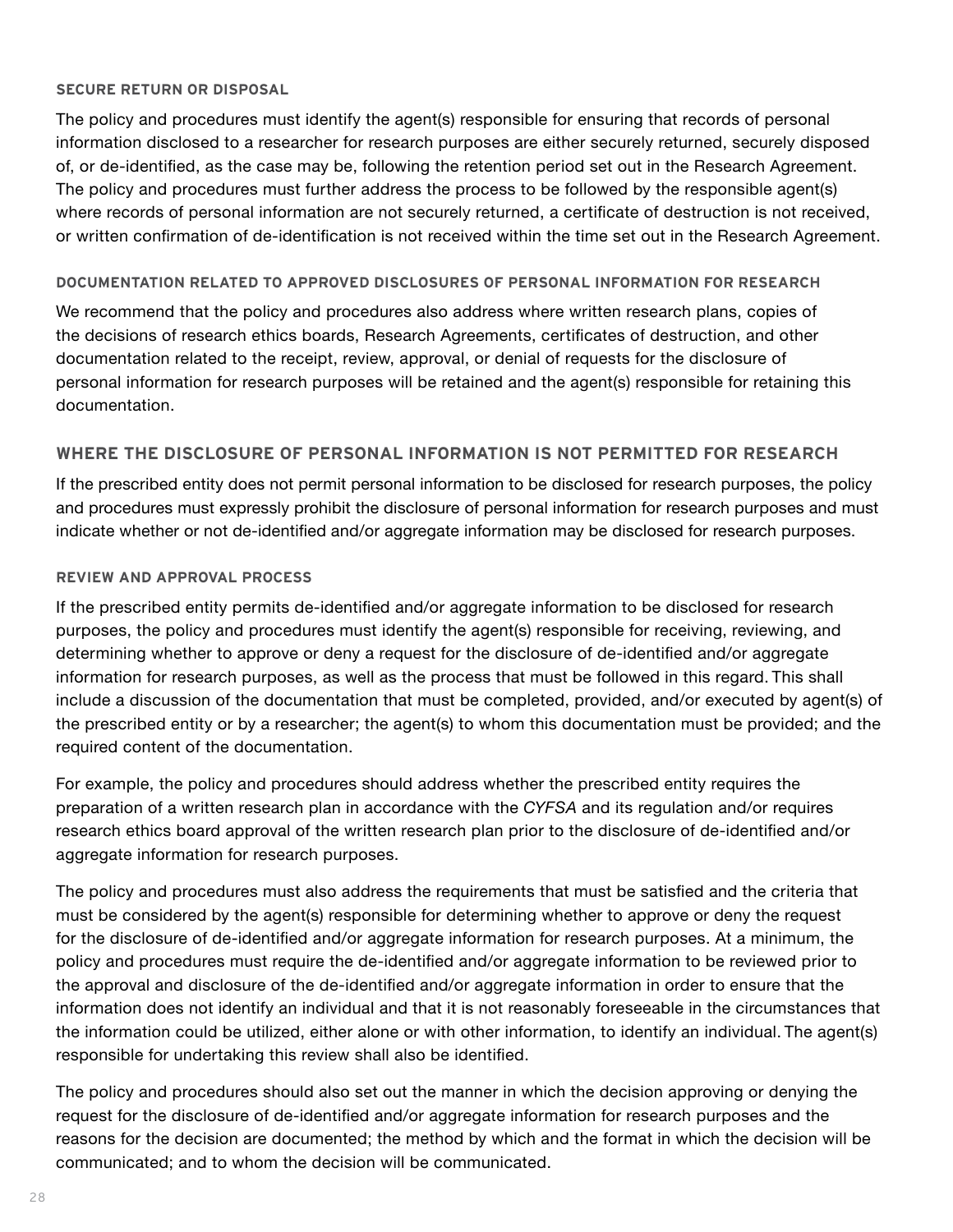#### SECURE RETURN OR DISPOSAL

The policy and procedures must identify the agent(s) responsible for ensuring that records of personal information disclosed to a researcher for research purposes are either securely returned, securely disposed of, or de-identified, as the case may be, following the retention period set out in the Research Agreement. The policy and procedures must further address the process to be followed by the responsible agent(s) where records of personal information are not securely returned, a certificate of destruction is not received, or written confirmation of de-identification is not received within the time set out in the Research Agreement.

#### DOCUMENTATION RELATED TO APPROVED DISCLOSURES OF PERSONAL INFORMATION FOR RESEARCH

We recommend that the policy and procedures also address where written research plans, copies of the decisions of research ethics boards, Research Agreements, certificates of destruction, and other documentation related to the receipt, review, approval, or denial of requests for the disclosure of personal information for research purposes will be retained and the agent(s) responsible for retaining this documentation.

### WHERE THE DISCLOSURE OF PERSONAL INFORMATION IS NOT PERMITTED FOR RESEARCH

If the prescribed entity does not permit personal information to be disclosed for research purposes, the policy and procedures must expressly prohibit the disclosure of personal information for research purposes and must indicate whether or not de-identified and/or aggregate information may be disclosed for research purposes.

#### REVIEW AND APPROVAL PROCESS

If the prescribed entity permits de-identified and/or aggregate information to be disclosed for research purposes, the policy and procedures must identify the agent(s) responsible for receiving, reviewing, and determining whether to approve or deny a request for the disclosure of de-identified and/or aggregate information for research purposes, as well as the process that must be followed in this regard. This shall include a discussion of the documentation that must be completed, provided, and/or executed by agent(s) of the prescribed entity or by a researcher; the agent(s) to whom this documentation must be provided; and the required content of the documentation.

For example, the policy and procedures should address whether the prescribed entity requires the preparation of a written research plan in accordance with the *CYFSA* and its regulation and/or requires research ethics board approval of the written research plan prior to the disclosure of de-identified and/or aggregate information for research purposes.

The policy and procedures must also address the requirements that must be satisfied and the criteria that must be considered by the agent(s) responsible for determining whether to approve or deny the request for the disclosure of de-identified and/or aggregate information for research purposes. At a minimum, the policy and procedures must require the de-identified and/or aggregate information to be reviewed prior to the approval and disclosure of the de-identified and/or aggregate information in order to ensure that the information does not identify an individual and that it is not reasonably foreseeable in the circumstances that the information could be utilized, either alone or with other information, to identify an individual. The agent(s) responsible for undertaking this review shall also be identified.

The policy and procedures should also set out the manner in which the decision approving or denying the request for the disclosure of de-identified and/or aggregate information for research purposes and the reasons for the decision are documented; the method by which and the format in which the decision will be communicated; and to whom the decision will be communicated.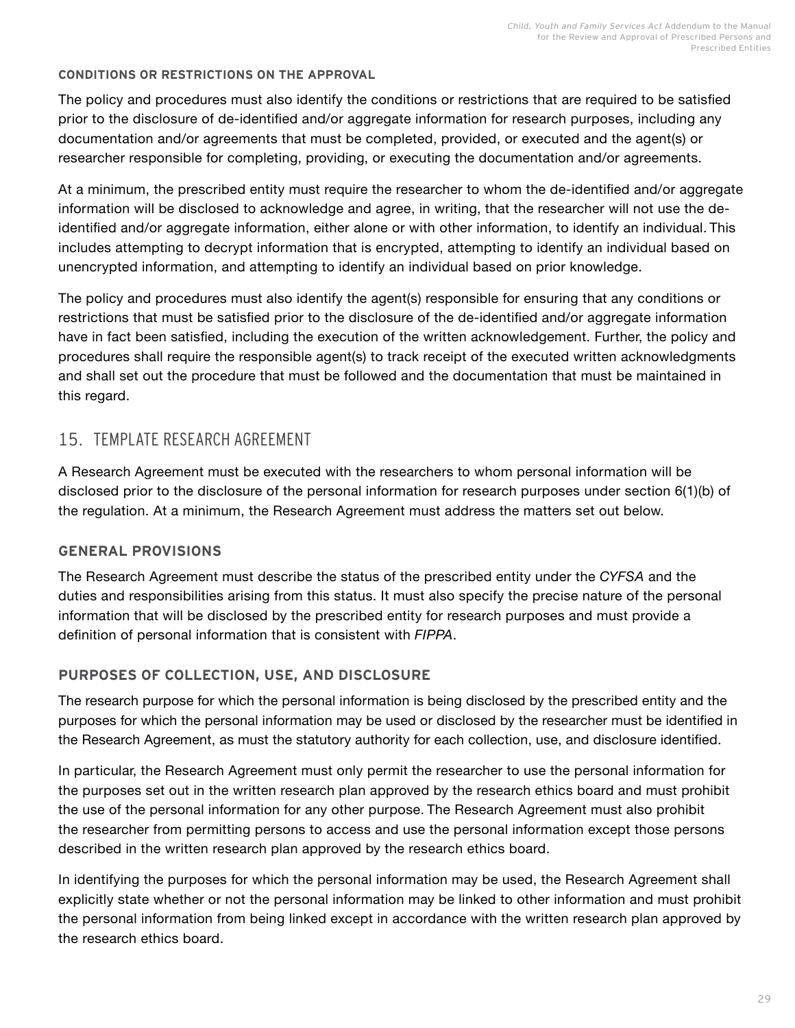#### CONDITIONS OR RESTRICTIONS ON THE APPROVAL

The policy and procedures must also identify the conditions or restrictions that are required to be satisfied prior to the disclosure of de-identified and/or aggregate information for research purposes, including any documentation and/or agreements that must be completed, provided, or executed and the agent(s) or researcher responsible for completing, providing, or executing the documentation and/or agreements.

At a minimum, the prescribed entity must require the researcher to whom the de-identified and/or aggregate information will be disclosed to acknowledge and agree, in writing, that the researcher will not use the de-identified and/or aggregate information, either alone or with other information, to identify an individual. This includes attempting to decrypt information that is encrypted, attempting to identify an individual based on unencrypted information, and attempting to identify an individual based on prior knowledge.

The policy and procedures must also identify the agent(s) responsible for ensuring that any conditions or restrictions that must be satisfied prior to the disclosure of the de-identified and/or aggregate information have in fact been satisfied, including the execution of the written acknowledgement. Further, the policy and procedures shall require the responsible agent(s) to track receipt of the executed written acknowledgments and shall set out the procedure that must be followed and the documentation that must be maintained in this regard.

## 15. TEMPLATE RESEARCH AGREEMENT

A Research Agreement must be executed with the researchers to whom personal information will be disclosed prior to the disclosure of the personal information for research purposes under section 6(1)(b) of the regulation. At a minimum, the Research Agreement must address the matters set out below.

### GENERAL PROVISIONS

The Research Agreement must describe the status of the prescribed entity under the *CYFSA* and the duties and responsibilities arising from this status. It must also specify the precise nature of the personal information that will be disclosed by the prescribed entity for research purposes and must provide a definition of personal information that is consistent with *FIPPA*.

### PURPOSES OF COLLECTION, USE, AND DISCLOSURE

The research purpose for which the personal information is being disclosed by the prescribed entity and the purposes for which the personal information may be used or disclosed by the researcher must be identified in the Research Agreement, as must the statutory authority for each collection, use, and disclosure identified.

In particular, the Research Agreement must only permit the researcher to use the personal information for the purposes set out in the written research plan approved by the research ethics board and must prohibit the use of the personal information for any other purpose. The Research Agreement must also prohibit the researcher from permitting persons to access and use the personal information except those persons described in the written research plan approved by the research ethics board.

In identifying the purposes for which the personal information may be used, the Research Agreement shall explicitly state whether or not the personal information may be linked to other information and must prohibit the personal information from being linked except in accordance with the written research plan approved by the research ethics board.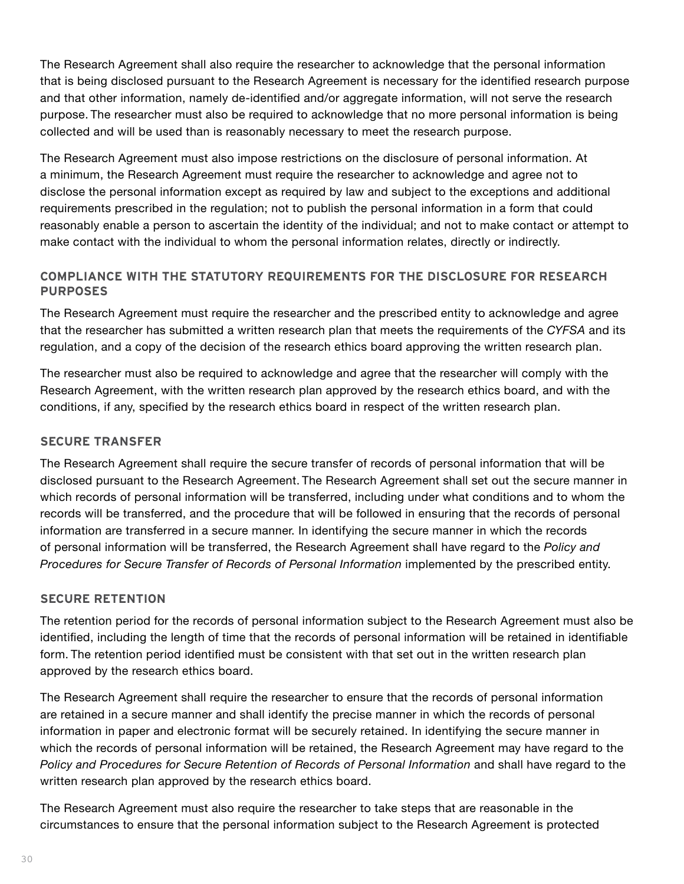The Research Agreement shall also require the researcher to acknowledge that the personal information that is being disclosed pursuant to the Research Agreement is necessary for the identified research purpose and that other information, namely de-identified and/or aggregate information, will not serve the research purpose. The researcher must also be required to acknowledge that no more personal information is being collected and will be used than is reasonably necessary to meet the research purpose.

The Research Agreement must also impose restrictions on the disclosure of personal information. At a minimum, the Research Agreement must require the researcher to acknowledge and agree not to disclose the personal information except as required by law and subject to the exceptions and additional requirements prescribed in the regulation; not to publish the personal information in a form that could reasonably enable a person to ascertain the identity of the individual; and not to make contact or attempt to make contact with the individual to whom the personal information relates, directly or indirectly.

### COMPLIANCE WITH THE STATUTORY REQUIREMENTS FOR THE DISCLOSURE FOR RESEARCH PURPOSES

The Research Agreement must require the researcher and the prescribed entity to acknowledge and agree that the researcher has submitted a written research plan that meets the requirements of the *CYFSA* and its regulation, and a copy of the decision of the research ethics board approving the written research plan.

The researcher must also be required to acknowledge and agree that the researcher will comply with the Research Agreement, with the written research plan approved by the research ethics board, and with the conditions, if any, specified by the research ethics board in respect of the written research plan.

### SECURE TRANSFER

The Research Agreement shall require the secure transfer of records of personal information that will be disclosed pursuant to the Research Agreement. The Research Agreement shall set out the secure manner in which records of personal information will be transferred, including under what conditions and to whom the records will be transferred, and the procedure that will be followed in ensuring that the records of personal information are transferred in a secure manner. In identifying the secure manner in which the records of personal information will be transferred, the Research Agreement shall have regard to the *Policy and Procedures for Secure Transfer of Records of Personal Information* implemented by the prescribed entity.

### SECURE RETENTION

The retention period for the records of personal information subject to the Research Agreement must also be identified, including the length of time that the records of personal information will be retained in identifiable form. The retention period identified must be consistent with that set out in the written research plan approved by the research ethics board.

The Research Agreement shall require the researcher to ensure that the records of personal information are retained in a secure manner and shall identify the precise manner in which the records of personal information in paper and electronic format will be securely retained. In identifying the secure manner in which the records of personal information will be retained, the Research Agreement may have regard to the *Policy and Procedures for Secure Retention of Records of Personal Information* and shall have regard to the written research plan approved by the research ethics board.

The Research Agreement must also require the researcher to take steps that are reasonable in the circumstances to ensure that the personal information subject to the Research Agreement is protected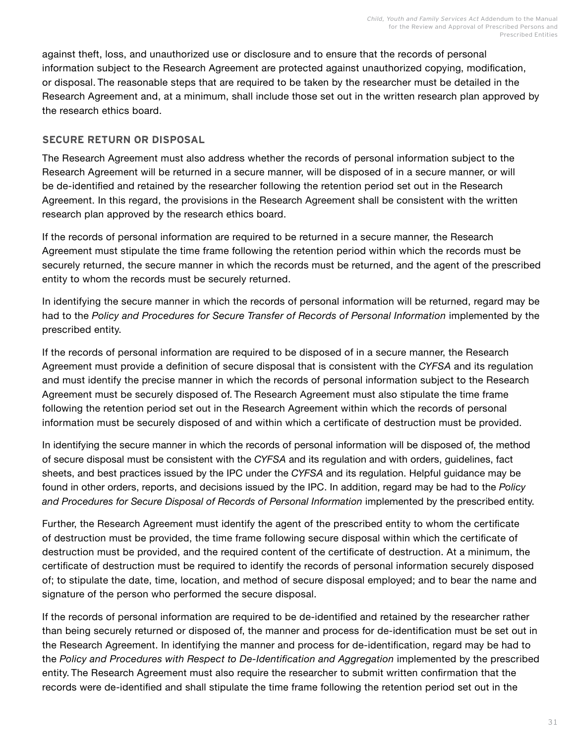against theft, loss, and unauthorized use or disclosure and to ensure that the records of personal information subject to the Research Agreement are protected against unauthorized copying, modification, or disposal. The reasonable steps that are required to be taken by the researcher must be detailed in the Research Agreement and, at a minimum, shall include those set out in the written research plan approved by the research ethics board.

### SECURE RETURN OR DISPOSAL

The Research Agreement must also address whether the records of personal information subject to the Research Agreement will be returned in a secure manner, will be disposed of in a secure manner, or will be de-identified and retained by the researcher following the retention period set out in the Research Agreement. In this regard, the provisions in the Research Agreement shall be consistent with the written research plan approved by the research ethics board.

If the records of personal information are required to be returned in a secure manner, the Research Agreement must stipulate the time frame following the retention period within which the records must be securely returned, the secure manner in which the records must be returned, and the agent of the prescribed entity to whom the records must be securely returned.

In identifying the secure manner in which the records of personal information will be returned, regard may be had to the *Policy and Procedures for Secure Transfer of Records of Personal Information* implemented by the prescribed entity.

If the records of personal information are required to be disposed of in a secure manner, the Research Agreement must provide a definition of secure disposal that is consistent with the *CYFSA* and its regulation and must identify the precise manner in which the records of personal information subject to the Research Agreement must be securely disposed of. The Research Agreement must also stipulate the time frame following the retention period set out in the Research Agreement within which the records of personal information must be securely disposed of and within which a certificate of destruction must be provided.

In identifying the secure manner in which the records of personal information will be disposed of, the method of secure disposal must be consistent with the *CYFSA* and its regulation and with orders, guidelines, fact sheets, and best practices issued by the IPC under the *CYFSA* and its regulation. Helpful guidance may be found in other orders, reports, and decisions issued by the IPC. In addition, regard may be had to the *Policy and Procedures for Secure Disposal of Records of Personal Information* implemented by the prescribed entity.

Further, the Research Agreement must identify the agent of the prescribed entity to whom the certificate of destruction must be provided, the time frame following secure disposal within which the certificate of destruction must be provided, and the required content of the certificate of destruction. At a minimum, the certificate of destruction must be required to identify the records of personal information securely disposed of; to stipulate the date, time, location, and method of secure disposal employed; and to bear the name and signature of the person who performed the secure disposal.

If the records of personal information are required to be de-identified and retained by the researcher rather than being securely returned or disposed of, the manner and process for de-identification must be set out in the Research Agreement. In identifying the manner and process for de-identification, regard may be had to the *Policy and Procedures with Respect to De-Identification and Aggregation* implemented by the prescribed entity. The Research Agreement must also require the researcher to submit written confirmation that the records were de-identified and shall stipulate the time frame following the retention period set out in the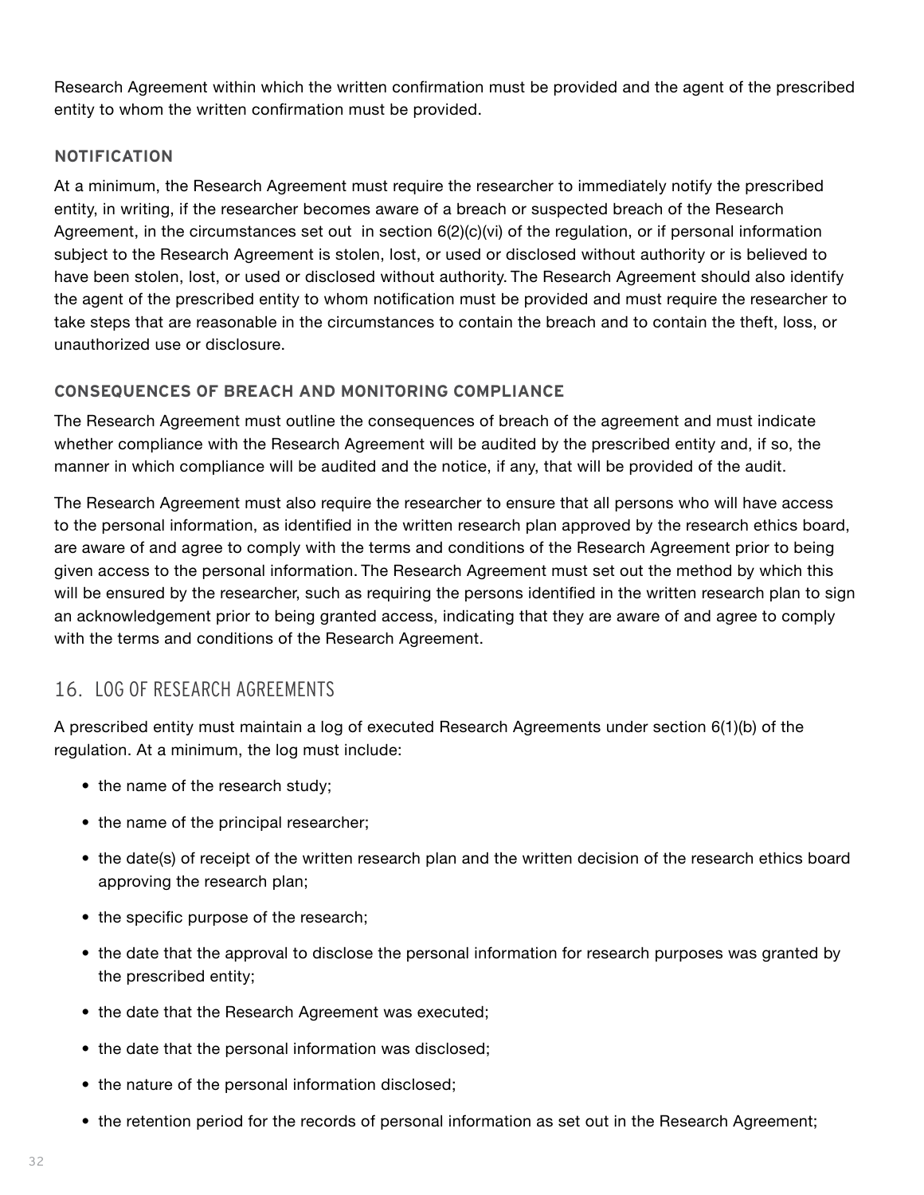Research Agreement within which the written confirmation must be provided and the agent of the prescribed entity to whom the written confirmation must be provided.

### NOTIFICATION

At a minimum, the Research Agreement must require the researcher to immediately notify the prescribed entity, in writing, if the researcher becomes aware of a breach or suspected breach of the Research Agreement, in the circumstances set out in section 6(2)(c)(vi) of the regulation, or if personal information subject to the Research Agreement is stolen, lost, or used or disclosed without authority or is believed to have been stolen, lost, or used or disclosed without authority. The Research Agreement should also identify the agent of the prescribed entity to whom notification must be provided and must require the researcher to take steps that are reasonable in the circumstances to contain the breach and to contain the theft, loss, or unauthorized use or disclosure.

### CONSEQUENCES OF BREACH AND MONITORING COMPLIANCE

The Research Agreement must outline the consequences of breach of the agreement and must indicate whether compliance with the Research Agreement will be audited by the prescribed entity and, if so, the manner in which compliance will be audited and the notice, if any, that will be provided of the audit.

The Research Agreement must also require the researcher to ensure that all persons who will have access to the personal information, as identified in the written research plan approved by the research ethics board, are aware of and agree to comply with the terms and conditions of the Research Agreement prior to being given access to the personal information. The Research Agreement must set out the method by which this will be ensured by the researcher, such as requiring the persons identified in the written research plan to sign an acknowledgement prior to being granted access, indicating that they are aware of and agree to comply with the terms and conditions of the Research Agreement.

## 16. LOG OF RESEARCH AGREEMENTS

A prescribed entity must maintain a log of executed Research Agreements under section 6(1)(b) of the regulation. At a minimum, the log must include:

- the name of the research study;
- the name of the principal researcher;
- the date(s) of receipt of the written research plan and the written decision of the research ethics board approving the research plan;
- the specific purpose of the research;
- the date that the approval to disclose the personal information for research purposes was granted by the prescribed entity;
- the date that the Research Agreement was executed;
- the date that the personal information was disclosed;
- the nature of the personal information disclosed;
- the retention period for the records of personal information as set out in the Research Agreement;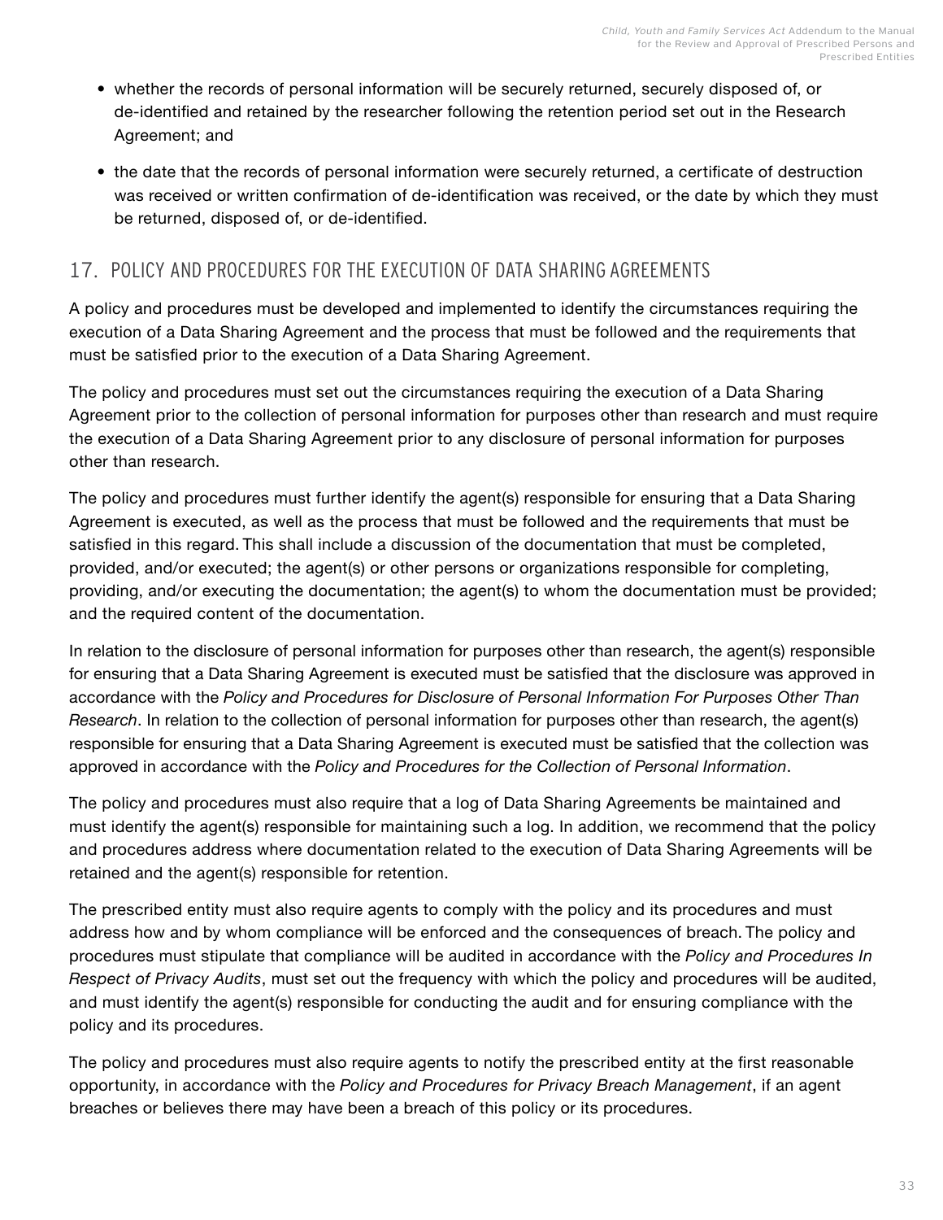- whether the records of personal information will be securely returned, securely disposed of, or de-identified and retained by the researcher following the retention period set out in the Research Agreement; and
- the date that the records of personal information were securely returned, a certificate of destruction was received or written confirmation of de-identification was received, or the date by which they must be returned, disposed of, or de-identified.

## 17. POLICY AND PROCEDURES FOR THE EXECUTION OF DATA SHARING AGREEMENTS

A policy and procedures must be developed and implemented to identify the circumstances requiring the execution of a Data Sharing Agreement and the process that must be followed and the requirements that must be satisfied prior to the execution of a Data Sharing Agreement.

The policy and procedures must set out the circumstances requiring the execution of a Data Sharing Agreement prior to the collection of personal information for purposes other than research and must require the execution of a Data Sharing Agreement prior to any disclosure of personal information for purposes other than research.

The policy and procedures must further identify the agent(s) responsible for ensuring that a Data Sharing Agreement is executed, as well as the process that must be followed and the requirements that must be satisfied in this regard. This shall include a discussion of the documentation that must be completed, provided, and/or executed; the agent(s) or other persons or organizations responsible for completing, providing, and/or executing the documentation; the agent(s) to whom the documentation must be provided; and the required content of the documentation.

In relation to the disclosure of personal information for purposes other than research, the agent(s) responsible for ensuring that a Data Sharing Agreement is executed must be satisfied that the disclosure was approved in accordance with the *Policy and Procedures for Disclosure of Personal Information For Purposes Other Than Research*. In relation to the collection of personal information for purposes other than research, the agent(s) responsible for ensuring that a Data Sharing Agreement is executed must be satisfied that the collection was approved in accordance with the *Policy and Procedures for the Collection of Personal Information*.

The policy and procedures must also require that a log of Data Sharing Agreements be maintained and must identify the agent(s) responsible for maintaining such a log. In addition, we recommend that the policy and procedures address where documentation related to the execution of Data Sharing Agreements will be retained and the agent(s) responsible for retention.

The prescribed entity must also require agents to comply with the policy and its procedures and must address how and by whom compliance will be enforced and the consequences of breach. The policy and procedures must stipulate that compliance will be audited in accordance with the *Policy and Procedures In Respect of Privacy Audits*, must set out the frequency with which the policy and procedures will be audited, and must identify the agent(s) responsible for conducting the audit and for ensuring compliance with the policy and its procedures.

The policy and procedures must also require agents to notify the prescribed entity at the first reasonable opportunity, in accordance with the *Policy and Procedures for Privacy Breach Management*, if an agent breaches or believes there may have been a breach of this policy or its procedures.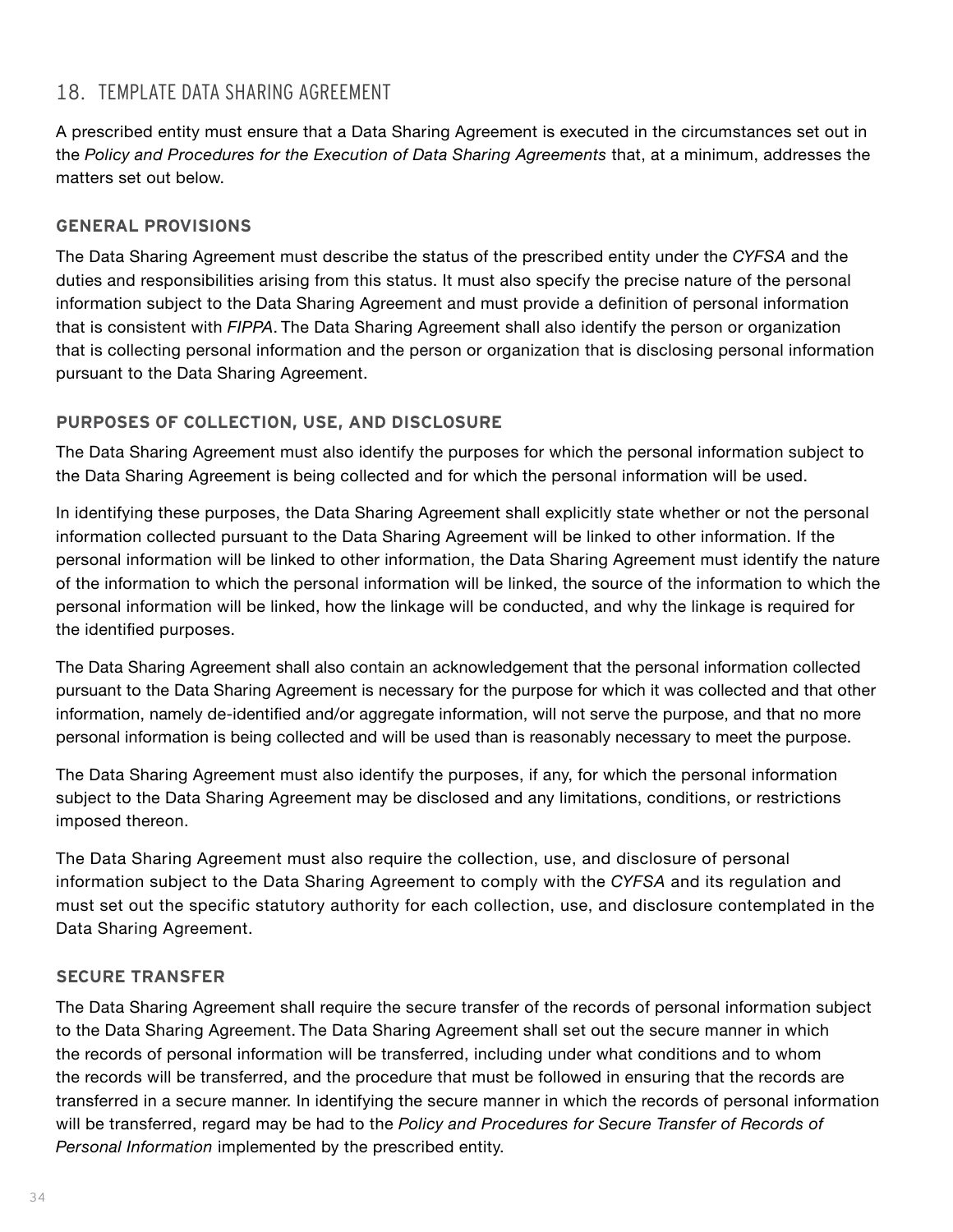## 18. TEMPLATE DATA SHARING AGREEMENT

A prescribed entity must ensure that a Data Sharing Agreement is executed in the circumstances set out in the *Policy and Procedures for the Execution of Data Sharing Agreements* that, at a minimum, addresses the matters set out below.

### GENERAL PROVISIONS

The Data Sharing Agreement must describe the status of the prescribed entity under the *CYFSA* and the duties and responsibilities arising from this status. It must also specify the precise nature of the personal information subject to the Data Sharing Agreement and must provide a definition of personal information that is consistent with *FIPPA*. The Data Sharing Agreement shall also identify the person or organization that is collecting personal information and the person or organization that is disclosing personal information pursuant to the Data Sharing Agreement.

### PURPOSES OF COLLECTION, USE, AND DISCLOSURE

The Data Sharing Agreement must also identify the purposes for which the personal information subject to the Data Sharing Agreement is being collected and for which the personal information will be used.

In identifying these purposes, the Data Sharing Agreement shall explicitly state whether or not the personal information collected pursuant to the Data Sharing Agreement will be linked to other information. If the personal information will be linked to other information, the Data Sharing Agreement must identify the nature of the information to which the personal information will be linked, the source of the information to which the personal information will be linked, how the linkage will be conducted, and why the linkage is required for the identified purposes.

The Data Sharing Agreement shall also contain an acknowledgement that the personal information collected pursuant to the Data Sharing Agreement is necessary for the purpose for which it was collected and that other information, namely de-identified and/or aggregate information, will not serve the purpose, and that no more personal information is being collected and will be used than is reasonably necessary to meet the purpose.

The Data Sharing Agreement must also identify the purposes, if any, for which the personal information subject to the Data Sharing Agreement may be disclosed and any limitations, conditions, or restrictions imposed thereon.

The Data Sharing Agreement must also require the collection, use, and disclosure of personal information subject to the Data Sharing Agreement to comply with the *CYFSA* and its regulation and must set out the specific statutory authority for each collection, use, and disclosure contemplated in the Data Sharing Agreement.

### SECURE TRANSFER

The Data Sharing Agreement shall require the secure transfer of the records of personal information subject to the Data Sharing Agreement. The Data Sharing Agreement shall set out the secure manner in which the records of personal information will be transferred, including under what conditions and to whom the records will be transferred, and the procedure that must be followed in ensuring that the records are transferred in a secure manner. In identifying the secure manner in which the records of personal information will be transferred, regard may be had to the *Policy and Procedures for Secure Transfer of Records of Personal Information* implemented by the prescribed entity.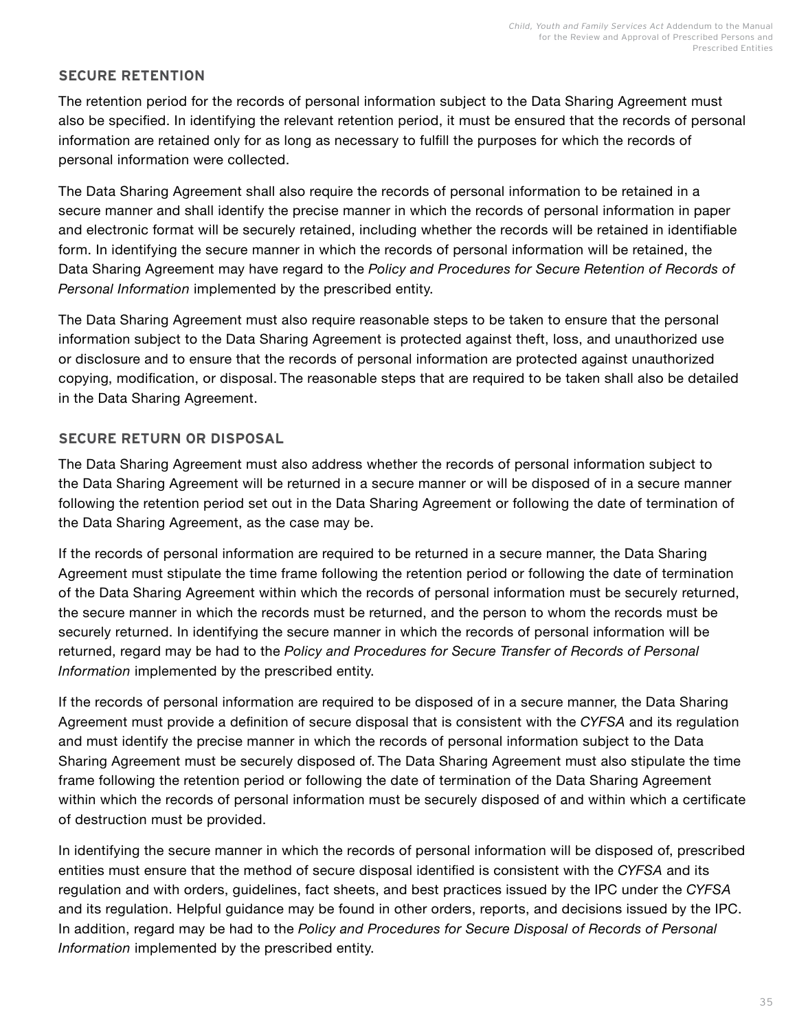### SECURE RETENTION

The retention period for the records of personal information subject to the Data Sharing Agreement must also be specified. In identifying the relevant retention period, it must be ensured that the records of personal information are retained only for as long as necessary to fulfill the purposes for which the records of personal information were collected.

The Data Sharing Agreement shall also require the records of personal information to be retained in a secure manner and shall identify the precise manner in which the records of personal information in paper and electronic format will be securely retained, including whether the records will be retained in identifiable form. In identifying the secure manner in which the records of personal information will be retained, the Data Sharing Agreement may have regard to the *Policy and Procedures for Secure Retention of Records of Personal Information* implemented by the prescribed entity.

The Data Sharing Agreement must also require reasonable steps to be taken to ensure that the personal information subject to the Data Sharing Agreement is protected against theft, loss, and unauthorized use or disclosure and to ensure that the records of personal information are protected against unauthorized copying, modification, or disposal. The reasonable steps that are required to be taken shall also be detailed in the Data Sharing Agreement.

### SECURE RETURN OR DISPOSAL

The Data Sharing Agreement must also address whether the records of personal information subject to the Data Sharing Agreement will be returned in a secure manner or will be disposed of in a secure manner following the retention period set out in the Data Sharing Agreement or following the date of termination of the Data Sharing Agreement, as the case may be.

If the records of personal information are required to be returned in a secure manner, the Data Sharing Agreement must stipulate the time frame following the retention period or following the date of termination of the Data Sharing Agreement within which the records of personal information must be securely returned, the secure manner in which the records must be returned, and the person to whom the records must be securely returned. In identifying the secure manner in which the records of personal information will be returned, regard may be had to the *Policy and Procedures for Secure Transfer of Records of Personal Information* implemented by the prescribed entity.

If the records of personal information are required to be disposed of in a secure manner, the Data Sharing Agreement must provide a definition of secure disposal that is consistent with the *CYFSA* and its regulation and must identify the precise manner in which the records of personal information subject to the Data Sharing Agreement must be securely disposed of. The Data Sharing Agreement must also stipulate the time frame following the retention period or following the date of termination of the Data Sharing Agreement within which the records of personal information must be securely disposed of and within which a certificate of destruction must be provided.

In identifying the secure manner in which the records of personal information will be disposed of, prescribed entities must ensure that the method of secure disposal identified is consistent with the *CYFSA* and its regulation and with orders, guidelines, fact sheets, and best practices issued by the IPC under the *CYFSA* and its regulation. Helpful guidance may be found in other orders, reports, and decisions issued by the IPC. In addition, regard may be had to the *Policy and Procedures for Secure Disposal of Records of Personal Information* implemented by the prescribed entity.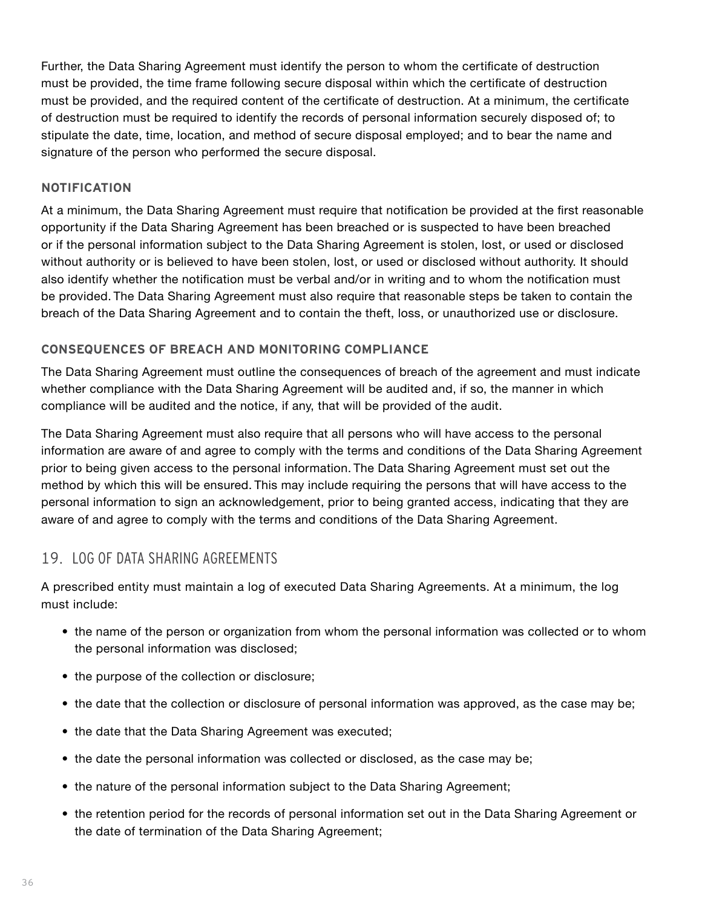Further, the Data Sharing Agreement must identify the person to whom the certificate of destruction must be provided, the time frame following secure disposal within which the certificate of destruction must be provided, and the required content of the certificate of destruction. At a minimum, the certificate of destruction must be required to identify the records of personal information securely disposed of; to stipulate the date, time, location, and method of secure disposal employed; and to bear the name and signature of the person who performed the secure disposal.

### NOTIFICATION

At a minimum, the Data Sharing Agreement must require that notification be provided at the first reasonable opportunity if the Data Sharing Agreement has been breached or is suspected to have been breached or if the personal information subject to the Data Sharing Agreement is stolen, lost, or used or disclosed without authority or is believed to have been stolen, lost, or used or disclosed without authority. It should also identify whether the notification must be verbal and/or in writing and to whom the notification must be provided. The Data Sharing Agreement must also require that reasonable steps be taken to contain the breach of the Data Sharing Agreement and to contain the theft, loss, or unauthorized use or disclosure.

### CONSEQUENCES OF BREACH AND MONITORING COMPLIANCE

The Data Sharing Agreement must outline the consequences of breach of the agreement and must indicate whether compliance with the Data Sharing Agreement will be audited and, if so, the manner in which compliance will be audited and the notice, if any, that will be provided of the audit.

The Data Sharing Agreement must also require that all persons who will have access to the personal information are aware of and agree to comply with the terms and conditions of the Data Sharing Agreement prior to being given access to the personal information. The Data Sharing Agreement must set out the method by which this will be ensured. This may include requiring the persons that will have access to the personal information to sign an acknowledgement, prior to being granted access, indicating that they are aware of and agree to comply with the terms and conditions of the Data Sharing Agreement.

## 19. LOG OF DATA SHARING AGREEMENTS

A prescribed entity must maintain a log of executed Data Sharing Agreements. At a minimum, the log must include:

- the name of the person or organization from whom the personal information was collected or to whom the personal information was disclosed;
- the purpose of the collection or disclosure;
- the date that the collection or disclosure of personal information was approved, as the case may be;
- the date that the Data Sharing Agreement was executed;
- the date the personal information was collected or disclosed, as the case may be;
- the nature of the personal information subject to the Data Sharing Agreement;
- the retention period for the records of personal information set out in the Data Sharing Agreement or the date of termination of the Data Sharing Agreement;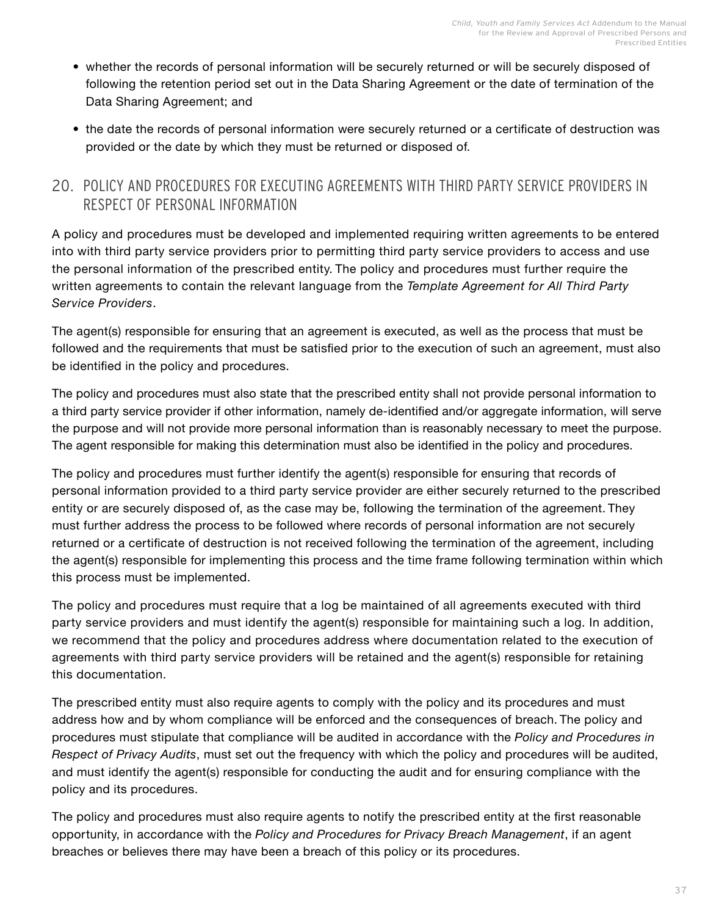- whether the records of personal information will be securely returned or will be securely disposed of following the retention period set out in the Data Sharing Agreement or the date of termination of the Data Sharing Agreement; and
- the date the records of personal information were securely returned or a certificate of destruction was provided or the date by which they must be returned or disposed of.

## 20. POLICY AND PROCEDURES FOR EXECUTING AGREEMENTS WITH THIRD PARTY SERVICE PROVIDERS IN RESPECT OF PERSONAL INFORMATION

A policy and procedures must be developed and implemented requiring written agreements to be entered into with third party service providers prior to permitting third party service providers to access and use the personal information of the prescribed entity. The policy and procedures must further require the written agreements to contain the relevant language from the *Template Agreement for All Third Party Service Providers*.

The agent(s) responsible for ensuring that an agreement is executed, as well as the process that must be followed and the requirements that must be satisfied prior to the execution of such an agreement, must also be identified in the policy and procedures.

The policy and procedures must also state that the prescribed entity shall not provide personal information to a third party service provider if other information, namely de-identified and/or aggregate information, will serve the purpose and will not provide more personal information than is reasonably necessary to meet the purpose. The agent responsible for making this determination must also be identified in the policy and procedures.

The policy and procedures must further identify the agent(s) responsible for ensuring that records of personal information provided to a third party service provider are either securely returned to the prescribed entity or are securely disposed of, as the case may be, following the termination of the agreement. They must further address the process to be followed where records of personal information are not securely returned or a certificate of destruction is not received following the termination of the agreement, including the agent(s) responsible for implementing this process and the time frame following termination within which this process must be implemented.

The policy and procedures must require that a log be maintained of all agreements executed with third party service providers and must identify the agent(s) responsible for maintaining such a log. In addition, we recommend that the policy and procedures address where documentation related to the execution of agreements with third party service providers will be retained and the agent(s) responsible for retaining this documentation.

The prescribed entity must also require agents to comply with the policy and its procedures and must address how and by whom compliance will be enforced and the consequences of breach. The policy and procedures must stipulate that compliance will be audited in accordance with the *Policy and Procedures in Respect of Privacy Audits*, must set out the frequency with which the policy and procedures will be audited, and must identify the agent(s) responsible for conducting the audit and for ensuring compliance with the policy and its procedures.

The policy and procedures must also require agents to notify the prescribed entity at the first reasonable opportunity, in accordance with the *Policy and Procedures for Privacy Breach Management*, if an agent breaches or believes there may have been a breach of this policy or its procedures.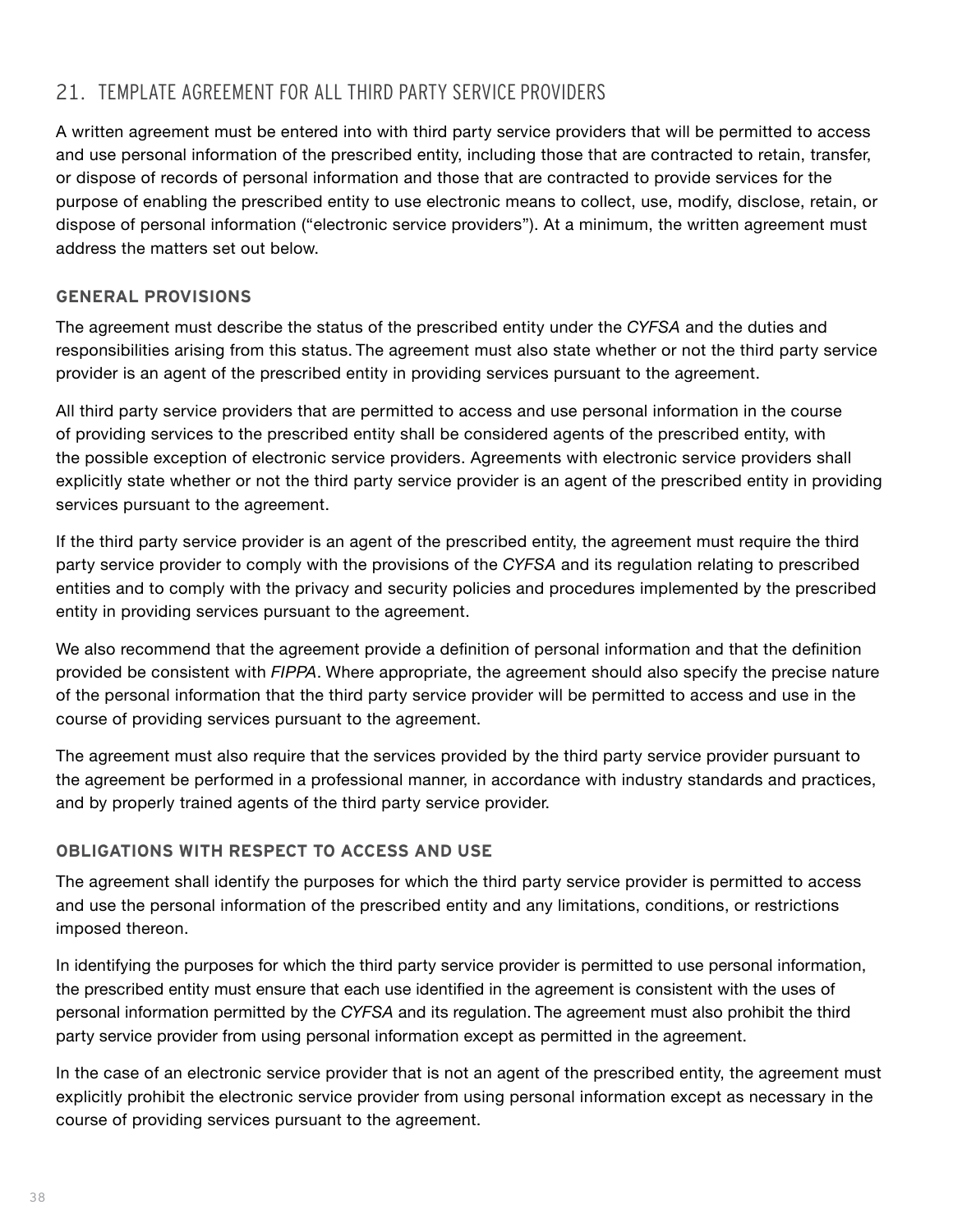## 21. TEMPLATE AGREEMENT FOR ALL THIRD PARTY SERVICE PROVIDERS

A written agreement must be entered into with third party service providers that will be permitted to access and use personal information of the prescribed entity, including those that are contracted to retain, transfer, or dispose of records of personal information and those that are contracted to provide services for the purpose of enabling the prescribed entity to use electronic means to collect, use, modify, disclose, retain, or dispose of personal information ("electronic service providers"). At a minimum, the written agreement must address the matters set out below.

### GENERAL PROVISIONS

The agreement must describe the status of the prescribed entity under the *CYFSA* and the duties and responsibilities arising from this status. The agreement must also state whether or not the third party service provider is an agent of the prescribed entity in providing services pursuant to the agreement.

All third party service providers that are permitted to access and use personal information in the course of providing services to the prescribed entity shall be considered agents of the prescribed entity, with the possible exception of electronic service providers. Agreements with electronic service providers shall explicitly state whether or not the third party service provider is an agent of the prescribed entity in providing services pursuant to the agreement.

If the third party service provider is an agent of the prescribed entity, the agreement must require the third party service provider to comply with the provisions of the *CYFSA* and its regulation relating to prescribed entities and to comply with the privacy and security policies and procedures implemented by the prescribed entity in providing services pursuant to the agreement.

We also recommend that the agreement provide a definition of personal information and that the definition provided be consistent with *FIPPA*. Where appropriate, the agreement should also specify the precise nature of the personal information that the third party service provider will be permitted to access and use in the course of providing services pursuant to the agreement.

The agreement must also require that the services provided by the third party service provider pursuant to the agreement be performed in a professional manner, in accordance with industry standards and practices, and by properly trained agents of the third party service provider.

### OBLIGATIONS WITH RESPECT TO ACCESS AND USE

The agreement shall identify the purposes for which the third party service provider is permitted to access and use the personal information of the prescribed entity and any limitations, conditions, or restrictions imposed thereon.

In identifying the purposes for which the third party service provider is permitted to use personal information, the prescribed entity must ensure that each use identified in the agreement is consistent with the uses of personal information permitted by the *CYFSA* and its regulation. The agreement must also prohibit the third party service provider from using personal information except as permitted in the agreement.

In the case of an electronic service provider that is not an agent of the prescribed entity, the agreement must explicitly prohibit the electronic service provider from using personal information except as necessary in the course of providing services pursuant to the agreement.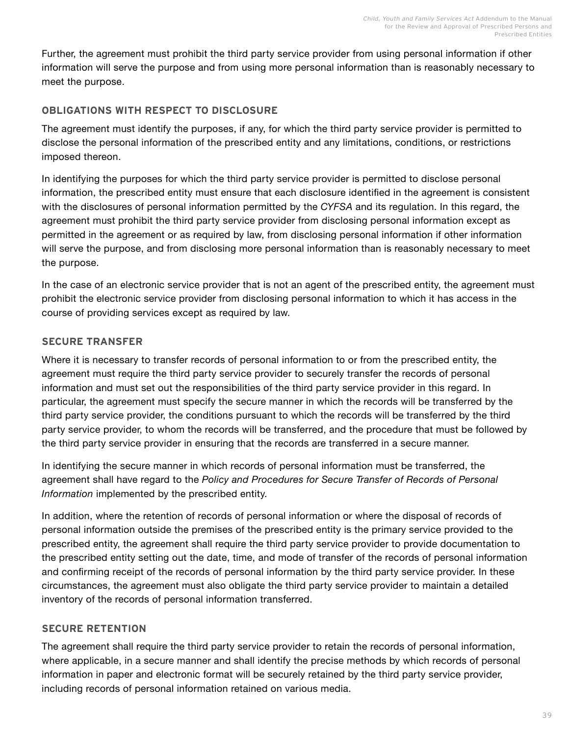Further, the agreement must prohibit the third party service provider from using personal information if other information will serve the purpose and from using more personal information than is reasonably necessary to meet the purpose.

### OBLIGATIONS WITH RESPECT TO DISCLOSURE

The agreement must identify the purposes, if any, for which the third party service provider is permitted to disclose the personal information of the prescribed entity and any limitations, conditions, or restrictions imposed thereon.

In identifying the purposes for which the third party service provider is permitted to disclose personal information, the prescribed entity must ensure that each disclosure identified in the agreement is consistent with the disclosures of personal information permitted by the *CYFSA* and its regulation. In this regard, the agreement must prohibit the third party service provider from disclosing personal information except as permitted in the agreement or as required by law, from disclosing personal information if other information will serve the purpose, and from disclosing more personal information than is reasonably necessary to meet the purpose.

In the case of an electronic service provider that is not an agent of the prescribed entity, the agreement must prohibit the electronic service provider from disclosing personal information to which it has access in the course of providing services except as required by law.

### SECURE TRANSFER

Where it is necessary to transfer records of personal information to or from the prescribed entity, the agreement must require the third party service provider to securely transfer the records of personal information and must set out the responsibilities of the third party service provider in this regard. In particular, the agreement must specify the secure manner in which the records will be transferred by the third party service provider, the conditions pursuant to which the records will be transferred by the third party service provider, to whom the records will be transferred, and the procedure that must be followed by the third party service provider in ensuring that the records are transferred in a secure manner.

In identifying the secure manner in which records of personal information must be transferred, the agreement shall have regard to the *Policy and Procedures for Secure Transfer of Records of Personal Information* implemented by the prescribed entity.

In addition, where the retention of records of personal information or where the disposal of records of personal information outside the premises of the prescribed entity is the primary service provided to the prescribed entity, the agreement shall require the third party service provider to provide documentation to the prescribed entity setting out the date, time, and mode of transfer of the records of personal information and confirming receipt of the records of personal information by the third party service provider. In these circumstances, the agreement must also obligate the third party service provider to maintain a detailed inventory of the records of personal information transferred.

### SECURE RETENTION

The agreement shall require the third party service provider to retain the records of personal information, where applicable, in a secure manner and shall identify the precise methods by which records of personal information in paper and electronic format will be securely retained by the third party service provider, including records of personal information retained on various media.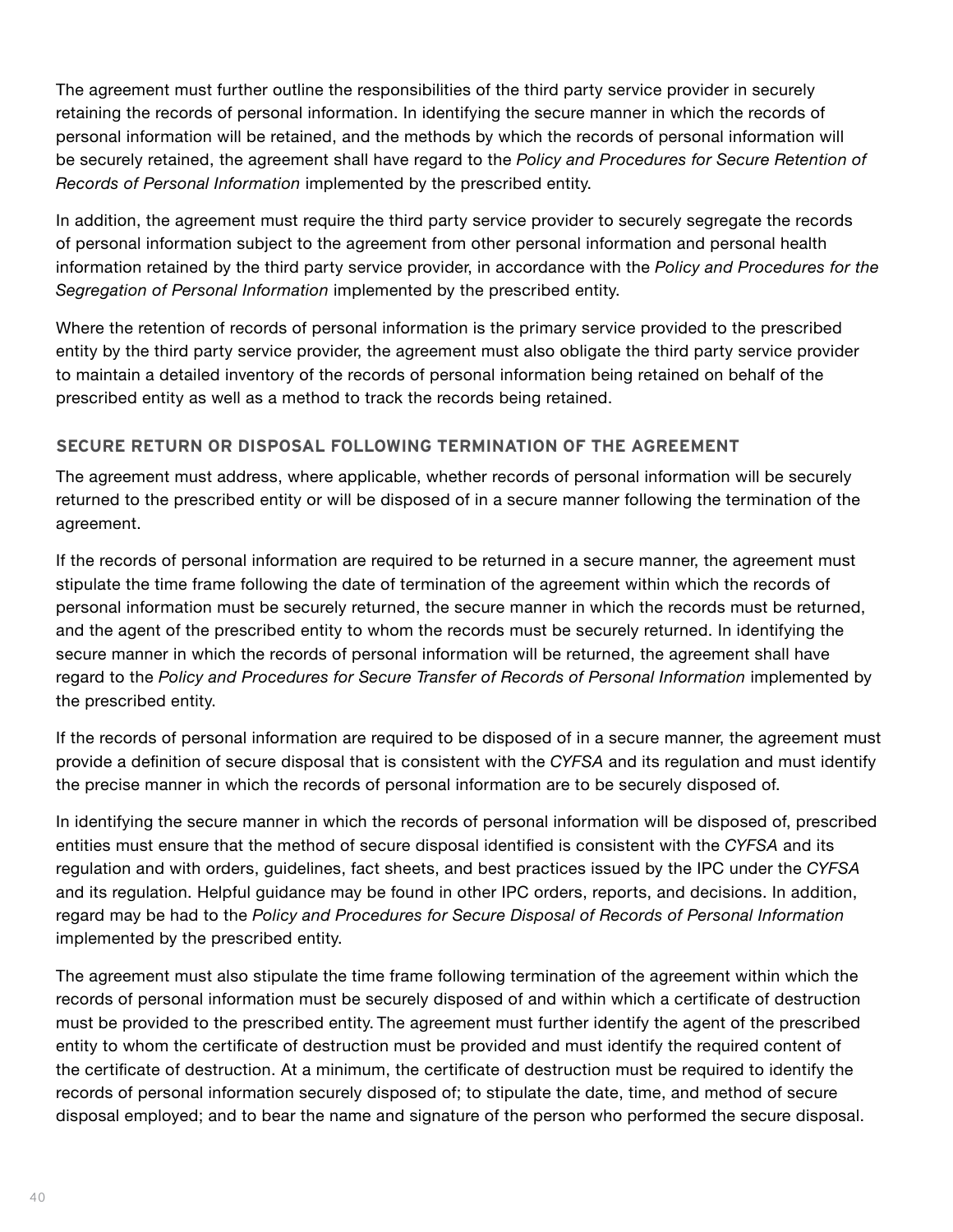The agreement must further outline the responsibilities of the third party service provider in securely retaining the records of personal information. In identifying the secure manner in which the records of personal information will be retained, and the methods by which the records of personal information will be securely retained, the agreement shall have regard to the *Policy and Procedures for Secure Retention of Records of Personal Information* implemented by the prescribed entity.

In addition, the agreement must require the third party service provider to securely segregate the records of personal information subject to the agreement from other personal information and personal health information retained by the third party service provider, in accordance with the *Policy and Procedures for the Segregation of Personal Information* implemented by the prescribed entity.

Where the retention of records of personal information is the primary service provided to the prescribed entity by the third party service provider, the agreement must also obligate the third party service provider to maintain a detailed inventory of the records of personal information being retained on behalf of the prescribed entity as well as a method to track the records being retained.

### SECURE RETURN OR DISPOSAL FOLLOWING TERMINATION OF THE AGREEMENT

The agreement must address, where applicable, whether records of personal information will be securely returned to the prescribed entity or will be disposed of in a secure manner following the termination of the agreement.

If the records of personal information are required to be returned in a secure manner, the agreement must stipulate the time frame following the date of termination of the agreement within which the records of personal information must be securely returned, the secure manner in which the records must be returned, and the agent of the prescribed entity to whom the records must be securely returned. In identifying the secure manner in which the records of personal information will be returned, the agreement shall have regard to the *Policy and Procedures for Secure Transfer of Records of Personal Information* implemented by the prescribed entity.

If the records of personal information are required to be disposed of in a secure manner, the agreement must provide a definition of secure disposal that is consistent with the *CYFSA* and its regulation and must identify the precise manner in which the records of personal information are to be securely disposed of.

In identifying the secure manner in which the records of personal information will be disposed of, prescribed entities must ensure that the method of secure disposal identified is consistent with the *CYFSA* and its regulation and with orders, guidelines, fact sheets, and best practices issued by the IPC under the *CYFSA* and its regulation. Helpful guidance may be found in other IPC orders, reports, and decisions. In addition, regard may be had to the *Policy and Procedures for Secure Disposal of Records of Personal Information* implemented by the prescribed entity.

The agreement must also stipulate the time frame following termination of the agreement within which the records of personal information must be securely disposed of and within which a certificate of destruction must be provided to the prescribed entity. The agreement must further identify the agent of the prescribed entity to whom the certificate of destruction must be provided and must identify the required content of the certificate of destruction. At a minimum, the certificate of destruction must be required to identify the records of personal information securely disposed of; to stipulate the date, time, and method of secure disposal employed; and to bear the name and signature of the person who performed the secure disposal.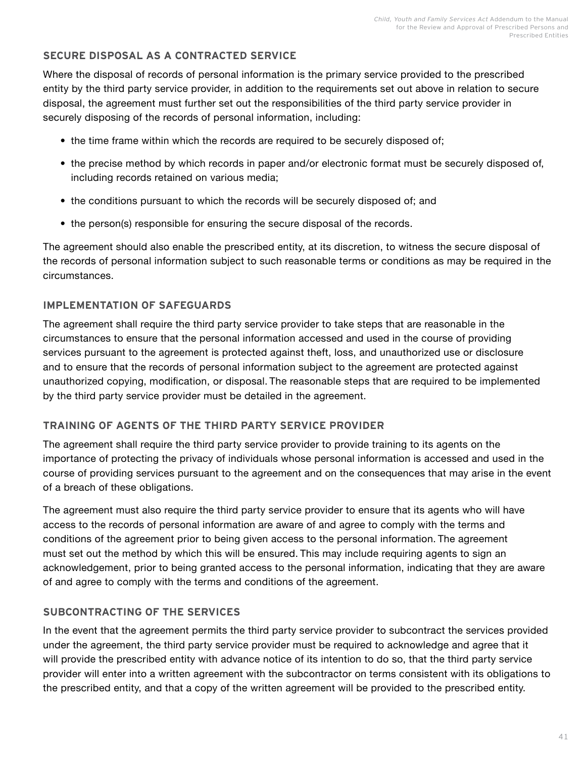### SECURE DISPOSAL AS A CONTRACTED SERVICE

Where the disposal of records of personal information is the primary service provided to the prescribed entity by the third party service provider, in addition to the requirements set out above in relation to secure disposal, the agreement must further set out the responsibilities of the third party service provider in securely disposing of the records of personal information, including:

- the time frame within which the records are required to be securely disposed of;
- the precise method by which records in paper and/or electronic format must be securely disposed of, including records retained on various media;
- the conditions pursuant to which the records will be securely disposed of; and
- the person(s) responsible for ensuring the secure disposal of the records.

The agreement should also enable the prescribed entity, at its discretion, to witness the secure disposal of the records of personal information subject to such reasonable terms or conditions as may be required in the circumstances.

### IMPLEMENTATION OF SAFEGUARDS

The agreement shall require the third party service provider to take steps that are reasonable in the circumstances to ensure that the personal information accessed and used in the course of providing services pursuant to the agreement is protected against theft, loss, and unauthorized use or disclosure and to ensure that the records of personal information subject to the agreement are protected against unauthorized copying, modification, or disposal. The reasonable steps that are required to be implemented by the third party service provider must be detailed in the agreement.

### TRAINING OF AGENTS OF THE THIRD PARTY SERVICE PROVIDER

The agreement shall require the third party service provider to provide training to its agents on the importance of protecting the privacy of individuals whose personal information is accessed and used in the course of providing services pursuant to the agreement and on the consequences that may arise in the event of a breach of these obligations.

The agreement must also require the third party service provider to ensure that its agents who will have access to the records of personal information are aware of and agree to comply with the terms and conditions of the agreement prior to being given access to the personal information. The agreement must set out the method by which this will be ensured. This may include requiring agents to sign an acknowledgement, prior to being granted access to the personal information, indicating that they are aware of and agree to comply with the terms and conditions of the agreement.

### SUBCONTRACTING OF THE SERVICES

In the event that the agreement permits the third party service provider to subcontract the services provided under the agreement, the third party service provider must be required to acknowledge and agree that it will provide the prescribed entity with advance notice of its intention to do so, that the third party service provider will enter into a written agreement with the subcontractor on terms consistent with its obligations to the prescribed entity, and that a copy of the written agreement will be provided to the prescribed entity.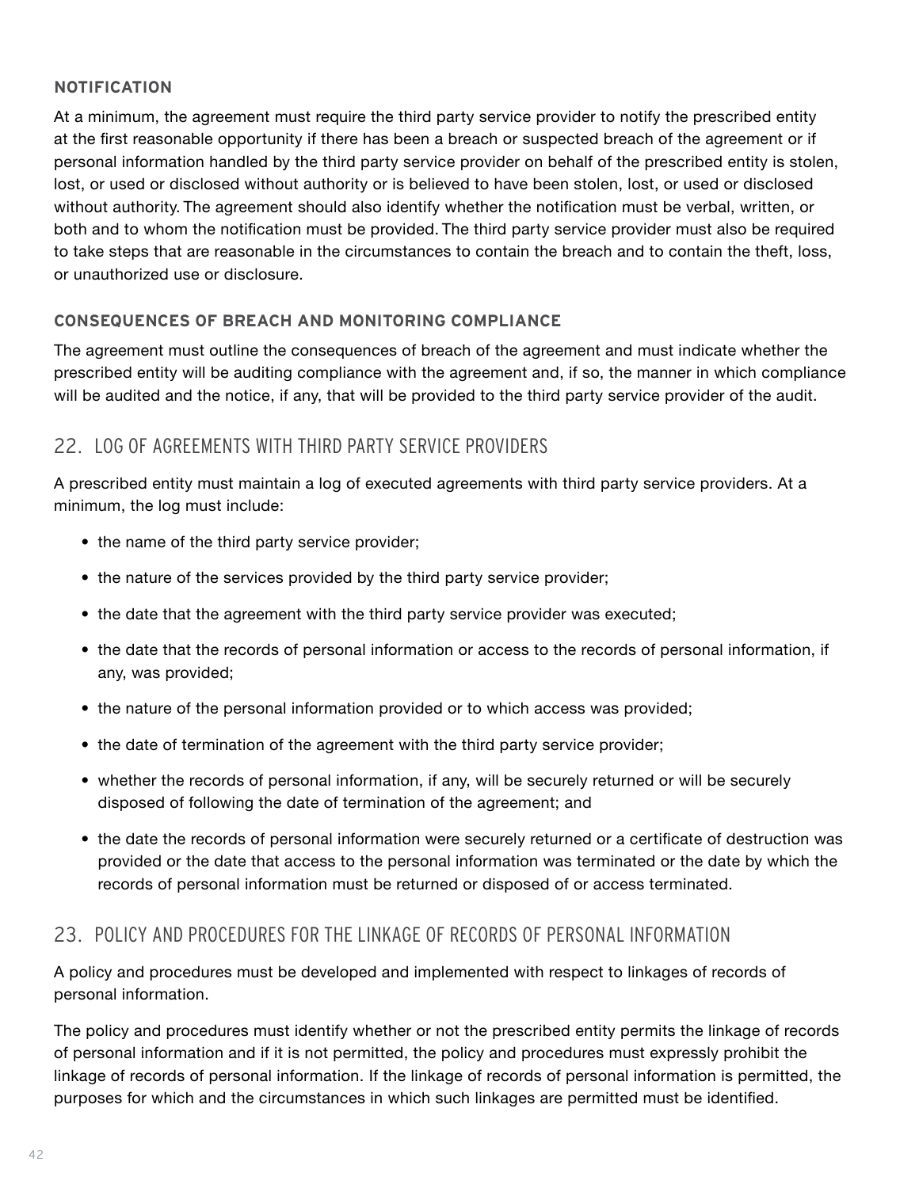### NOTIFICATION

At a minimum, the agreement must require the third party service provider to notify the prescribed entity at the first reasonable opportunity if there has been a breach or suspected breach of the agreement or if personal information handled by the third party service provider on behalf of the prescribed entity is stolen, lost, or used or disclosed without authority or is believed to have been stolen, lost, or used or disclosed without authority. The agreement should also identify whether the notification must be verbal, written, or both and to whom the notification must be provided. The third party service provider must also be required to take steps that are reasonable in the circumstances to contain the breach and to contain the theft, loss, or unauthorized use or disclosure.

### CONSEQUENCES OF BREACH AND MONITORING COMPLIANCE

The agreement must outline the consequences of breach of the agreement and must indicate whether the prescribed entity will be auditing compliance with the agreement and, if so, the manner in which compliance will be audited and the notice, if any, that will be provided to the third party service provider of the audit.

## 22. LOG OF AGREEMENTS WITH THIRD PARTY SERVICE PROVIDERS

A prescribed entity must maintain a log of executed agreements with third party service providers. At a minimum, the log must include:

- the name of the third party service provider;
- the nature of the services provided by the third party service provider;
- the date that the agreement with the third party service provider was executed;
- the date that the records of personal information or access to the records of personal information, if any, was provided;
- the nature of the personal information provided or to which access was provided;
- the date of termination of the agreement with the third party service provider;
- whether the records of personal information, if any, will be securely returned or will be securely disposed of following the date of termination of the agreement; and
- the date the records of personal information were securely returned or a certificate of destruction was provided or the date that access to the personal information was terminated or the date by which the records of personal information must be returned or disposed of or access terminated.

## 23. POLICY AND PROCEDURES FOR THE LINKAGE OF RECORDS OF PERSONAL INFORMATION

A policy and procedures must be developed and implemented with respect to linkages of records of personal information.

The policy and procedures must identify whether or not the prescribed entity permits the linkage of records of personal information and if it is not permitted, the policy and procedures must expressly prohibit the linkage of records of personal information. If the linkage of records of personal information is permitted, the purposes for which and the circumstances in which such linkages are permitted must be identified.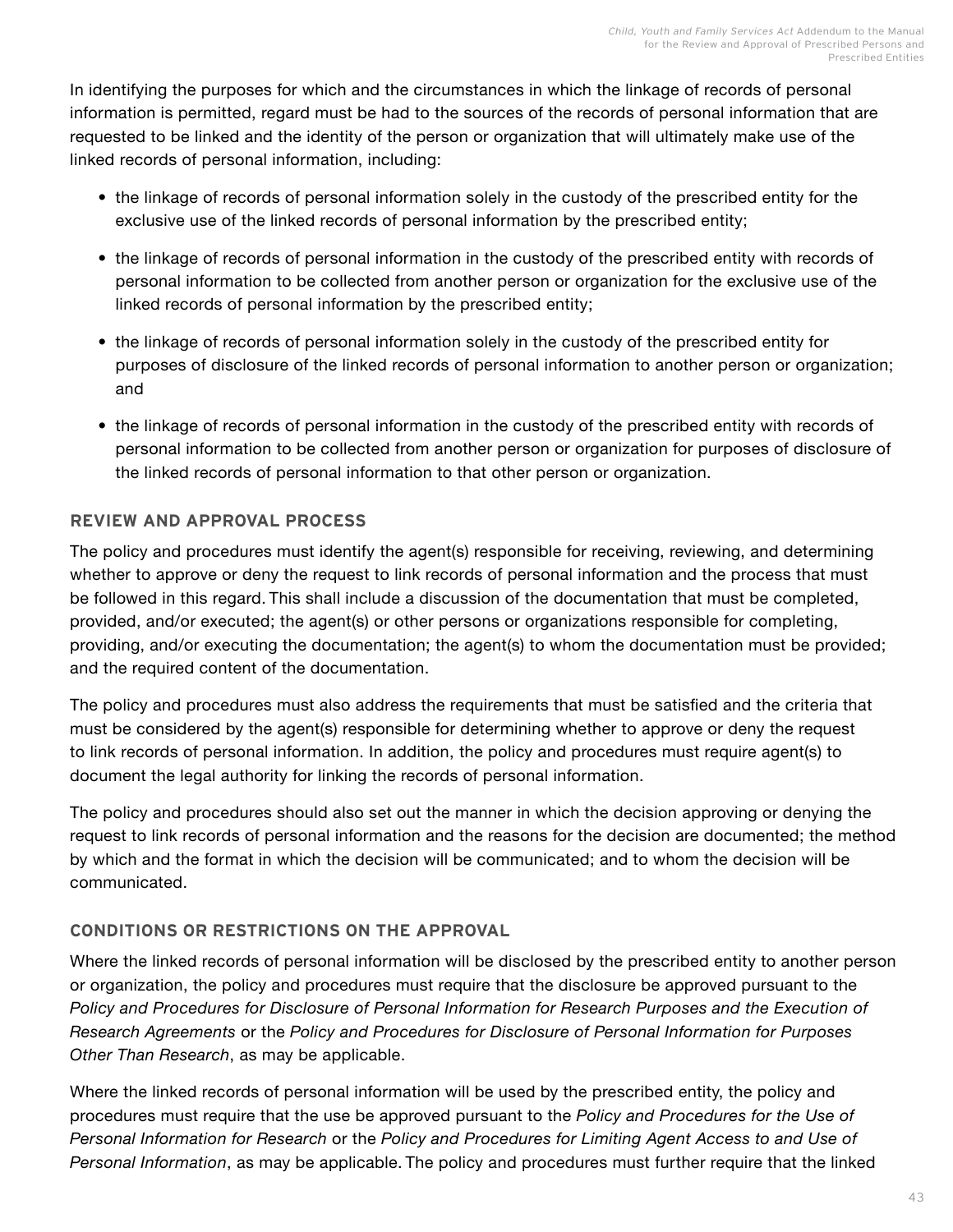In identifying the purposes for which and the circumstances in which the linkage of records of personal information is permitted, regard must be had to the sources of the records of personal information that are requested to be linked and the identity of the person or organization that will ultimately make use of the linked records of personal information, including:

- the linkage of records of personal information solely in the custody of the prescribed entity for the exclusive use of the linked records of personal information by the prescribed entity;
- the linkage of records of personal information in the custody of the prescribed entity with records of personal information to be collected from another person or organization for the exclusive use of the linked records of personal information by the prescribed entity;
- the linkage of records of personal information solely in the custody of the prescribed entity for purposes of disclosure of the linked records of personal information to another person or organization; and
- the linkage of records of personal information in the custody of the prescribed entity with records of personal information to be collected from another person or organization for purposes of disclosure of the linked records of personal information to that other person or organization.

### REVIEW AND APPROVAL PROCESS

The policy and procedures must identify the agent(s) responsible for receiving, reviewing, and determining whether to approve or deny the request to link records of personal information and the process that must be followed in this regard. This shall include a discussion of the documentation that must be completed, provided, and/or executed; the agent(s) or other persons or organizations responsible for completing, providing, and/or executing the documentation; the agent(s) to whom the documentation must be provided; and the required content of the documentation.

The policy and procedures must also address the requirements that must be satisfied and the criteria that must be considered by the agent(s) responsible for determining whether to approve or deny the request to link records of personal information. In addition, the policy and procedures must require agent(s) to document the legal authority for linking the records of personal information.

The policy and procedures should also set out the manner in which the decision approving or denying the request to link records of personal information and the reasons for the decision are documented; the method by which and the format in which the decision will be communicated; and to whom the decision will be communicated.

### CONDITIONS OR RESTRICTIONS ON THE APPROVAL

Where the linked records of personal information will be disclosed by the prescribed entity to another person or organization, the policy and procedures must require that the disclosure be approved pursuant to the *Policy and Procedures for Disclosure of Personal Information for Research Purposes and the Execution of Research Agreements* or the *Policy and Procedures for Disclosure of Personal Information for Purposes Other Than Research*, as may be applicable.

Where the linked records of personal information will be used by the prescribed entity, the policy and procedures must require that the use be approved pursuant to the *Policy and Procedures for the Use of Personal Information for Research* or the *Policy and Procedures for Limiting Agent Access to and Use of Personal Information*, as may be applicable. The policy and procedures must further require that the linked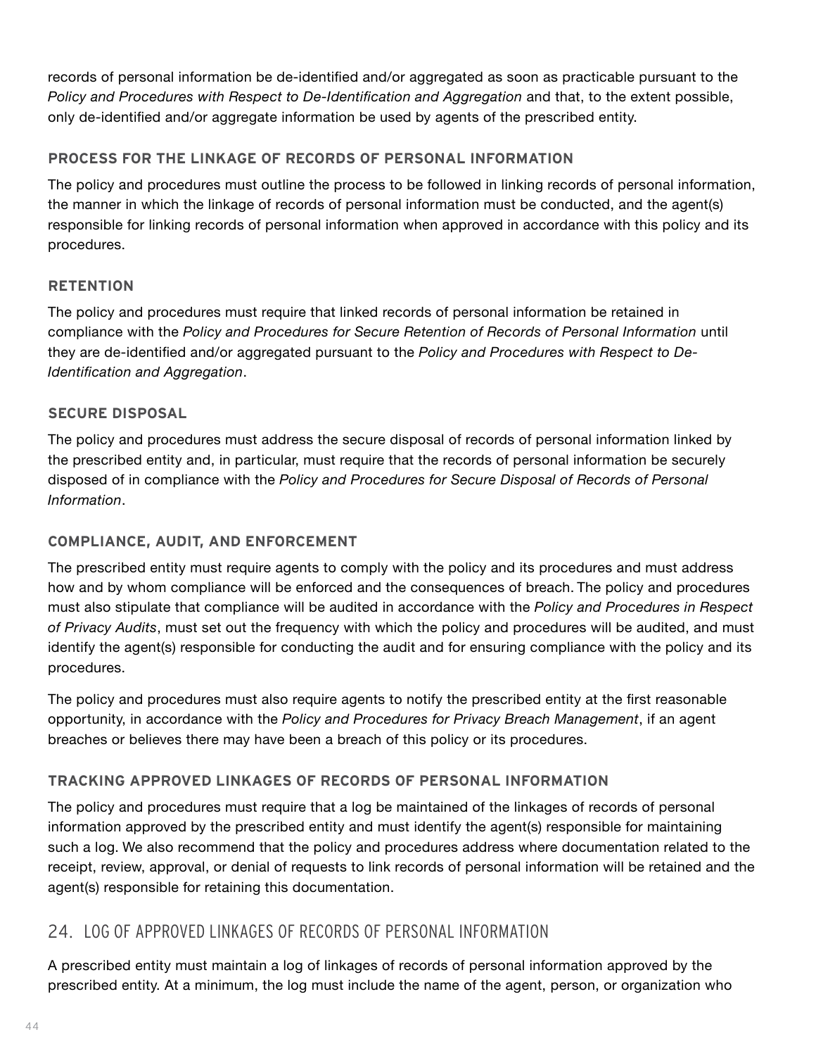records of personal information be de-identified and/or aggregated as soon as practicable pursuant to the *Policy and Procedures with Respect to De-Identification and Aggregation* and that, to the extent possible, only de-identified and/or aggregate information be used by agents of the prescribed entity.

### PROCESS FOR THE LINKAGE OF RECORDS OF PERSONAL INFORMATION

The policy and procedures must outline the process to be followed in linking records of personal information, the manner in which the linkage of records of personal information must be conducted, and the agent(s) responsible for linking records of personal information when approved in accordance with this policy and its procedures.

### RETENTION

The policy and procedures must require that linked records of personal information be retained in compliance with the *Policy and Procedures for Secure Retention of Records of Personal Information* until they are de-identified and/or aggregated pursuant to the *Policy and Procedures with Respect to De-Identification and Aggregation*.

### SECURE DISPOSAL

The policy and procedures must address the secure disposal of records of personal information linked by the prescribed entity and, in particular, must require that the records of personal information be securely disposed of in compliance with the *Policy and Procedures for Secure Disposal of Records of Personal Information*.

### COMPLIANCE, AUDIT, AND ENFORCEMENT

The prescribed entity must require agents to comply with the policy and its procedures and must address how and by whom compliance will be enforced and the consequences of breach. The policy and procedures must also stipulate that compliance will be audited in accordance with the *Policy and Procedures in Respect of Privacy Audits*, must set out the frequency with which the policy and procedures will be audited, and must identify the agent(s) responsible for conducting the audit and for ensuring compliance with the policy and its procedures.

The policy and procedures must also require agents to notify the prescribed entity at the first reasonable opportunity, in accordance with the *Policy and Procedures for Privacy Breach Management*, if an agent breaches or believes there may have been a breach of this policy or its procedures.

### TRACKING APPROVED LINKAGES OF RECORDS OF PERSONAL INFORMATION

The policy and procedures must require that a log be maintained of the linkages of records of personal information approved by the prescribed entity and must identify the agent(s) responsible for maintaining such a log. We also recommend that the policy and procedures address where documentation related to the receipt, review, approval, or denial of requests to link records of personal information will be retained and the agent(s) responsible for retaining this documentation.

## 24. LOG OF APPROVED LINKAGES OF RECORDS OF PERSONAL INFORMATION

A prescribed entity must maintain a log of linkages of records of personal information approved by the prescribed entity. At a minimum, the log must include the name of the agent, person, or organization who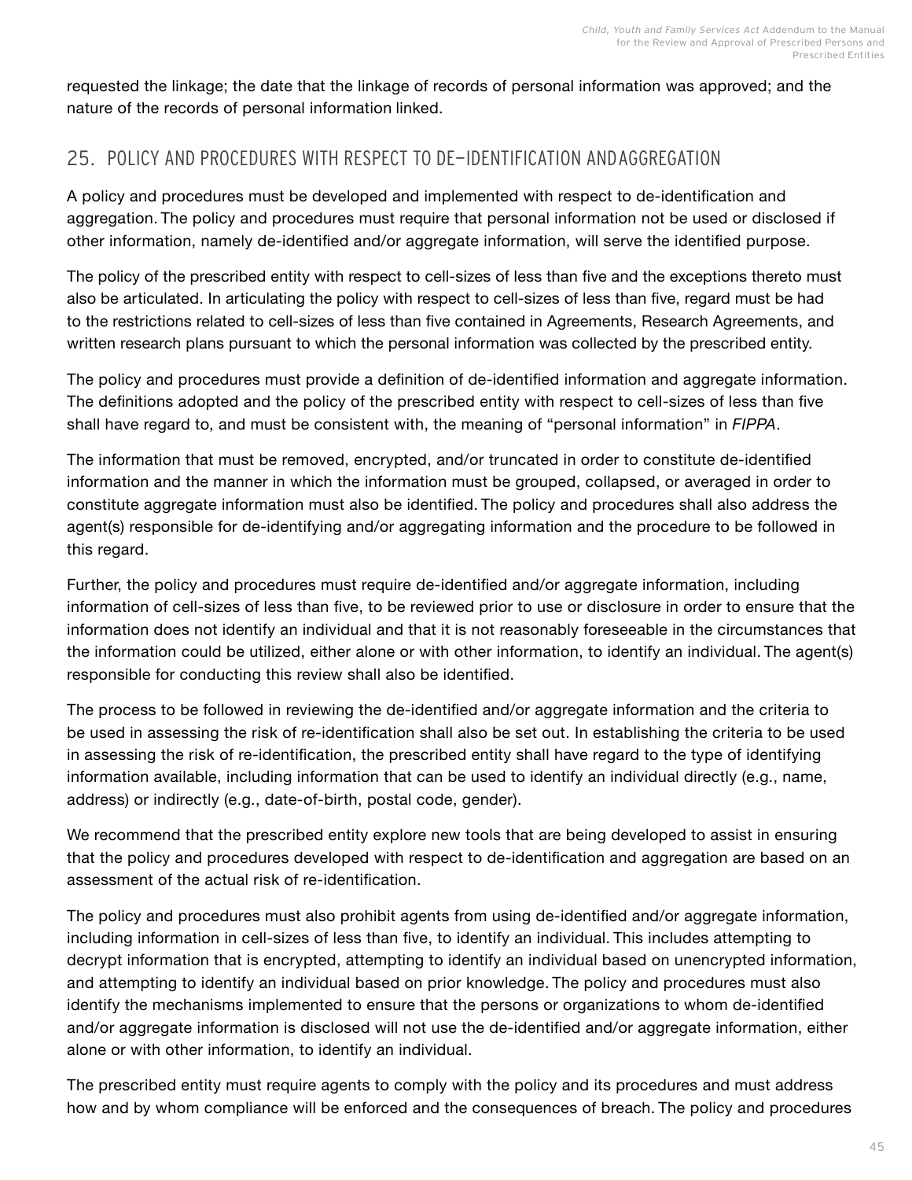requested the linkage; the date that the linkage of records of personal information was approved; and the nature of the records of personal information linked.

## 25. POLICY AND PROCEDURES WITH RESPECT TO DE-IDENTIFICATION AND AGGREGATION

A policy and procedures must be developed and implemented with respect to de-identification and aggregation. The policy and procedures must require that personal information not be used or disclosed if other information, namely de-identified and/or aggregate information, will serve the identified purpose.

The policy of the prescribed entity with respect to cell-sizes of less than five and the exceptions thereto must also be articulated. In articulating the policy with respect to cell-sizes of less than five, regard must be had to the restrictions related to cell-sizes of less than five contained in Agreements, Research Agreements, and written research plans pursuant to which the personal information was collected by the prescribed entity.

The policy and procedures must provide a definition of de-identified information and aggregate information. The definitions adopted and the policy of the prescribed entity with respect to cell-sizes of less than five shall have regard to, and must be consistent with, the meaning of "personal information" in *FIPPA*.

The information that must be removed, encrypted, and/or truncated in order to constitute de-identified information and the manner in which the information must be grouped, collapsed, or averaged in order to constitute aggregate information must also be identified. The policy and procedures shall also address the agent(s) responsible for de-identifying and/or aggregating information and the procedure to be followed in this regard.

Further, the policy and procedures must require de-identified and/or aggregate information, including information of cell-sizes of less than five, to be reviewed prior to use or disclosure in order to ensure that the information does not identify an individual and that it is not reasonably foreseeable in the circumstances that the information could be utilized, either alone or with other information, to identify an individual. The agent(s) responsible for conducting this review shall also be identified.

The process to be followed in reviewing the de-identified and/or aggregate information and the criteria to be used in assessing the risk of re-identification shall also be set out. In establishing the criteria to be used in assessing the risk of re-identification, the prescribed entity shall have regard to the type of identifying information available, including information that can be used to identify an individual directly (e.g., name, address) or indirectly (e.g., date-of-birth, postal code, gender).

We recommend that the prescribed entity explore new tools that are being developed to assist in ensuring that the policy and procedures developed with respect to de-identification and aggregation are based on an assessment of the actual risk of re-identification.

The policy and procedures must also prohibit agents from using de-identified and/or aggregate information, including information in cell-sizes of less than five, to identify an individual. This includes attempting to decrypt information that is encrypted, attempting to identify an individual based on unencrypted information, and attempting to identify an individual based on prior knowledge. The policy and procedures must also identify the mechanisms implemented to ensure that the persons or organizations to whom de-identified and/or aggregate information is disclosed will not use the de-identified and/or aggregate information, either alone or with other information, to identify an individual.

The prescribed entity must require agents to comply with the policy and its procedures and must address how and by whom compliance will be enforced and the consequences of breach. The policy and procedures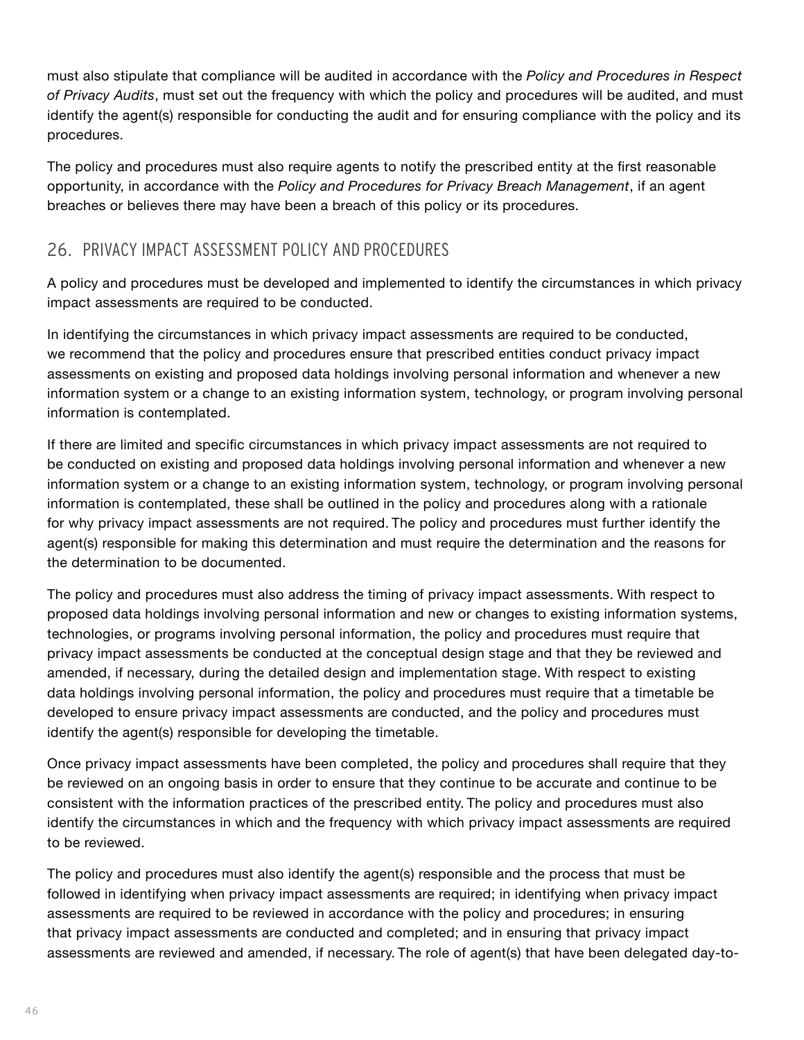must also stipulate that compliance will be audited in accordance with the *Policy and Procedures in Respect of Privacy Audits*, must set out the frequency with which the policy and procedures will be audited, and must identify the agent(s) responsible for conducting the audit and for ensuring compliance with the policy and its procedures.

The policy and procedures must also require agents to notify the prescribed entity at the first reasonable opportunity, in accordance with the *Policy and Procedures for Privacy Breach Management*, if an agent breaches or believes there may have been a breach of this policy or its procedures.

## 26. PRIVACY IMPACT ASSESSMENT POLICY AND PROCEDURES

A policy and procedures must be developed and implemented to identify the circumstances in which privacy impact assessments are required to be conducted.

In identifying the circumstances in which privacy impact assessments are required to be conducted, we recommend that the policy and procedures ensure that prescribed entities conduct privacy impact assessments on existing and proposed data holdings involving personal information and whenever a new information system or a change to an existing information system, technology, or program involving personal information is contemplated.

If there are limited and specific circumstances in which privacy impact assessments are not required to be conducted on existing and proposed data holdings involving personal information and whenever a new information system or a change to an existing information system, technology, or program involving personal information is contemplated, these shall be outlined in the policy and procedures along with a rationale for why privacy impact assessments are not required. The policy and procedures must further identify the agent(s) responsible for making this determination and must require the determination and the reasons for the determination to be documented.

The policy and procedures must also address the timing of privacy impact assessments. With respect to proposed data holdings involving personal information and new or changes to existing information systems, technologies, or programs involving personal information, the policy and procedures must require that privacy impact assessments be conducted at the conceptual design stage and that they be reviewed and amended, if necessary, during the detailed design and implementation stage. With respect to existing data holdings involving personal information, the policy and procedures must require that a timetable be developed to ensure privacy impact assessments are conducted, and the policy and procedures must identify the agent(s) responsible for developing the timetable.

Once privacy impact assessments have been completed, the policy and procedures shall require that they be reviewed on an ongoing basis in order to ensure that they continue to be accurate and continue to be consistent with the information practices of the prescribed entity. The policy and procedures must also identify the circumstances in which and the frequency with which privacy impact assessments are required to be reviewed.

The policy and procedures must also identify the agent(s) responsible and the process that must be followed in identifying when privacy impact assessments are required; in identifying when privacy impact assessments are required to be reviewed in accordance with the policy and procedures; in ensuring that privacy impact assessments are conducted and completed; and in ensuring that privacy impact assessments are reviewed and amended, if necessary. The role of agent(s) that have been delegated day-to-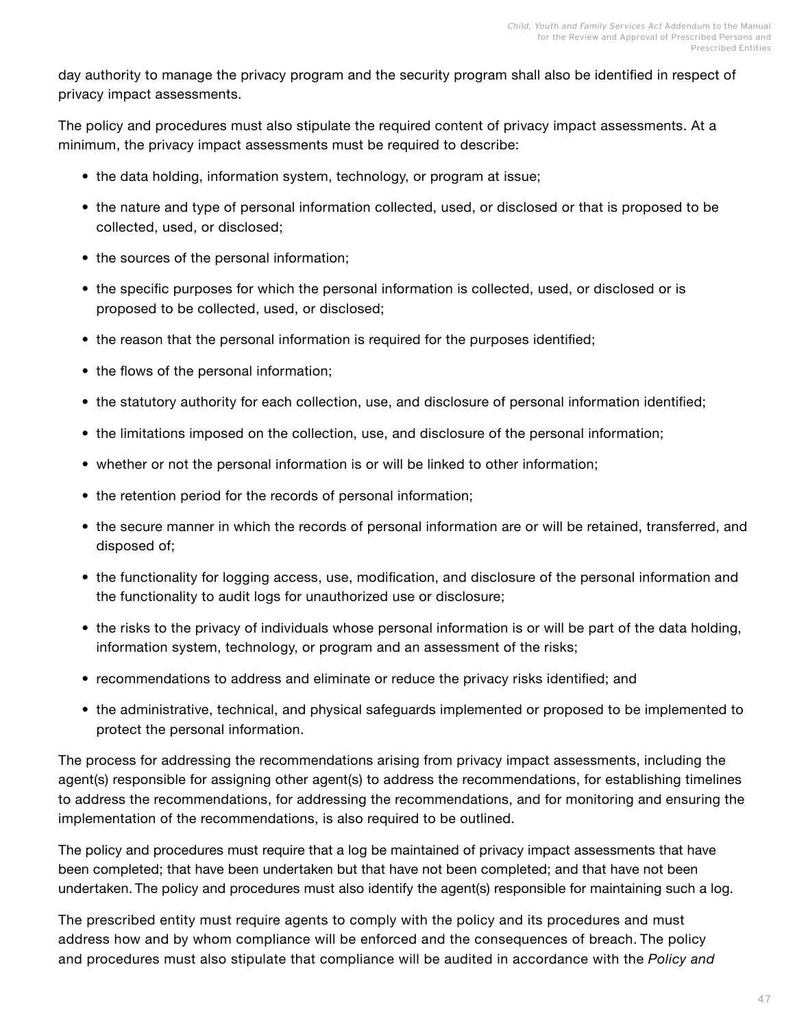day authority to manage the privacy program and the security program shall also be identified in respect of privacy impact assessments.

The policy and procedures must also stipulate the required content of privacy impact assessments. At a minimum, the privacy impact assessments must be required to describe:

- the data holding, information system, technology, or program at issue;
- the nature and type of personal information collected, used, or disclosed or that is proposed to be collected, used, or disclosed;
- the sources of the personal information;
- the specific purposes for which the personal information is collected, used, or disclosed or is proposed to be collected, used, or disclosed;
- the reason that the personal information is required for the purposes identified;
- the flows of the personal information;
- the statutory authority for each collection, use, and disclosure of personal information identified;
- the limitations imposed on the collection, use, and disclosure of the personal information;
- whether or not the personal information is or will be linked to other information;
- the retention period for the records of personal information;
- the secure manner in which the records of personal information are or will be retained, transferred, and disposed of;
- the functionality for logging access, use, modification, and disclosure of the personal information and the functionality to audit logs for unauthorized use or disclosure;
- the risks to the privacy of individuals whose personal information is or will be part of the data holding, information system, technology, or program and an assessment of the risks;
- recommendations to address and eliminate or reduce the privacy risks identified; and
- the administrative, technical, and physical safeguards implemented or proposed to be implemented to protect the personal information.

The process for addressing the recommendations arising from privacy impact assessments, including the agent(s) responsible for assigning other agent(s) to address the recommendations, for establishing timelines to address the recommendations, for addressing the recommendations, and for monitoring and ensuring the implementation of the recommendations, is also required to be outlined.

The policy and procedures must require that a log be maintained of privacy impact assessments that have been completed; that have been undertaken but that have not been completed; and that have not been undertaken. The policy and procedures must also identify the agent(s) responsible for maintaining such a log.

The prescribed entity must require agents to comply with the policy and its procedures and must address how and by whom compliance will be enforced and the consequences of breach. The policy and procedures must also stipulate that compliance will be audited in accordance with the *Policy and*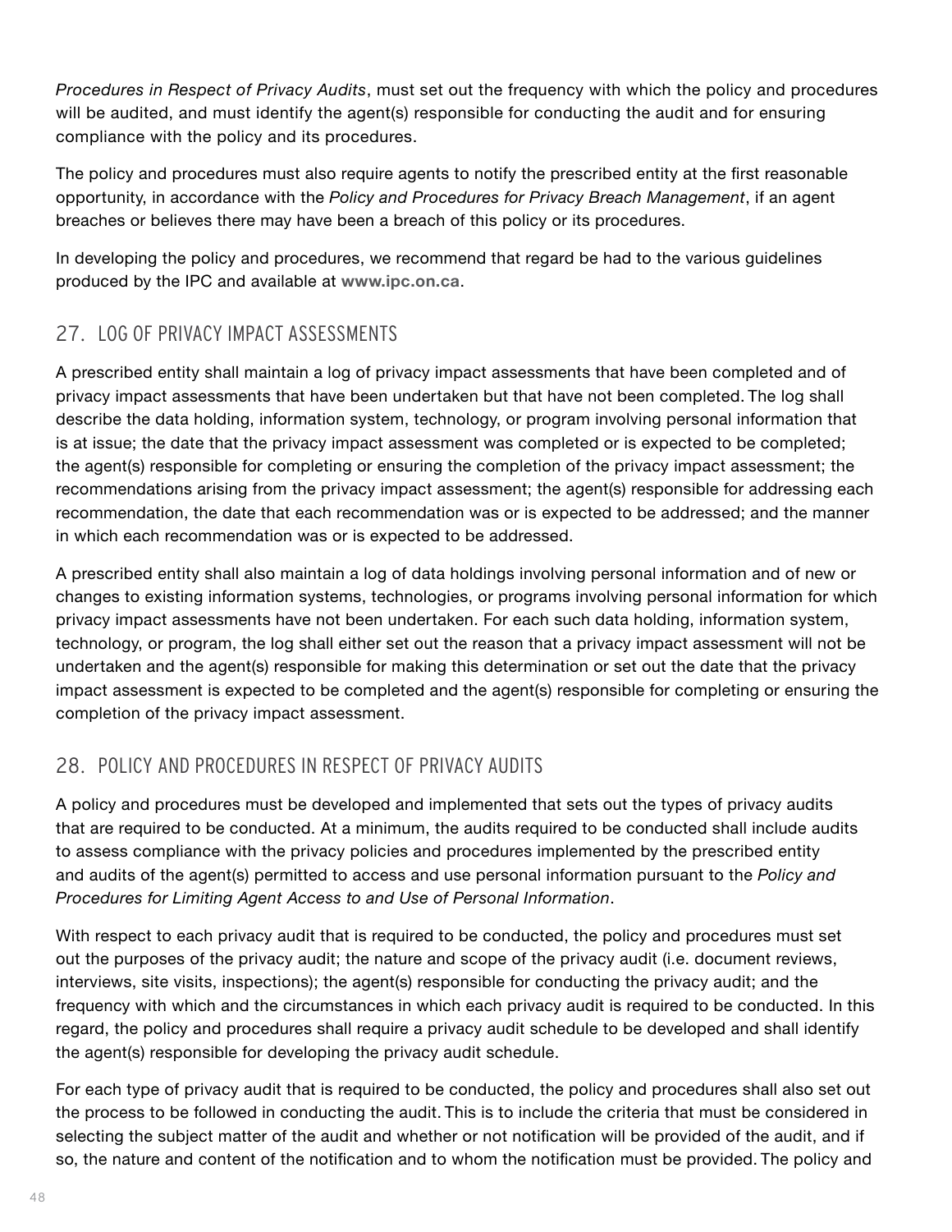*Procedures in Respect of Privacy Audits*, must set out the frequency with which the policy and procedures will be audited, and must identify the agent(s) responsible for conducting the audit and for ensuring compliance with the policy and its procedures.

The policy and procedures must also require agents to notify the prescribed entity at the first reasonable opportunity, in accordance with the *Policy and Procedures for Privacy Breach Management*, if an agent breaches or believes there may have been a breach of this policy or its procedures.

In developing the policy and procedures, we recommend that regard be had to the various guidelines produced by the IPC and available at **www.ipc.on.ca**.

## 27. LOG OF PRIVACY IMPACT ASSESSMENTS

A prescribed entity shall maintain a log of privacy impact assessments that have been completed and of privacy impact assessments that have been undertaken but that have not been completed. The log shall describe the data holding, information system, technology, or program involving personal information that is at issue; the date that the privacy impact assessment was completed or is expected to be completed; the agent(s) responsible for completing or ensuring the completion of the privacy impact assessment; the recommendations arising from the privacy impact assessment; the agent(s) responsible for addressing each recommendation, the date that each recommendation was or is expected to be addressed; and the manner in which each recommendation was or is expected to be addressed.

A prescribed entity shall also maintain a log of data holdings involving personal information and of new or changes to existing information systems, technologies, or programs involving personal information for which privacy impact assessments have not been undertaken. For each such data holding, information system, technology, or program, the log shall either set out the reason that a privacy impact assessment will not be undertaken and the agent(s) responsible for making this determination or set out the date that the privacy impact assessment is expected to be completed and the agent(s) responsible for completing or ensuring the completion of the privacy impact assessment.

## 28. POLICY AND PROCEDURES IN RESPECT OF PRIVACY AUDITS

A policy and procedures must be developed and implemented that sets out the types of privacy audits that are required to be conducted. At a minimum, the audits required to be conducted shall include audits to assess compliance with the privacy policies and procedures implemented by the prescribed entity and audits of the agent(s) permitted to access and use personal information pursuant to the *Policy and Procedures for Limiting Agent Access to and Use of Personal Information*.

With respect to each privacy audit that is required to be conducted, the policy and procedures must set out the purposes of the privacy audit; the nature and scope of the privacy audit (i.e. document reviews, interviews, site visits, inspections); the agent(s) responsible for conducting the privacy audit; and the frequency with which and the circumstances in which each privacy audit is required to be conducted. In this regard, the policy and procedures shall require a privacy audit schedule to be developed and shall identify the agent(s) responsible for developing the privacy audit schedule.

For each type of privacy audit that is required to be conducted, the policy and procedures shall also set out the process to be followed in conducting the audit. This is to include the criteria that must be considered in selecting the subject matter of the audit and whether or not notification will be provided of the audit, and if so, the nature and content of the notification and to whom the notification must be provided. The policy and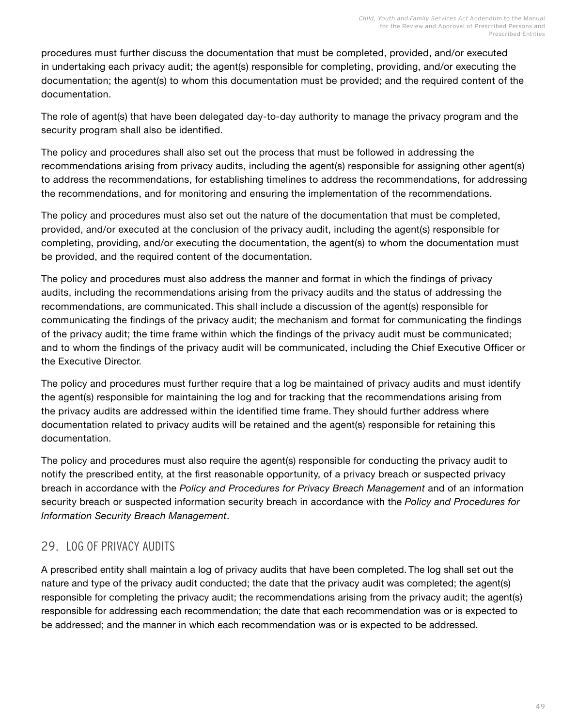procedures must further discuss the documentation that must be completed, provided, and/or executed in undertaking each privacy audit; the agent(s) responsible for completing, providing, and/or executing the documentation; the agent(s) to whom this documentation must be provided; and the required content of the documentation.

The role of agent(s) that have been delegated day-to-day authority to manage the privacy program and the security program shall also be identified.

The policy and procedures shall also set out the process that must be followed in addressing the recommendations arising from privacy audits, including the agent(s) responsible for assigning other agent(s) to address the recommendations, for establishing timelines to address the recommendations, for addressing the recommendations, and for monitoring and ensuring the implementation of the recommendations.

The policy and procedures must also set out the nature of the documentation that must be completed, provided, and/or executed at the conclusion of the privacy audit, including the agent(s) responsible for completing, providing, and/or executing the documentation, the agent(s) to whom the documentation must be provided, and the required content of the documentation.

The policy and procedures must also address the manner and format in which the findings of privacy audits, including the recommendations arising from the privacy audits and the status of addressing the recommendations, are communicated. This shall include a discussion of the agent(s) responsible for communicating the findings of the privacy audit; the mechanism and format for communicating the findings of the privacy audit; the time frame within which the findings of the privacy audit must be communicated; and to whom the findings of the privacy audit will be communicated, including the Chief Executive Officer or the Executive Director.

The policy and procedures must further require that a log be maintained of privacy audits and must identify the agent(s) responsible for maintaining the log and for tracking that the recommendations arising from the privacy audits are addressed within the identified time frame. They should further address where documentation related to privacy audits will be retained and the agent(s) responsible for retaining this documentation.

The policy and procedures must also require the agent(s) responsible for conducting the privacy audit to notify the prescribed entity, at the first reasonable opportunity, of a privacy breach or suspected privacy breach in accordance with the *Policy and Procedures for Privacy Breach Management* and of an information security breach or suspected information security breach in accordance with the *Policy and Procedures for Information Security Breach Management*.

## 29. LOG OF PRIVACY AUDITS

A prescribed entity shall maintain a log of privacy audits that have been completed. The log shall set out the nature and type of the privacy audit conducted; the date that the privacy audit was completed; the agent(s) responsible for completing the privacy audit; the recommendations arising from the privacy audit; the agent(s) responsible for addressing each recommendation; the date that each recommendation was or is expected to be addressed; and the manner in which each recommendation was or is expected to be addressed.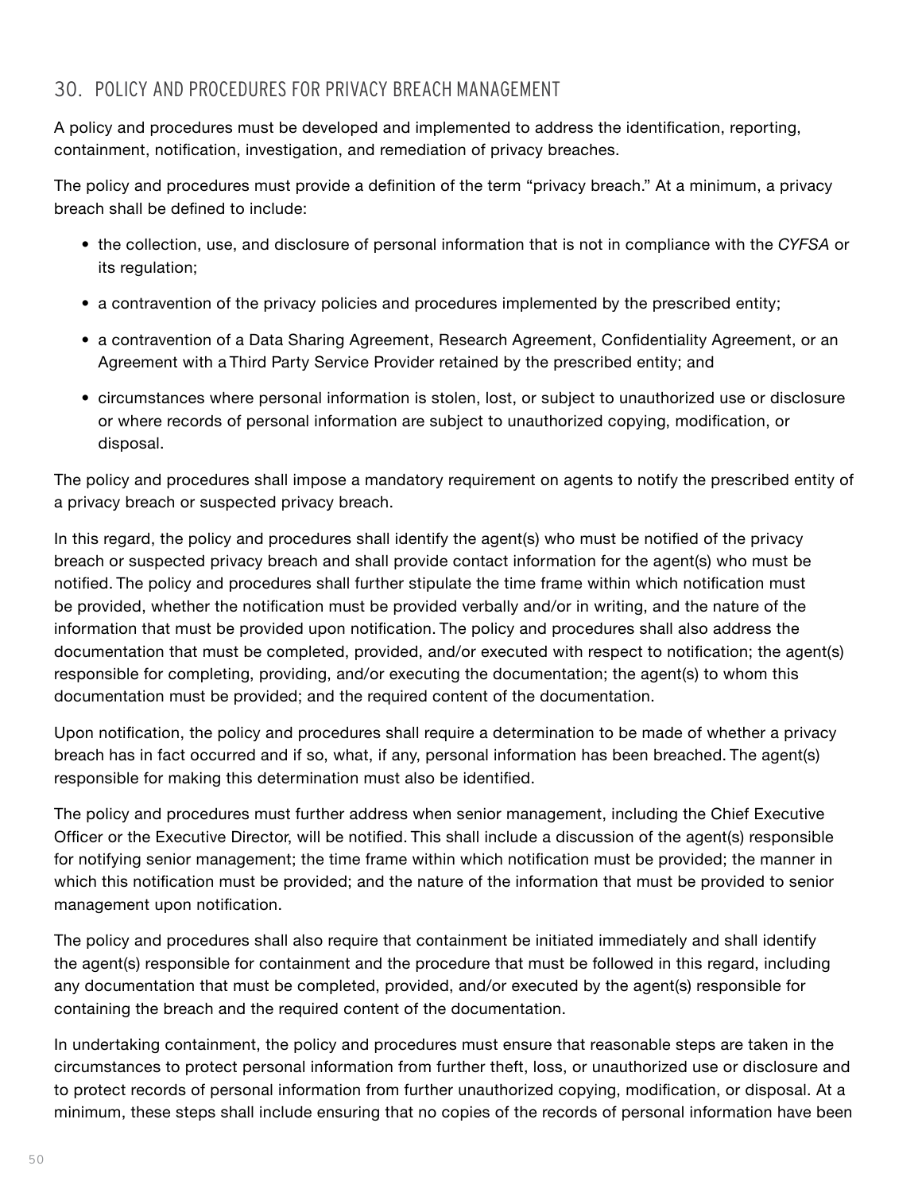## 30. POLICY AND PROCEDURES FOR PRIVACY BREACH MANAGEMENT

A policy and procedures must be developed and implemented to address the identification, reporting, containment, notification, investigation, and remediation of privacy breaches.

The policy and procedures must provide a definition of the term "privacy breach." At a minimum, a privacy breach shall be defined to include:

- the collection, use, and disclosure of personal information that is not in compliance with the *CYFSA* or its regulation;
- a contravention of the privacy policies and procedures implemented by the prescribed entity;
- a contravention of a Data Sharing Agreement, Research Agreement, Confidentiality Agreement, or an Agreement with a Third Party Service Provider retained by the prescribed entity; and
- circumstances where personal information is stolen, lost, or subject to unauthorized use or disclosure or where records of personal information are subject to unauthorized copying, modification, or disposal.

The policy and procedures shall impose a mandatory requirement on agents to notify the prescribed entity of a privacy breach or suspected privacy breach.

In this regard, the policy and procedures shall identify the agent(s) who must be notified of the privacy breach or suspected privacy breach and shall provide contact information for the agent(s) who must be notified. The policy and procedures shall further stipulate the time frame within which notification must be provided, whether the notification must be provided verbally and/or in writing, and the nature of the information that must be provided upon notification. The policy and procedures shall also address the documentation that must be completed, provided, and/or executed with respect to notification; the agent(s) responsible for completing, providing, and/or executing the documentation; the agent(s) to whom this documentation must be provided; and the required content of the documentation.

Upon notification, the policy and procedures shall require a determination to be made of whether a privacy breach has in fact occurred and if so, what, if any, personal information has been breached. The agent(s) responsible for making this determination must also be identified.

The policy and procedures must further address when senior management, including the Chief Executive Officer or the Executive Director, will be notified. This shall include a discussion of the agent(s) responsible for notifying senior management; the time frame within which notification must be provided; the manner in which this notification must be provided; and the nature of the information that must be provided to senior management upon notification.

The policy and procedures shall also require that containment be initiated immediately and shall identify the agent(s) responsible for containment and the procedure that must be followed in this regard, including any documentation that must be completed, provided, and/or executed by the agent(s) responsible for containing the breach and the required content of the documentation.

In undertaking containment, the policy and procedures must ensure that reasonable steps are taken in the circumstances to protect personal information from further theft, loss, or unauthorized use or disclosure and to protect records of personal information from further unauthorized copying, modification, or disposal. At a minimum, these steps shall include ensuring that no copies of the records of personal information have been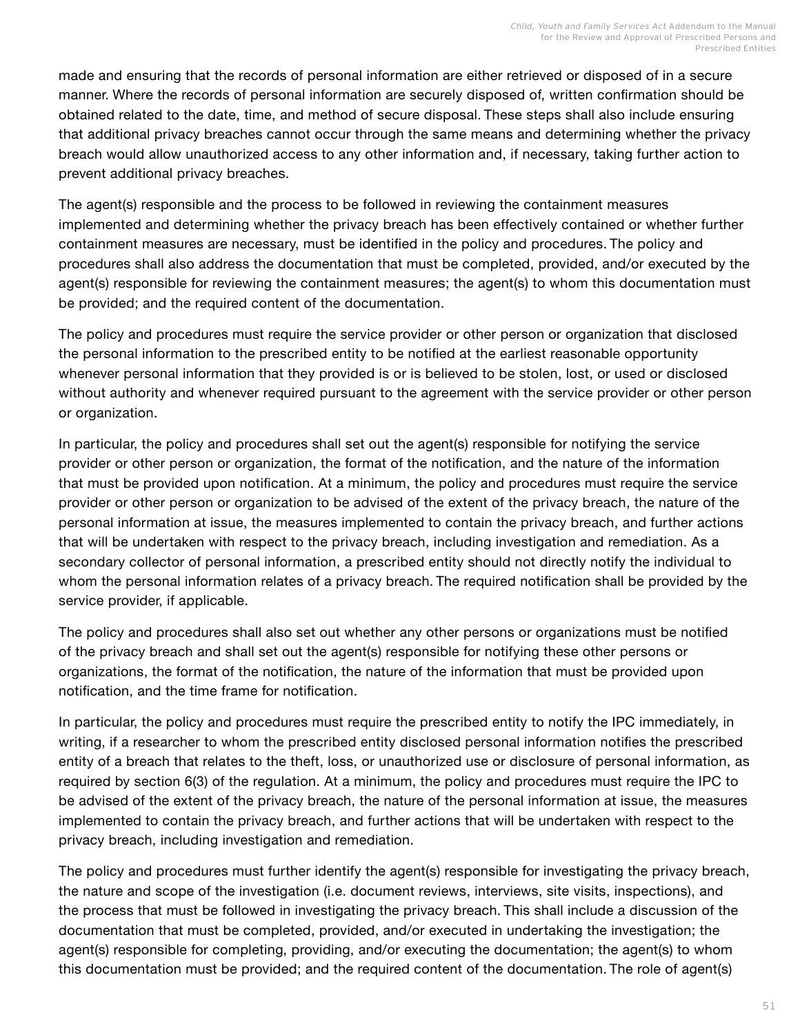made and ensuring that the records of personal information are either retrieved or disposed of in a secure manner. Where the records of personal information are securely disposed of, written confirmation should be obtained related to the date, time, and method of secure disposal. These steps shall also include ensuring that additional privacy breaches cannot occur through the same means and determining whether the privacy breach would allow unauthorized access to any other information and, if necessary, taking further action to prevent additional privacy breaches.

The agent(s) responsible and the process to be followed in reviewing the containment measures implemented and determining whether the privacy breach has been effectively contained or whether further containment measures are necessary, must be identified in the policy and procedures. The policy and procedures shall also address the documentation that must be completed, provided, and/or executed by the agent(s) responsible for reviewing the containment measures; the agent(s) to whom this documentation must be provided; and the required content of the documentation.

The policy and procedures must require the service provider or other person or organization that disclosed the personal information to the prescribed entity to be notified at the earliest reasonable opportunity whenever personal information that they provided is or is believed to be stolen, lost, or used or disclosed without authority and whenever required pursuant to the agreement with the service provider or other person or organization.

In particular, the policy and procedures shall set out the agent(s) responsible for notifying the service provider or other person or organization, the format of the notification, and the nature of the information that must be provided upon notification. At a minimum, the policy and procedures must require the service provider or other person or organization to be advised of the extent of the privacy breach, the nature of the personal information at issue, the measures implemented to contain the privacy breach, and further actions that will be undertaken with respect to the privacy breach, including investigation and remediation. As a secondary collector of personal information, a prescribed entity should not directly notify the individual to whom the personal information relates of a privacy breach. The required notification shall be provided by the service provider, if applicable.

The policy and procedures shall also set out whether any other persons or organizations must be notified of the privacy breach and shall set out the agent(s) responsible for notifying these other persons or organizations, the format of the notification, the nature of the information that must be provided upon notification, and the time frame for notification.

In particular, the policy and procedures must require the prescribed entity to notify the IPC immediately, in writing, if a researcher to whom the prescribed entity disclosed personal information notifies the prescribed entity of a breach that relates to the theft, loss, or unauthorized use or disclosure of personal information, as required by section 6(3) of the regulation. At a minimum, the policy and procedures must require the IPC to be advised of the extent of the privacy breach, the nature of the personal information at issue, the measures implemented to contain the privacy breach, and further actions that will be undertaken with respect to the privacy breach, including investigation and remediation.

The policy and procedures must further identify the agent(s) responsible for investigating the privacy breach, the nature and scope of the investigation (i.e. document reviews, interviews, site visits, inspections), and the process that must be followed in investigating the privacy breach. This shall include a discussion of the documentation that must be completed, provided, and/or executed in undertaking the investigation; the agent(s) responsible for completing, providing, and/or executing the documentation; the agent(s) to whom this documentation must be provided; and the required content of the documentation. The role of agent(s)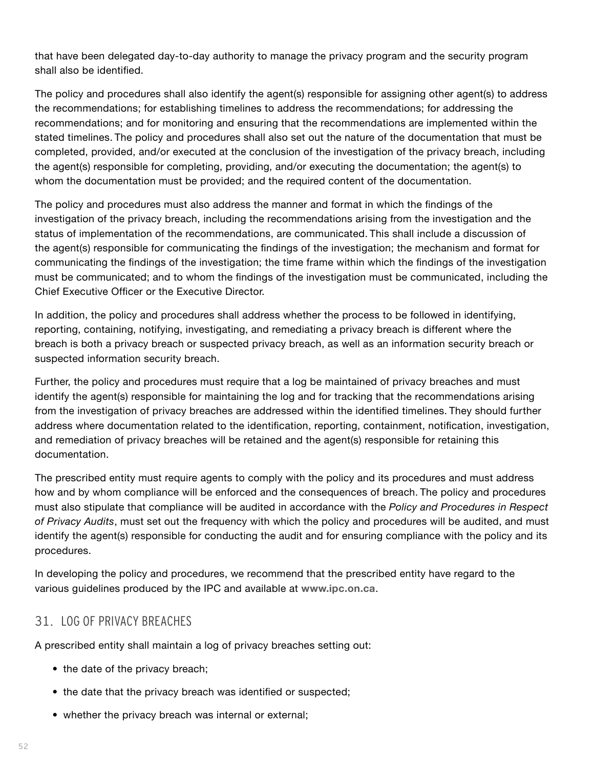that have been delegated day-to-day authority to manage the privacy program and the security program shall also be identified.

The policy and procedures shall also identify the agent(s) responsible for assigning other agent(s) to address the recommendations; for establishing timelines to address the recommendations; for addressing the recommendations; and for monitoring and ensuring that the recommendations are implemented within the stated timelines. The policy and procedures shall also set out the nature of the documentation that must be completed, provided, and/or executed at the conclusion of the investigation of the privacy breach, including the agent(s) responsible for completing, providing, and/or executing the documentation; the agent(s) to whom the documentation must be provided; and the required content of the documentation.

The policy and procedures must also address the manner and format in which the findings of the investigation of the privacy breach, including the recommendations arising from the investigation and the status of implementation of the recommendations, are communicated. This shall include a discussion of the agent(s) responsible for communicating the findings of the investigation; the mechanism and format for communicating the findings of the investigation; the time frame within which the findings of the investigation must be communicated; and to whom the findings of the investigation must be communicated, including the Chief Executive Officer or the Executive Director.

In addition, the policy and procedures shall address whether the process to be followed in identifying, reporting, containing, notifying, investigating, and remediating a privacy breach is different where the breach is both a privacy breach or suspected privacy breach, as well as an information security breach or suspected information security breach.

Further, the policy and procedures must require that a log be maintained of privacy breaches and must identify the agent(s) responsible for maintaining the log and for tracking that the recommendations arising from the investigation of privacy breaches are addressed within the identified timelines. They should further address where documentation related to the identification, reporting, containment, notification, investigation, and remediation of privacy breaches will be retained and the agent(s) responsible for retaining this documentation.

The prescribed entity must require agents to comply with the policy and its procedures and must address how and by whom compliance will be enforced and the consequences of breach. The policy and procedures must also stipulate that compliance will be audited in accordance with the *Policy and Procedures in Respect of Privacy Audits*, must set out the frequency with which the policy and procedures will be audited, and must identify the agent(s) responsible for conducting the audit and for ensuring compliance with the policy and its procedures.

In developing the policy and procedures, we recommend that the prescribed entity have regard to the various guidelines produced by the IPC and available at **www.ipc.on.ca**.

## 31. LOG OF PRIVACY BREACHES

A prescribed entity shall maintain a log of privacy breaches setting out:

- the date of the privacy breach;
- the date that the privacy breach was identified or suspected;
- whether the privacy breach was internal or external;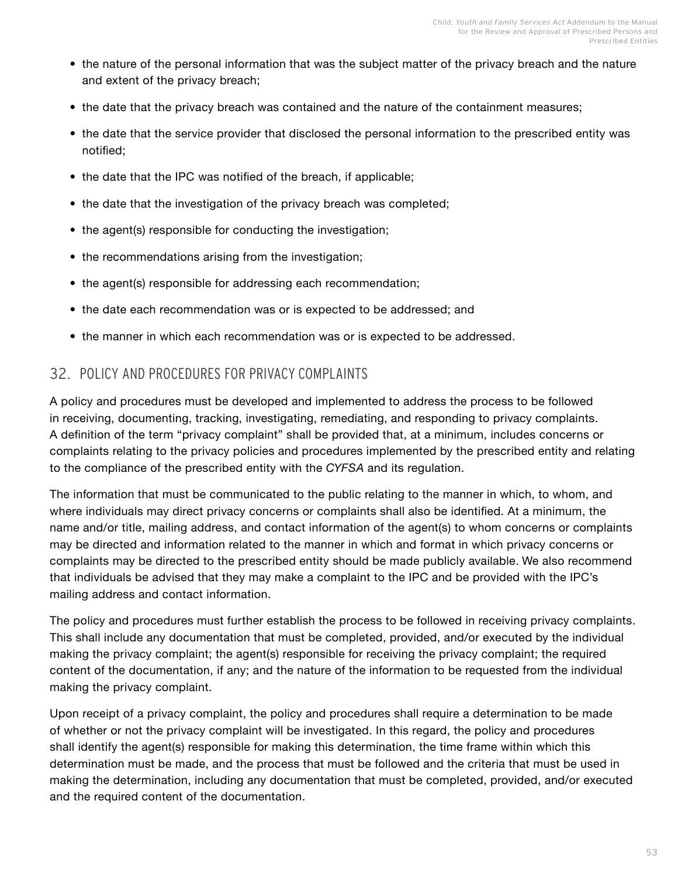- the nature of the personal information that was the subject matter of the privacy breach and the nature and extent of the privacy breach;
- the date that the privacy breach was contained and the nature of the containment measures;
- the date that the service provider that disclosed the personal information to the prescribed entity was notified;
- the date that the IPC was notified of the breach, if applicable;
- the date that the investigation of the privacy breach was completed;
- the agent(s) responsible for conducting the investigation;
- the recommendations arising from the investigation;
- the agent(s) responsible for addressing each recommendation;
- the date each recommendation was or is expected to be addressed; and
- the manner in which each recommendation was or is expected to be addressed.

## 32. POLICY AND PROCEDURES FOR PRIVACY COMPLAINTS

A policy and procedures must be developed and implemented to address the process to be followed in receiving, documenting, tracking, investigating, remediating, and responding to privacy complaints. A definition of the term "privacy complaint" shall be provided that, at a minimum, includes concerns or complaints relating to the privacy policies and procedures implemented by the prescribed entity and relating to the compliance of the prescribed entity with the *CYFSA* and its regulation.

The information that must be communicated to the public relating to the manner in which, to whom, and where individuals may direct privacy concerns or complaints shall also be identified. At a minimum, the name and/or title, mailing address, and contact information of the agent(s) to whom concerns or complaints may be directed and information related to the manner in which and format in which privacy concerns or complaints may be directed to the prescribed entity should be made publicly available. We also recommend that individuals be advised that they may make a complaint to the IPC and be provided with the IPC's mailing address and contact information.

The policy and procedures must further establish the process to be followed in receiving privacy complaints. This shall include any documentation that must be completed, provided, and/or executed by the individual making the privacy complaint; the agent(s) responsible for receiving the privacy complaint; the required content of the documentation, if any; and the nature of the information to be requested from the individual making the privacy complaint.

Upon receipt of a privacy complaint, the policy and procedures shall require a determination to be made of whether or not the privacy complaint will be investigated. In this regard, the policy and procedures shall identify the agent(s) responsible for making this determination, the time frame within which this determination must be made, and the process that must be followed and the criteria that must be used in making the determination, including any documentation that must be completed, provided, and/or executed and the required content of the documentation.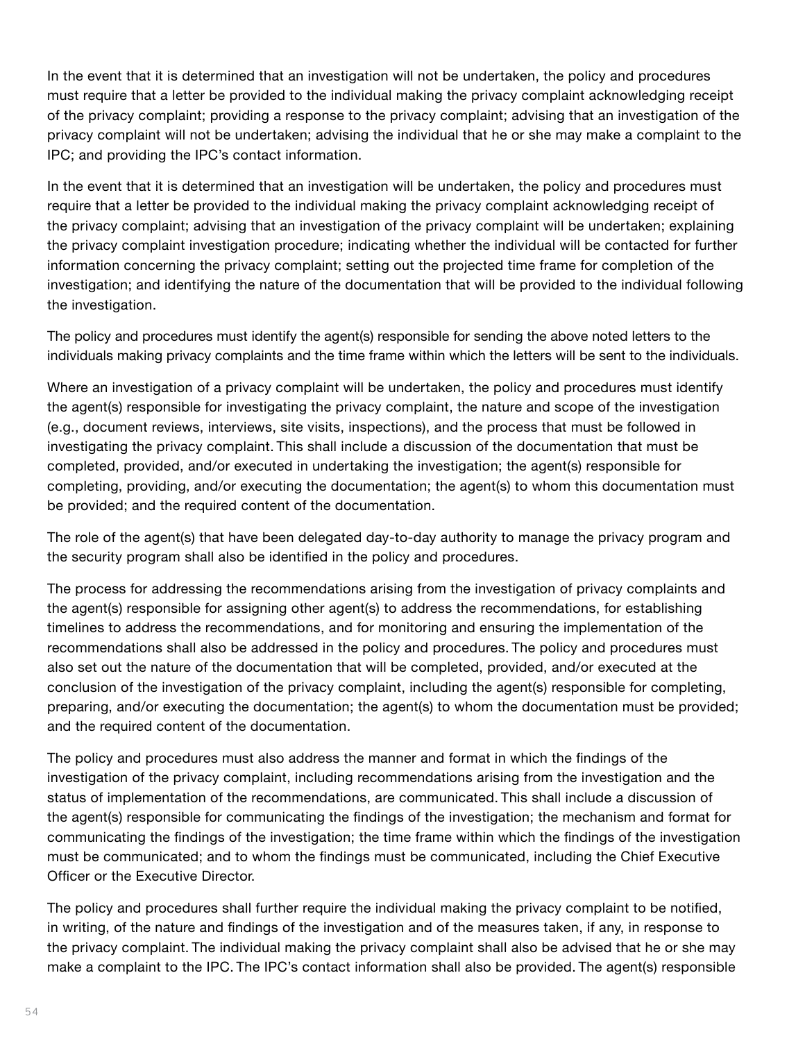In the event that it is determined that an investigation will not be undertaken, the policy and procedures must require that a letter be provided to the individual making the privacy complaint acknowledging receipt of the privacy complaint; providing a response to the privacy complaint; advising that an investigation of the privacy complaint will not be undertaken; advising the individual that he or she may make a complaint to the IPC; and providing the IPC's contact information.

In the event that it is determined that an investigation will be undertaken, the policy and procedures must require that a letter be provided to the individual making the privacy complaint acknowledging receipt of the privacy complaint; advising that an investigation of the privacy complaint will be undertaken; explaining the privacy complaint investigation procedure; indicating whether the individual will be contacted for further information concerning the privacy complaint; setting out the projected time frame for completion of the investigation; and identifying the nature of the documentation that will be provided to the individual following the investigation.

The policy and procedures must identify the agent(s) responsible for sending the above noted letters to the individuals making privacy complaints and the time frame within which the letters will be sent to the individuals.

Where an investigation of a privacy complaint will be undertaken, the policy and procedures must identify the agent(s) responsible for investigating the privacy complaint, the nature and scope of the investigation (e.g., document reviews, interviews, site visits, inspections), and the process that must be followed in investigating the privacy complaint. This shall include a discussion of the documentation that must be completed, provided, and/or executed in undertaking the investigation; the agent(s) responsible for completing, providing, and/or executing the documentation; the agent(s) to whom this documentation must be provided; and the required content of the documentation.

The role of the agent(s) that have been delegated day-to-day authority to manage the privacy program and the security program shall also be identified in the policy and procedures.

The process for addressing the recommendations arising from the investigation of privacy complaints and the agent(s) responsible for assigning other agent(s) to address the recommendations, for establishing timelines to address the recommendations, and for monitoring and ensuring the implementation of the recommendations shall also be addressed in the policy and procedures. The policy and procedures must also set out the nature of the documentation that will be completed, provided, and/or executed at the conclusion of the investigation of the privacy complaint, including the agent(s) responsible for completing, preparing, and/or executing the documentation; the agent(s) to whom the documentation must be provided; and the required content of the documentation.

The policy and procedures must also address the manner and format in which the findings of the investigation of the privacy complaint, including recommendations arising from the investigation and the status of implementation of the recommendations, are communicated. This shall include a discussion of the agent(s) responsible for communicating the findings of the investigation; the mechanism and format for communicating the findings of the investigation; the time frame within which the findings of the investigation must be communicated; and to whom the findings must be communicated, including the Chief Executive Officer or the Executive Director.

The policy and procedures shall further require the individual making the privacy complaint to be notified, in writing, of the nature and findings of the investigation and of the measures taken, if any, in response to the privacy complaint. The individual making the privacy complaint shall also be advised that he or she may make a complaint to the IPC. The IPC's contact information shall also be provided. The agent(s) responsible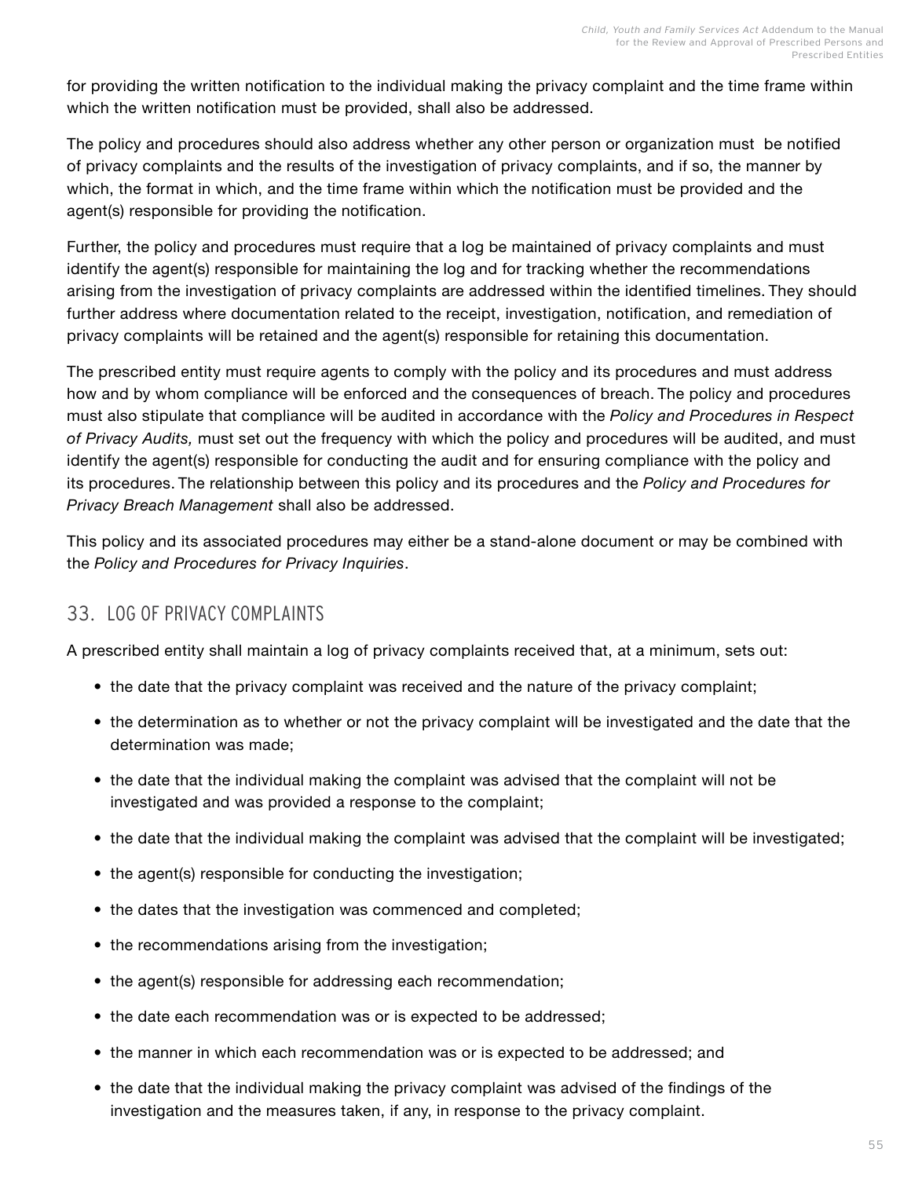for providing the written notification to the individual making the privacy complaint and the time frame within which the written notification must be provided, shall also be addressed.

The policy and procedures should also address whether any other person or organization must be notified of privacy complaints and the results of the investigation of privacy complaints, and if so, the manner by which, the format in which, and the time frame within which the notification must be provided and the agent(s) responsible for providing the notification.

Further, the policy and procedures must require that a log be maintained of privacy complaints and must identify the agent(s) responsible for maintaining the log and for tracking whether the recommendations arising from the investigation of privacy complaints are addressed within the identified timelines. They should further address where documentation related to the receipt, investigation, notification, and remediation of privacy complaints will be retained and the agent(s) responsible for retaining this documentation.

The prescribed entity must require agents to comply with the policy and its procedures and must address how and by whom compliance will be enforced and the consequences of breach. The policy and procedures must also stipulate that compliance will be audited in accordance with the *Policy and Procedures in Respect of Privacy Audits,* must set out the frequency with which the policy and procedures will be audited, and must identify the agent(s) responsible for conducting the audit and for ensuring compliance with the policy and its procedures. The relationship between this policy and its procedures and the *Policy and Procedures for Privacy Breach Management* shall also be addressed.

This policy and its associated procedures may either be a stand-alone document or may be combined with the *Policy and Procedures for Privacy Inquiries*.

## 33. LOG OF PRIVACY COMPLAINTS

A prescribed entity shall maintain a log of privacy complaints received that, at a minimum, sets out:

- the date that the privacy complaint was received and the nature of the privacy complaint;
- the determination as to whether or not the privacy complaint will be investigated and the date that the determination was made;
- the date that the individual making the complaint was advised that the complaint will not be investigated and was provided a response to the complaint;
- the date that the individual making the complaint was advised that the complaint will be investigated;
- the agent(s) responsible for conducting the investigation;
- the dates that the investigation was commenced and completed;
- the recommendations arising from the investigation;
- the agent(s) responsible for addressing each recommendation;
- the date each recommendation was or is expected to be addressed;
- the manner in which each recommendation was or is expected to be addressed; and
- the date that the individual making the privacy complaint was advised of the findings of the investigation and the measures taken, if any, in response to the privacy complaint.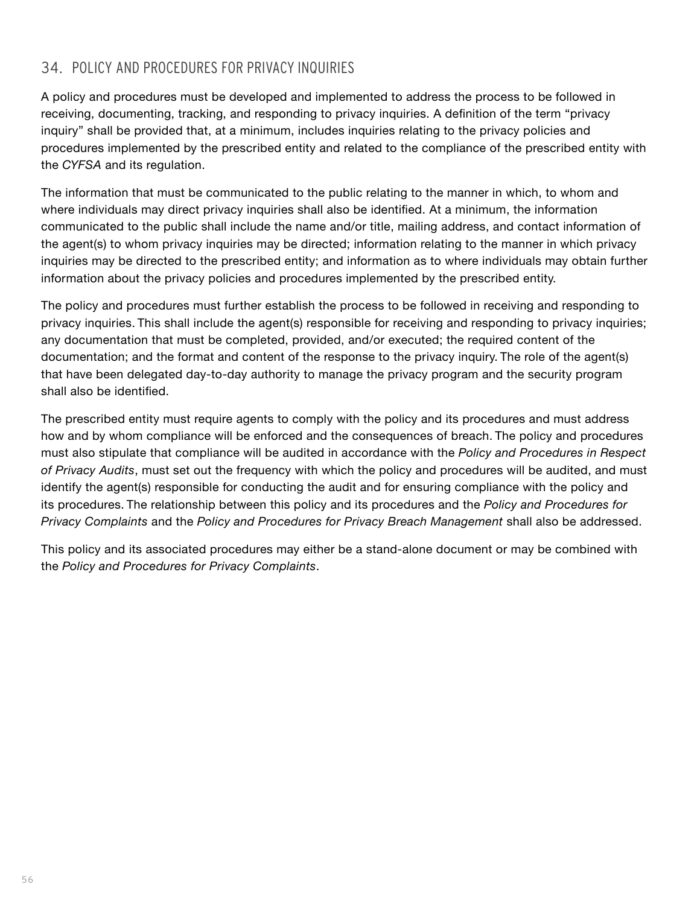## 34. POLICY AND PROCEDURES FOR PRIVACY INQUIRIES

A policy and procedures must be developed and implemented to address the process to be followed in receiving, documenting, tracking, and responding to privacy inquiries. A definition of the term "privacy inquiry" shall be provided that, at a minimum, includes inquiries relating to the privacy policies and procedures implemented by the prescribed entity and related to the compliance of the prescribed entity with the *CYFSA* and its regulation.

The information that must be communicated to the public relating to the manner in which, to whom and where individuals may direct privacy inquiries shall also be identified. At a minimum, the information communicated to the public shall include the name and/or title, mailing address, and contact information of the agent(s) to whom privacy inquiries may be directed; information relating to the manner in which privacy inquiries may be directed to the prescribed entity; and information as to where individuals may obtain further information about the privacy policies and procedures implemented by the prescribed entity.

The policy and procedures must further establish the process to be followed in receiving and responding to privacy inquiries. This shall include the agent(s) responsible for receiving and responding to privacy inquiries; any documentation that must be completed, provided, and/or executed; the required content of the documentation; and the format and content of the response to the privacy inquiry. The role of the agent(s) that have been delegated day-to-day authority to manage the privacy program and the security program shall also be identified.

The prescribed entity must require agents to comply with the policy and its procedures and must address how and by whom compliance will be enforced and the consequences of breach. The policy and procedures must also stipulate that compliance will be audited in accordance with the *Policy and Procedures in Respect of Privacy Audits*, must set out the frequency with which the policy and procedures will be audited, and must identify the agent(s) responsible for conducting the audit and for ensuring compliance with the policy and its procedures. The relationship between this policy and its procedures and the *Policy and Procedures for Privacy Complaints* and the *Policy and Procedures for Privacy Breach Management* shall also be addressed.

This policy and its associated procedures may either be a stand-alone document or may be combined with the *Policy and Procedures for Privacy Complaints*.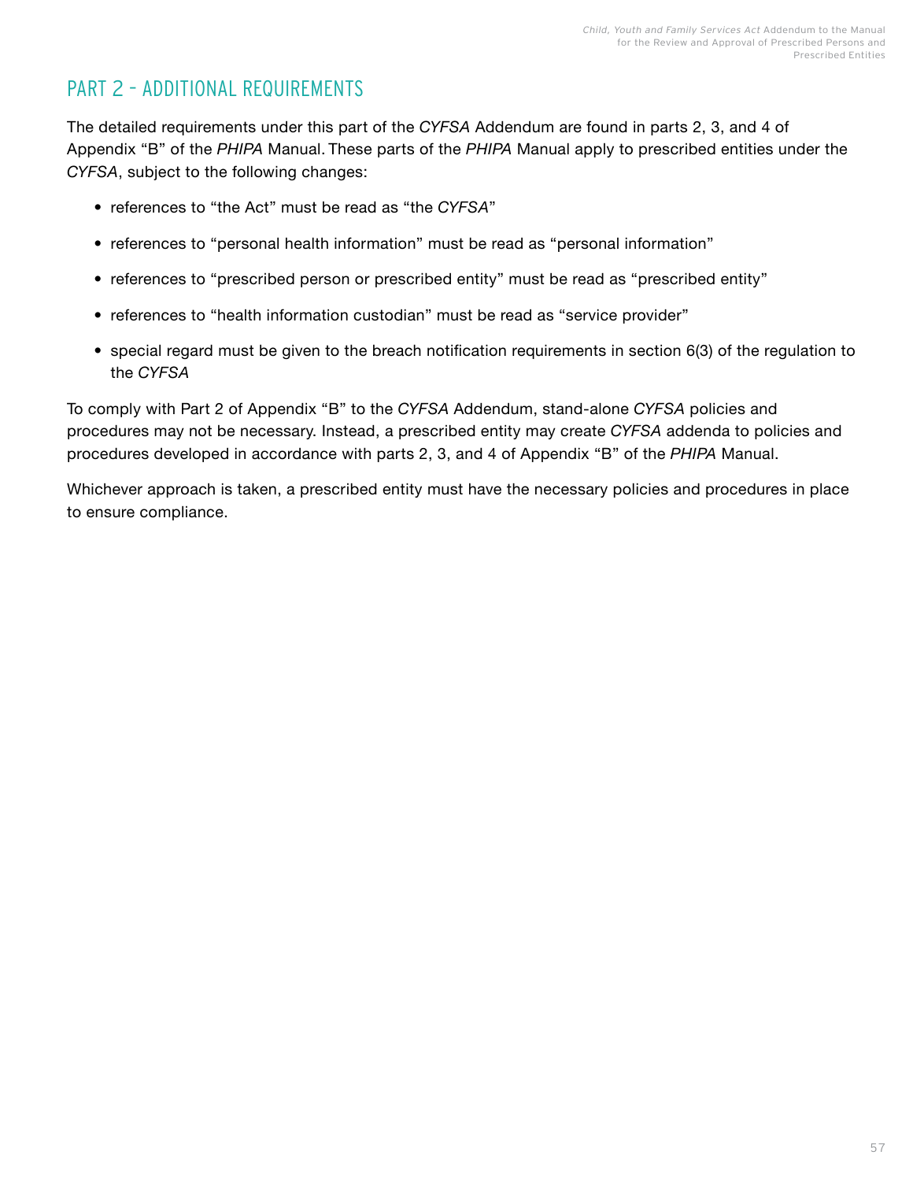## PART 2 – ADDITIONAL REQUIREMENTS

The detailed requirements under this part of the *CYFSA* Addendum are found in parts 2, 3, and 4 of Appendix "B" of the *PHIPA* Manual. These parts of the *PHIPA* Manual apply to prescribed entities under the *CYFSA*, subject to the following changes:

- references to "the Act" must be read as "the *CYFSA*"
- references to "personal health information" must be read as "personal information"
- references to "prescribed person or prescribed entity" must be read as "prescribed entity"
- references to "health information custodian" must be read as "service provider"
- special regard must be given to the breach notification requirements in section 6(3) of the regulation to the *CYFSA*

To comply with Part 2 of Appendix "B" to the *CYFSA* Addendum, stand-alone *CYFSA* policies and procedures may not be necessary. Instead, a prescribed entity may create *CYFSA* addenda to policies and procedures developed in accordance with parts 2, 3, and 4 of Appendix "B" of the *PHIPA* Manual.

Whichever approach is taken, a prescribed entity must have the necessary policies and procedures in place to ensure compliance.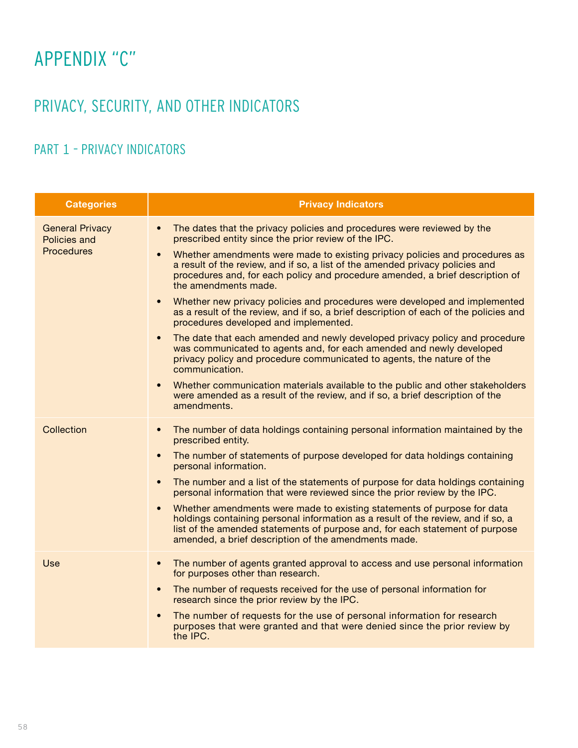# APPENDIX "C"

## PRIVACY, SECURITY, AND OTHER INDICATORS

### PART 1 – PRIVACY INDICATORS

| Categories | Privacy Indicators |
|---|---|
| General Privacy Policies and Procedures | • The dates that the privacy policies and procedures were reviewed by the prescribed entity since the prior review of the IPC.<br>• Whether amendments were made to existing privacy policies and procedures as a result of the review, and if so, a list of the amended privacy policies and procedures and, for each policy and procedure amended, a brief description of the amendments made.<br>• Whether new privacy policies and procedures were developed and implemented as a result of the review, and if so, a brief description of each of the policies and procedures developed and implemented.<br>• The date that each amended and newly developed privacy policy and procedure was communicated to agents and, for each amended and newly developed privacy policy and procedure communicated to agents, the nature of the communication.<br>• Whether communication materials available to the public and other stakeholders were amended as a result of the review, and if so, a brief description of the amendments. |
| Collection | • The number of data holdings containing personal information maintained by the prescribed entity.<br>• The number of statements of purpose developed for data holdings containing personal information.<br>• The number and a list of the statements of purpose for data holdings containing personal information that were reviewed since the prior review by the IPC.<br>• Whether amendments were made to existing statements of purpose for data holdings containing personal information as a result of the review, and if so, a list of the amended statements of purpose and, for each statement of purpose amended, a brief description of the amendments made. |
| Use | • The number of agents granted approval to access and use personal information for purposes other than research.<br>• The number of requests received for the use of personal information for research since the prior review by the IPC.<br>• The number of requests for the use of personal information for research purposes that were granted and that were denied since the prior review by the IPC. |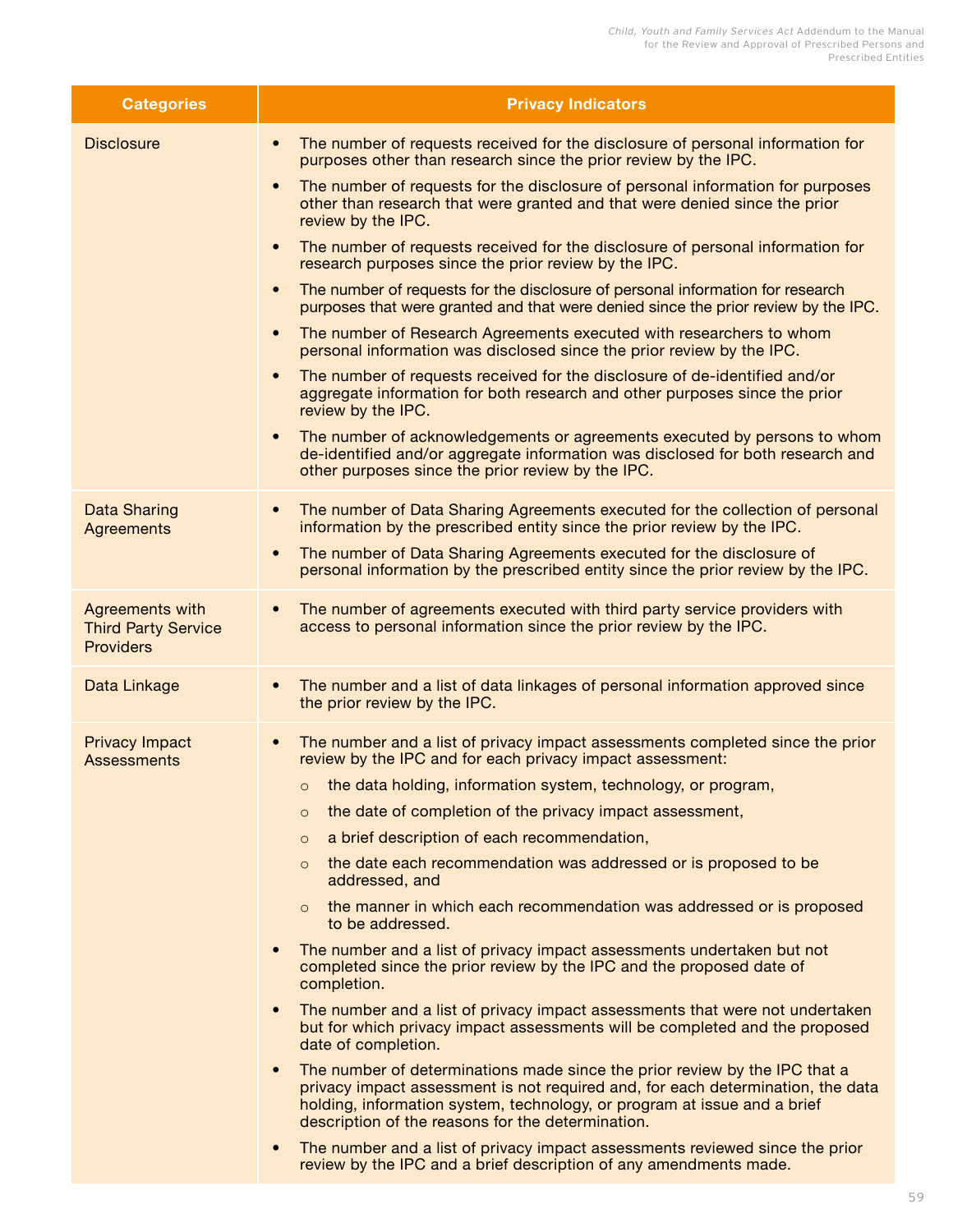| Categories | Privacy Indicators |
|---|---|
| Disclosure | • The number of requests received for the disclosure of personal information for purposes other than research since the prior review by the IPC.<br>• The number of requests for the disclosure of personal information for purposes other than research that were granted and that were denied since the prior review by the IPC.<br>• The number of requests received for the disclosure of personal information for research purposes since the prior review by the IPC.<br>• The number of requests for the disclosure of personal information for research purposes that were granted and that were denied since the prior review by the IPC.<br>• The number of Research Agreements executed with researchers to whom personal information was disclosed since the prior review by the IPC.<br>• The number of requests received for the disclosure of de-identified and/or aggregate information for both research and other purposes since the prior review by the IPC.<br>• The number of acknowledgements or agreements executed by persons to whom de-identified and/or aggregate information was disclosed for both research and other purposes since the prior review by the IPC. |
| Data Sharing Agreements | • The number of Data Sharing Agreements executed for the collection of personal information by the prescribed entity since the prior review by the IPC.<br>• The number of Data Sharing Agreements executed for the disclosure of personal information by the prescribed entity since the prior review by the IPC. |
| Agreements with Third Party Service Providers | • The number of agreements executed with third party service providers with access to personal information since the prior review by the IPC. |
| Data Linkage | • The number and a list of data linkages of personal information approved since the prior review by the IPC. |
| Privacy Impact Assessments | • The number and a list of privacy impact assessments completed since the prior review by the IPC and for each privacy impact assessment:<br>  ○ the data holding, information system, technology, or program,<br>  ○ the date of completion of the privacy impact assessment,<br>  ○ a brief description of each recommendation,<br>  ○ the date each recommendation was addressed or is proposed to be addressed, and<br>  ○ the manner in which each recommendation was addressed or is proposed to be addressed.<br>• The number and a list of privacy impact assessments undertaken but not completed since the prior review by the IPC and the proposed date of completion.<br>• The number and a list of privacy impact assessments that were not undertaken but for which privacy impact assessments will be completed and the proposed date of completion.<br>• The number of determinations made since the prior review by the IPC that a privacy impact assessment is not required and, for each determination, the data holding, information system, technology, or program at issue and a brief description of the reasons for the determination.<br>• The number and a list of privacy impact assessments reviewed since the prior review by the IPC and a brief description of any amendments made. |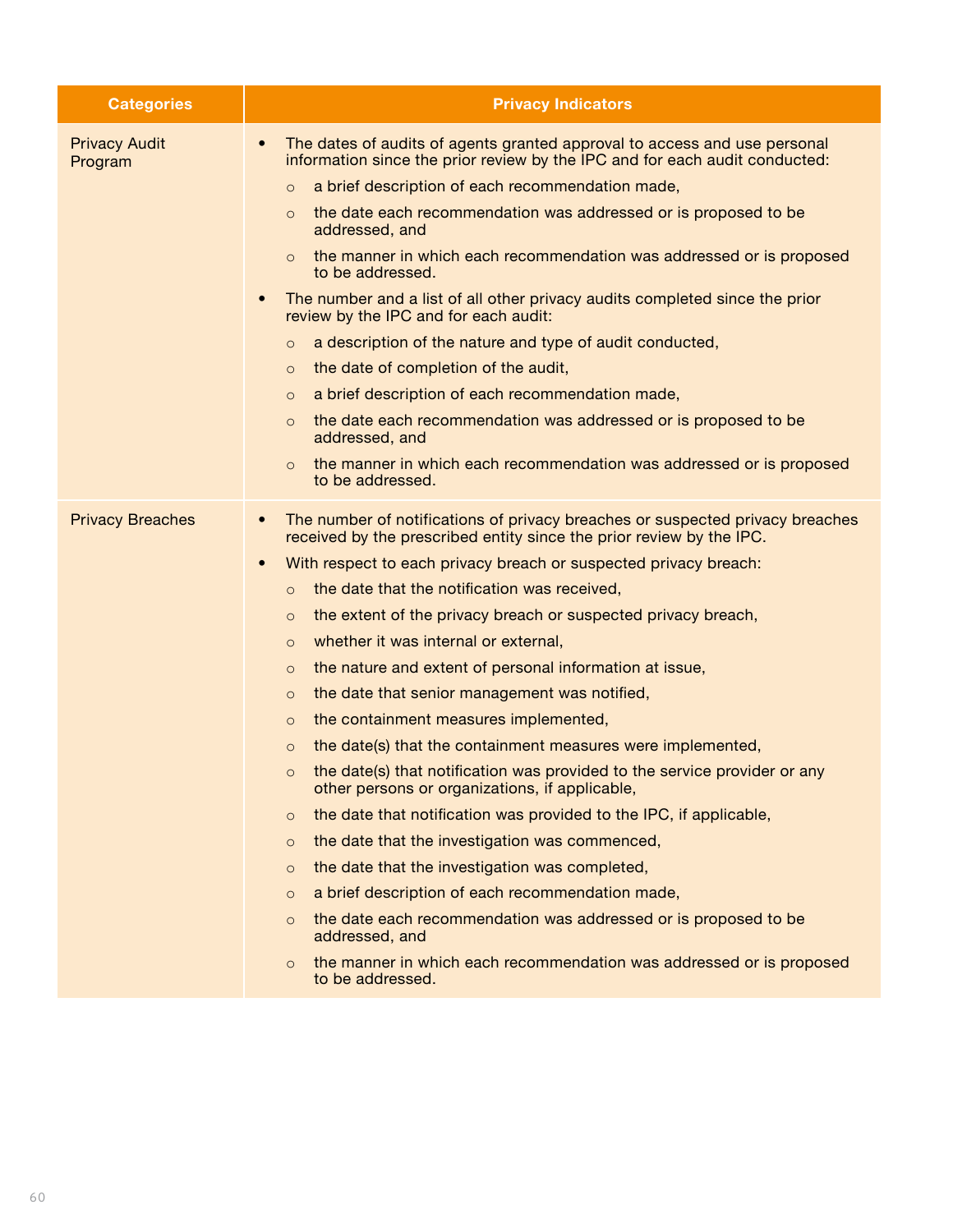| Categories | Privacy Indicators |
|---|---|
| Privacy Audit Program | • The dates of audits of agents granted approval to access and use personal information since the prior review by the IPC and for each audit conducted:<br>○ a brief description of each recommendation made,<br>○ the date each recommendation was addressed or is proposed to be addressed, and<br>○ the manner in which each recommendation was addressed or is proposed to be addressed.<br>• The number and a list of all other privacy audits completed since the prior review by the IPC and for each audit:<br>○ a description of the nature and type of audit conducted,<br>○ the date of completion of the audit,<br>○ a brief description of each recommendation made,<br>○ the date each recommendation was addressed or is proposed to be addressed, and<br>○ the manner in which each recommendation was addressed or is proposed to be addressed. |
| Privacy Breaches | • The number of notifications of privacy breaches or suspected privacy breaches received by the prescribed entity since the prior review by the IPC.<br>• With respect to each privacy breach or suspected privacy breach:<br>○ the date that the notification was received,<br>○ the extent of the privacy breach or suspected privacy breach,<br>○ whether it was internal or external,<br>○ the nature and extent of personal information at issue,<br>○ the date that senior management was notified,<br>○ the containment measures implemented,<br>○ the date(s) that the containment measures were implemented,<br>○ the date(s) that notification was provided to the service provider or any other persons or organizations, if applicable,<br>○ the date that notification was provided to the IPC, if applicable,<br>○ the date that the investigation was commenced,<br>○ the date that the investigation was completed,<br>○ a brief description of each recommendation made,<br>○ the date each recommendation was addressed or is proposed to be addressed, and<br>○ the manner in which each recommendation was addressed or is proposed to be addressed. |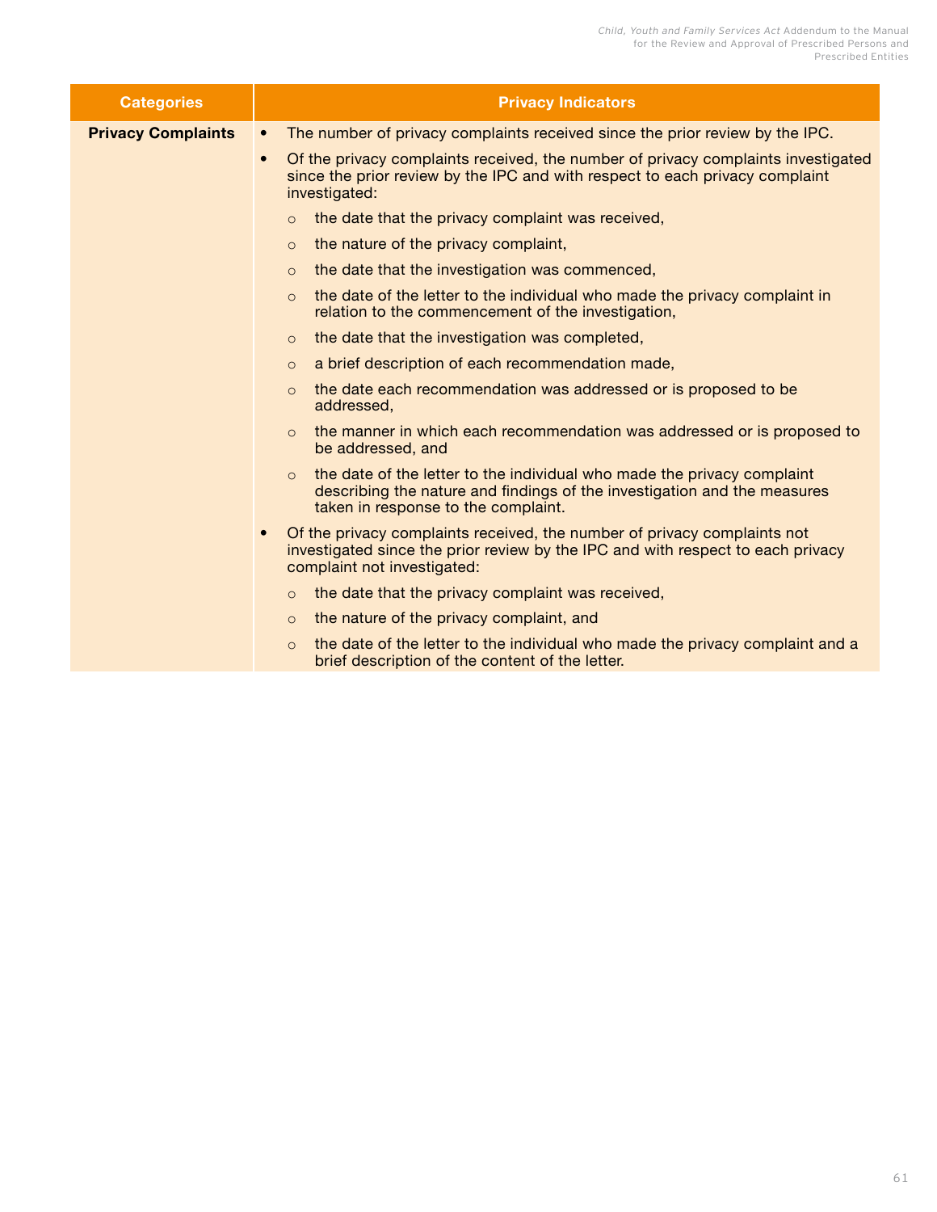| Categories | Privacy Indicators |
|---|---|
| **Privacy Complaints** | • The number of privacy complaints received since the prior review by the IPC.<br>• Of the privacy complaints received, the number of privacy complaints investigated since the prior review by the IPC and with respect to each privacy complaint investigated:<br>  ○ the date that the privacy complaint was received,<br>  ○ the nature of the privacy complaint,<br>  ○ the date that the investigation was commenced,<br>  ○ the date of the letter to the individual who made the privacy complaint in relation to the commencement of the investigation,<br>  ○ the date that the investigation was completed,<br>  ○ a brief description of each recommendation made,<br>  ○ the date each recommendation was addressed or is proposed to be addressed,<br>  ○ the manner in which each recommendation was addressed or is proposed to be addressed, and<br>  ○ the date of the letter to the individual who made the privacy complaint describing the nature and findings of the investigation and the measures taken in response to the complaint.<br>• Of the privacy complaints received, the number of privacy complaints not investigated since the prior review by the IPC and with respect to each privacy complaint not investigated:<br>  ○ the date that the privacy complaint was received,<br>  ○ the nature of the privacy complaint, and<br>  ○ the date of the letter to the individual who made the privacy complaint and a brief description of the content of the letter. |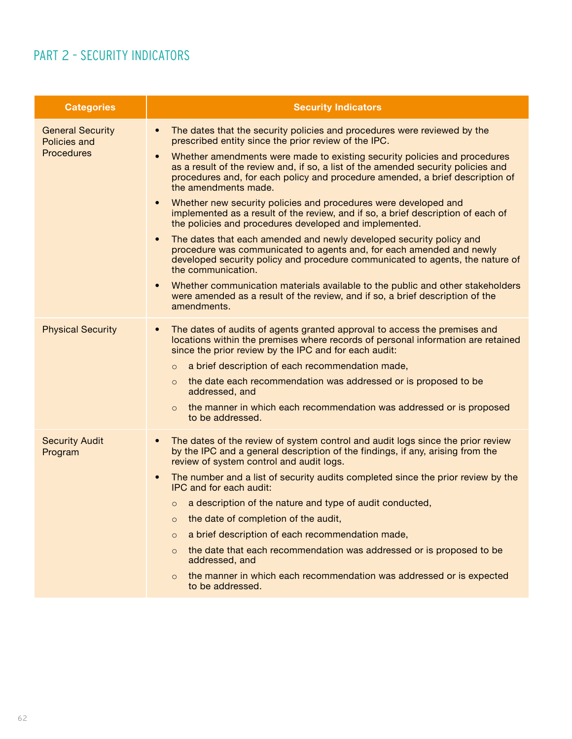## PART 2 - SECURITY INDICATORS

| Categories | Security Indicators |
| --- | --- |
| General Security Policies and Procedures | • The dates that the security policies and procedures were reviewed by the prescribed entity since the prior review of the IPC.<br>• Whether amendments were made to existing security policies and procedures as a result of the review and, if so, a list of the amended security policies and procedures and, for each policy and procedure amended, a brief description of the amendments made.<br>• Whether new security policies and procedures were developed and implemented as a result of the review, and if so, a brief description of each of the policies and procedures developed and implemented.<br>• The dates that each amended and newly developed security policy and procedure was communicated to agents and, for each amended and newly developed security policy and procedure communicated to agents, the nature of the communication.<br>• Whether communication materials available to the public and other stakeholders were amended as a result of the review, and if so, a brief description of the amendments. |
| Physical Security | • The dates of audits of agents granted approval to access the premises and locations within the premises where records of personal information are retained since the prior review by the IPC and for each audit:<br>  ○ a brief description of each recommendation made,<br>  ○ the date each recommendation was addressed or is proposed to be addressed, and<br>  ○ the manner in which each recommendation was addressed or is proposed to be addressed. |
| Security Audit Program | • The dates of the review of system control and audit logs since the prior review by the IPC and a general description of the findings, if any, arising from the review of system control and audit logs.<br>• The number and a list of security audits completed since the prior review by the IPC and for each audit:<br>  ○ a description of the nature and type of audit conducted,<br>  ○ the date of completion of the audit,<br>  ○ a brief description of each recommendation made,<br>  ○ the date that each recommendation was addressed or is proposed to be addressed, and<br>  ○ the manner in which each recommendation was addressed or is expected to be addressed. |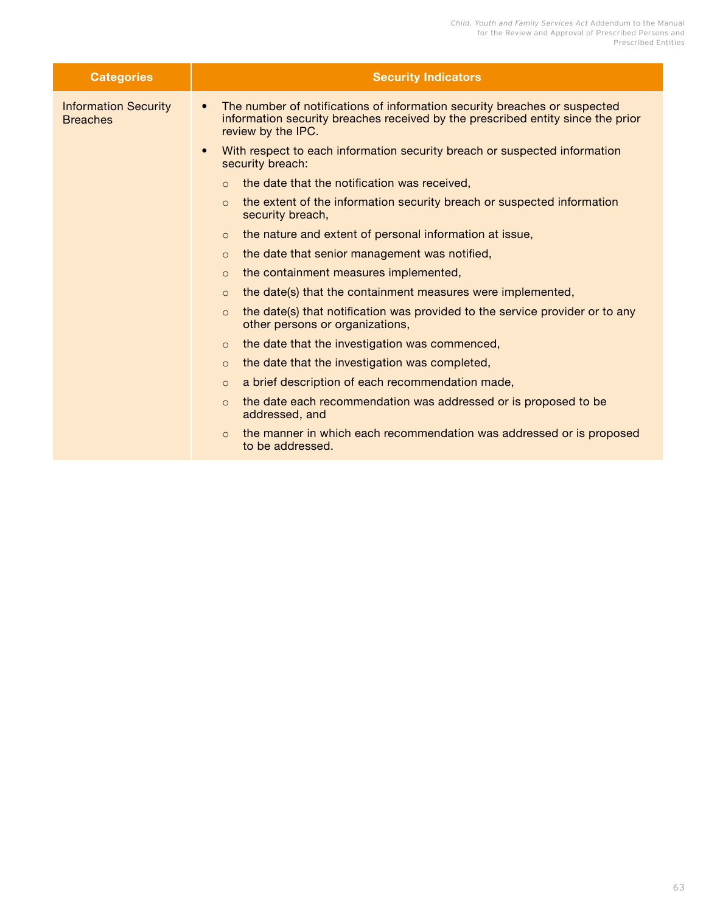| Categories | Security Indicators |
|---|---|
| Information Security Breaches | • The number of notifications of information security breaches or suspected information security breaches received by the prescribed entity since the prior review by the IPC.<br>• With respect to each information security breach or suspected information security breach:<br>○ the date that the notification was received,<br>○ the extent of the information security breach or suspected information security breach,<br>○ the nature and extent of personal information at issue,<br>○ the date that senior management was notified,<br>○ the containment measures implemented,<br>○ the date(s) that the containment measures were implemented,<br>○ the date(s) that notification was provided to the service provider or to any other persons or organizations,<br>○ the date that the investigation was commenced,<br>○ the date that the investigation was completed,<br>○ a brief description of each recommendation made,<br>○ the date each recommendation was addressed or is proposed to be addressed, and<br>○ the manner in which each recommendation was addressed or is proposed to be addressed. |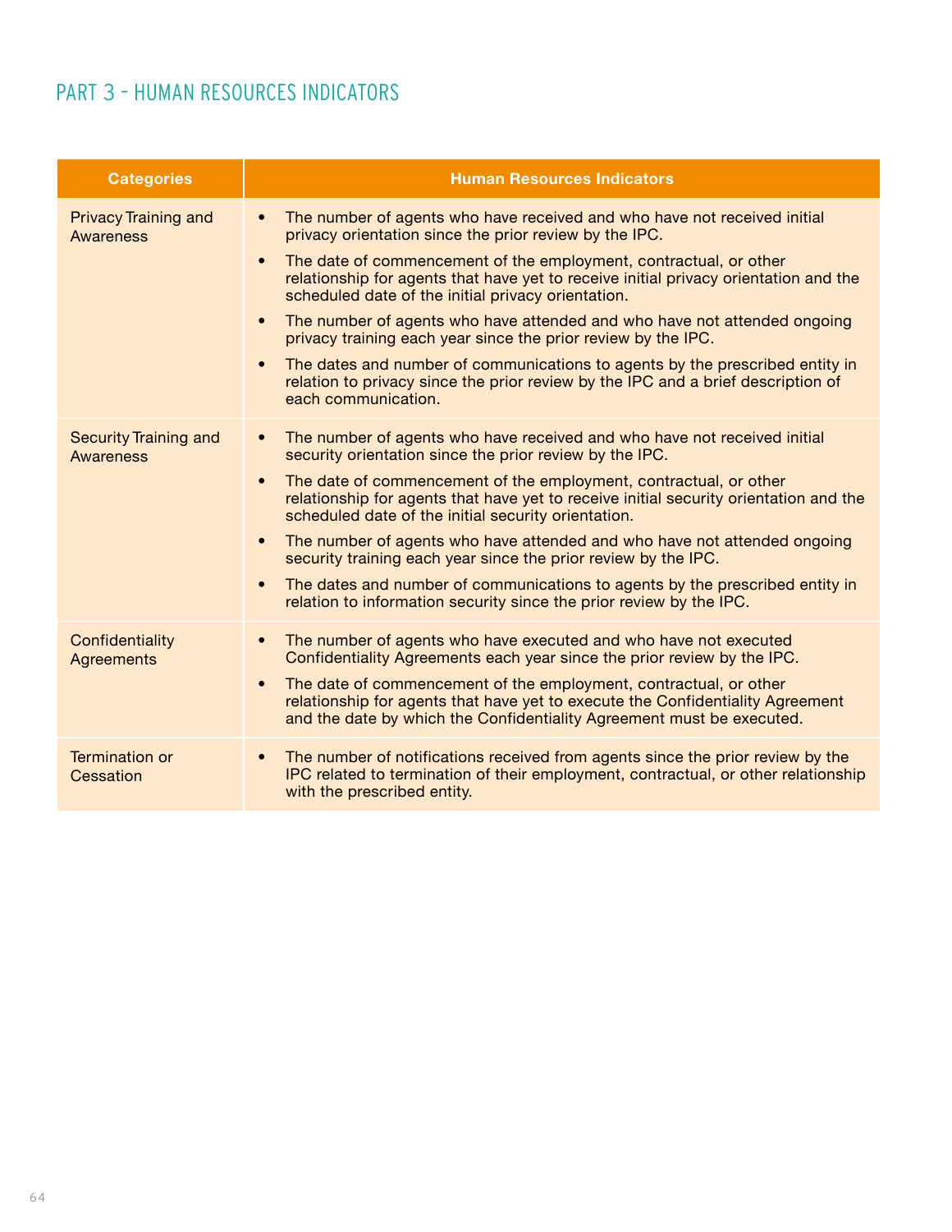## PART 3 – HUMAN RESOURCES INDICATORS

| Categories | Human Resources Indicators |
|---|---|
| Privacy Training and Awareness | • The number of agents who have received and who have not received initial privacy orientation since the prior review by the IPC.<br>• The date of commencement of the employment, contractual, or other relationship for agents that have yet to receive initial privacy orientation and the scheduled date of the initial privacy orientation.<br>• The number of agents who have attended and who have not attended ongoing privacy training each year since the prior review by the IPC.<br>• The dates and number of communications to agents by the prescribed entity in relation to privacy since the prior review by the IPC and a brief description of each communication. |
| Security Training and Awareness | • The number of agents who have received and who have not received initial security orientation since the prior review by the IPC.<br>• The date of commencement of the employment, contractual, or other relationship for agents that have yet to receive initial security orientation and the scheduled date of the initial security orientation.<br>• The number of agents who have attended and who have not attended ongoing security training each year since the prior review by the IPC.<br>• The dates and number of communications to agents by the prescribed entity in relation to information security since the prior review by the IPC. |
| Confidentiality Agreements | • The number of agents who have executed and who have not executed Confidentiality Agreements each year since the prior review by the IPC.<br>• The date of commencement of the employment, contractual, or other relationship for agents that have yet to execute the Confidentiality Agreement and the date by which the Confidentiality Agreement must be executed. |
| Termination or Cessation | • The number of notifications received from agents since the prior review by the IPC related to termination of their employment, contractual, or other relationship with the prescribed entity. |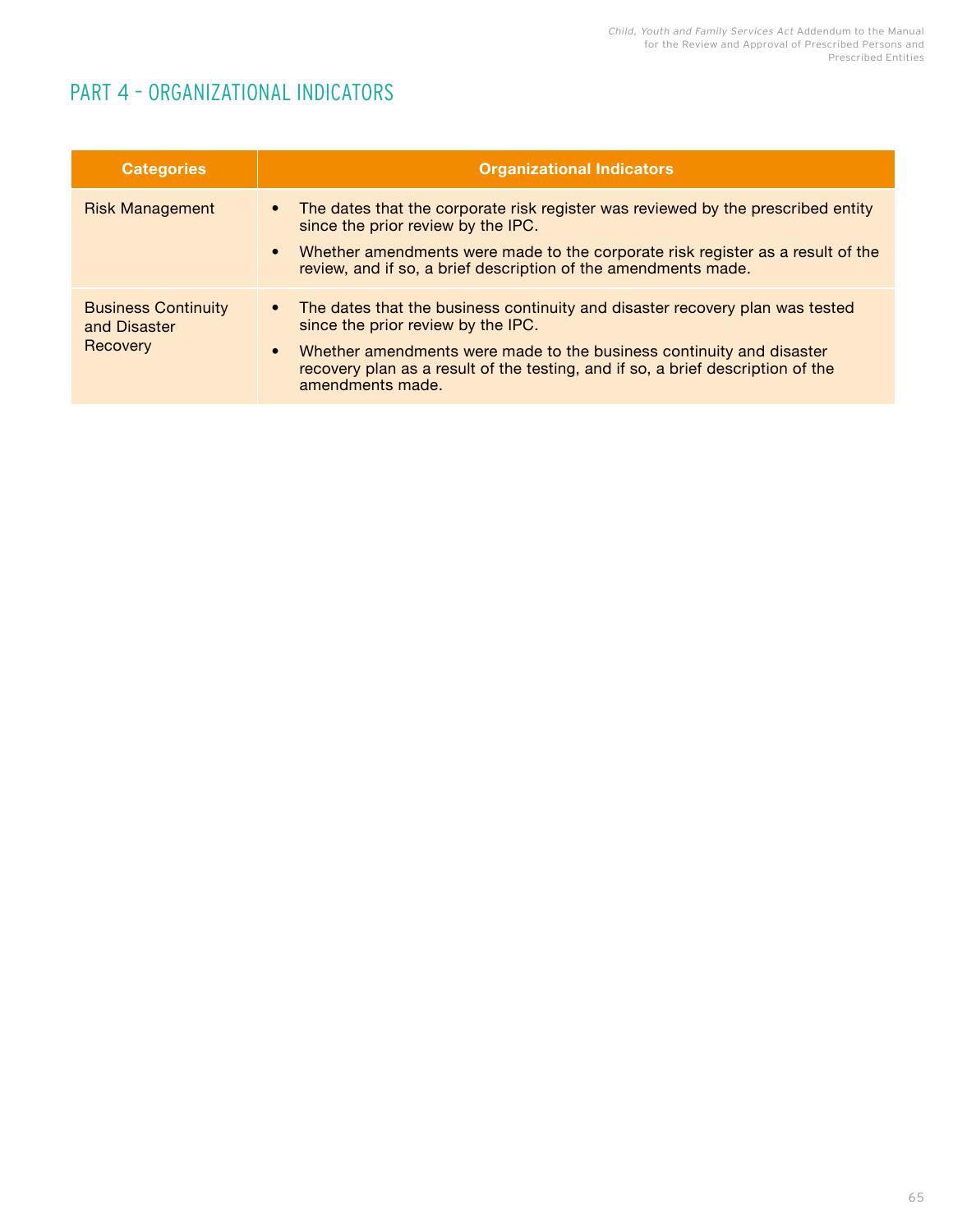## PART 4 – ORGANIZATIONAL INDICATORS

| Categories | Organizational Indicators |
| --- | --- |
| Risk Management | • The dates that the corporate risk register was reviewed by the prescribed entity since the prior review by the IPC.<br>• Whether amendments were made to the corporate risk register as a result of the review, and if so, a brief description of the amendments made. |
| Business Continuity and Disaster Recovery | • The dates that the business continuity and disaster recovery plan was tested since the prior review by the IPC.<br>• Whether amendments were made to the business continuity and disaster recovery plan as a result of the testing, and if so, a brief description of the amendments made. |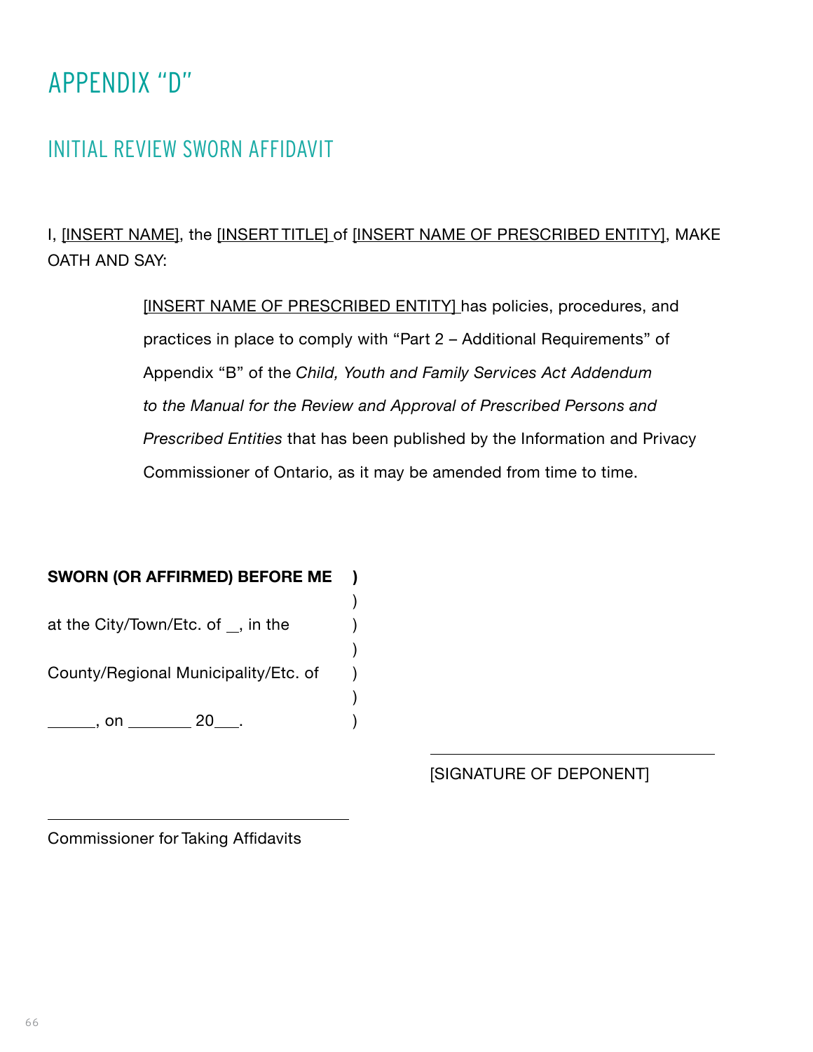# APPENDIX "D"

## INITIAL REVIEW SWORN AFFIDAVIT

I, [INSERT NAME], the [INSERT TITLE] of [INSERT NAME OF PRESCRIBED ENTITY], MAKE OATH AND SAY:

> [INSERT NAME OF PRESCRIBED ENTITY] has policies, procedures, and practices in place to comply with "Part 2 – Additional Requirements" of Appendix "B" of the *Child, Youth and Family Services Act Addendum to the Manual for the Review and Approval of Prescribed Persons and Prescribed Entities* that has been published by the Information and Privacy Commissioner of Ontario, as it may be amended from time to time.

**SWORN (OR AFFIRMED) BEFORE ME** )
)
at the City/Town/Etc. of __, in the )
)
County/Regional Municipality/Etc. of )
)
______, on ________ 20___. )

______________________________
[SIGNATURE OF DEPONENT]

______________________________
Commissioner for Taking Affidavits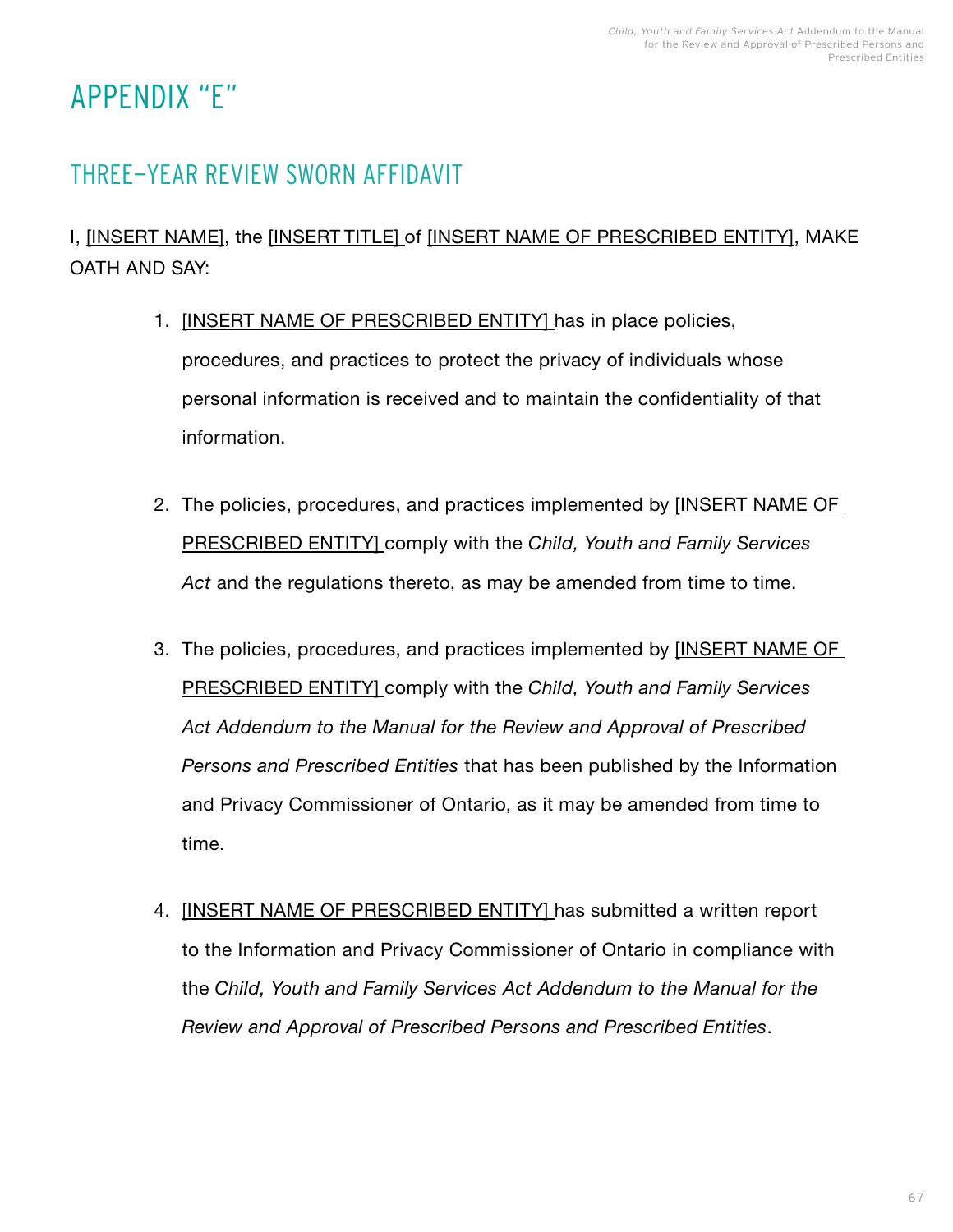# APPENDIX "E"

## THREE–YEAR REVIEW SWORN AFFIDAVIT

I, [INSERT NAME], the [INSERT TITLE] of [INSERT NAME OF PRESCRIBED ENTITY], MAKE OATH AND SAY:

1. [INSERT NAME OF PRESCRIBED ENTITY] has in place policies, procedures, and practices to protect the privacy of individuals whose personal information is received and to maintain the confidentiality of that information.

2. The policies, procedures, and practices implemented by [INSERT NAME OF PRESCRIBED ENTITY] comply with the *Child, Youth and Family Services Act* and the regulations thereto, as may be amended from time to time.

3. The policies, procedures, and practices implemented by [INSERT NAME OF PRESCRIBED ENTITY] comply with the *Child, Youth and Family Services Act Addendum to the Manual for the Review and Approval of Prescribed Persons and Prescribed Entities* that has been published by the Information and Privacy Commissioner of Ontario, as it may be amended from time to time.

4. [INSERT NAME OF PRESCRIBED ENTITY] has submitted a written report to the Information and Privacy Commissioner of Ontario in compliance with the *Child, Youth and Family Services Act Addendum to the Manual for the Review and Approval of Prescribed Persons and Prescribed Entities*.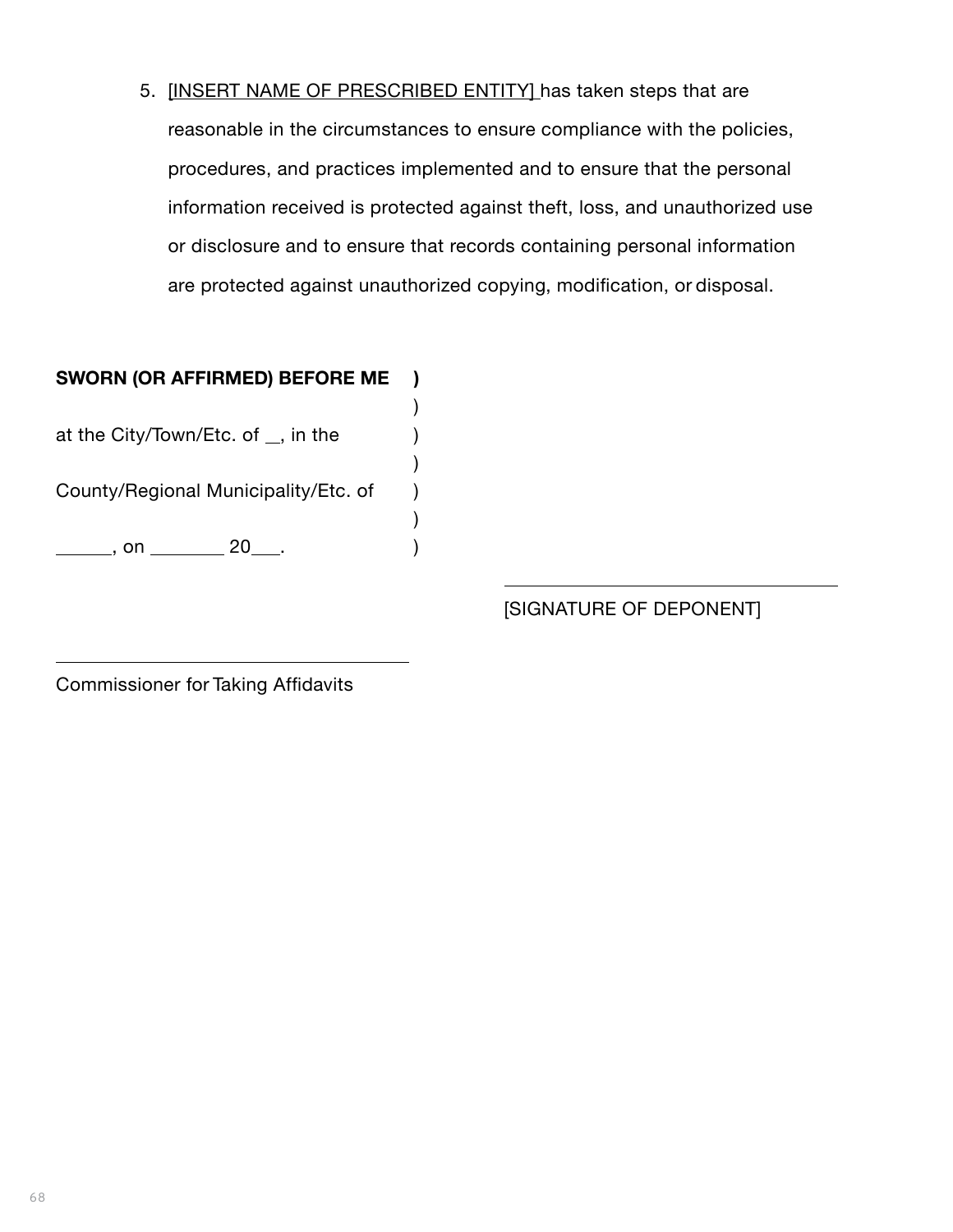5. [INSERT NAME OF PRESCRIBED ENTITY] has taken steps that are reasonable in the circumstances to ensure compliance with the policies, procedures, and practices implemented and to ensure that the personal information received is protected against theft, loss, and unauthorized use or disclosure and to ensure that records containing personal information are protected against unauthorized copying, modification, or disposal.

**SWORN (OR AFFIRMED) BEFORE ME )**
)
at the City/Town/Etc. of __, in the )
)
County/Regional Municipality/Etc. of )
)
______, on ________ 20___. )

____________________________________
[SIGNATURE OF DEPONENT]

____________________________________
Commissioner for Taking Affidavits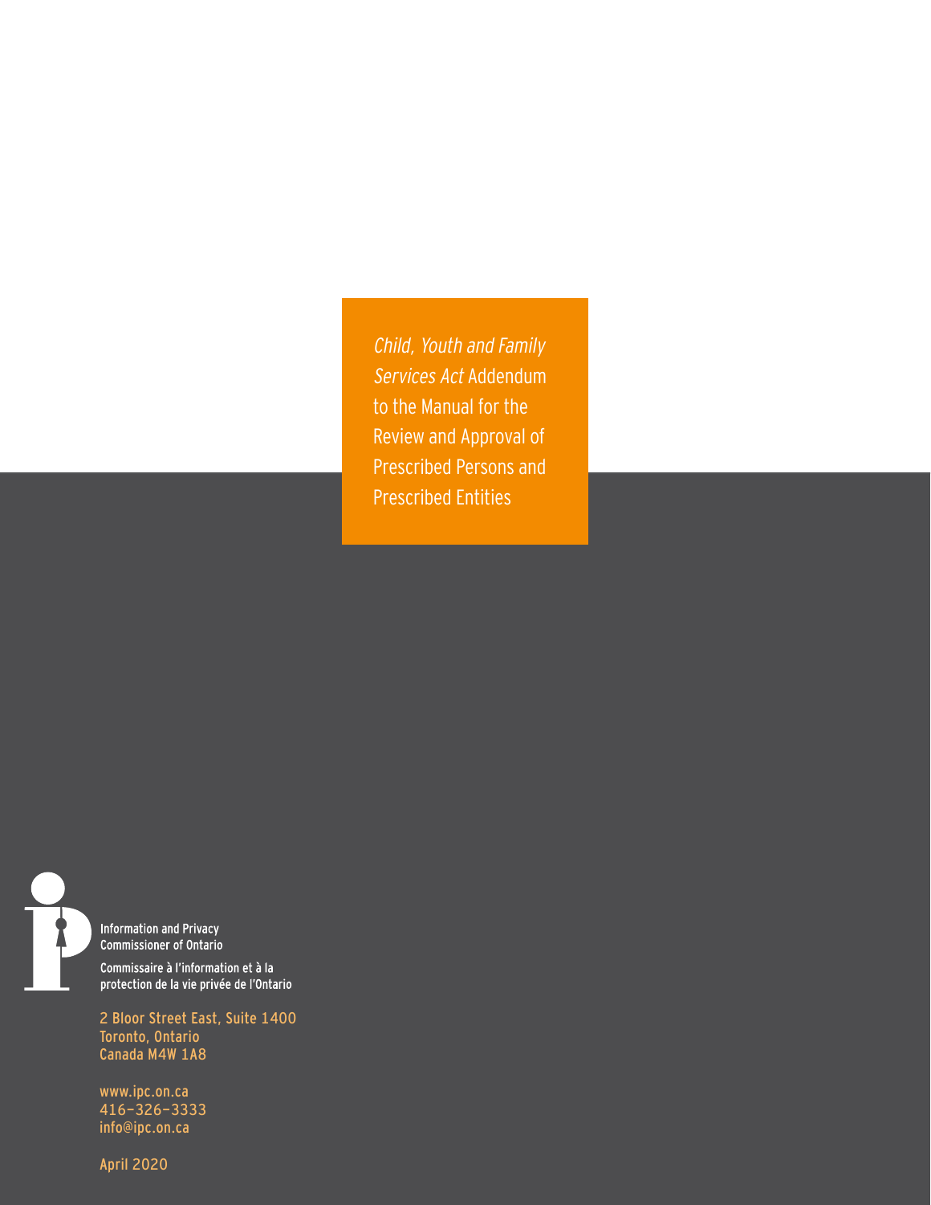*Child, Youth and Family Services Act* Addendum to the Manual for the Review and Approval of Prescribed Persons and Prescribed Entities

Information and Privacy Commissioner of Ontario

Commissaire à l'information et à la protection de la vie privée de l'Ontario

2 Bloor Street East, Suite 1400
Toronto, Ontario
Canada M4W 1A8

www.ipc.on.ca
416-326-3333
info@ipc.on.ca

April 2020